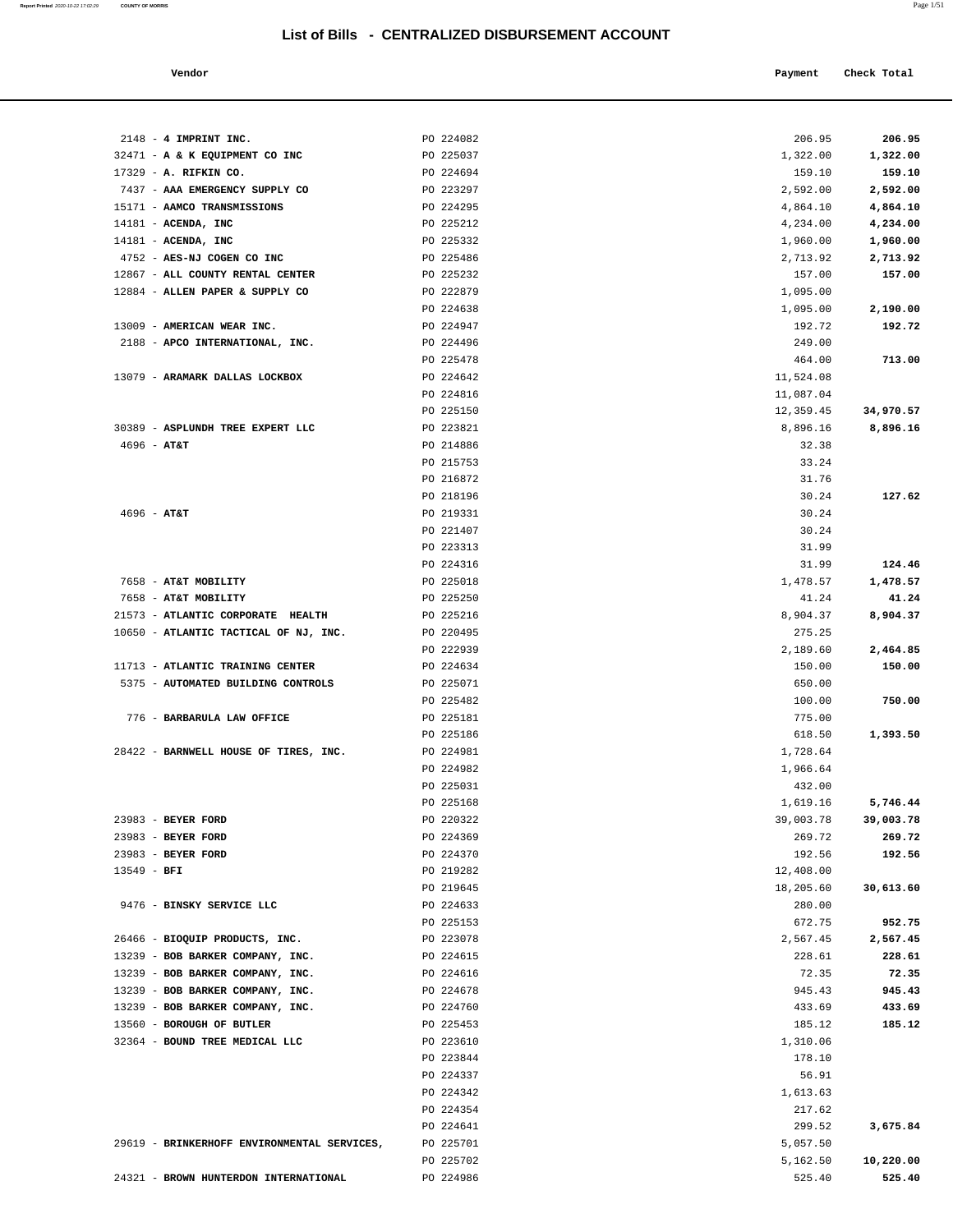# List of Bills - CENTRALIZED DISBURSEMENT ACCOUNT

| Vendor | | Payment | Check Total |
|---|---|---|---|
| 2148 - **4 IMPRINT INC.** | PO 224082 | 206.95 | **206.95** |
| 32471 - **A & K EQUIPMENT CO INC** | PO 225037 | 1,322.00 | **1,322.00** |
| 17329 - **A. RIFKIN CO.** | PO 224694 | 159.10 | **159.10** |
| 7437 - **AAA EMERGENCY SUPPLY CO** | PO 223297 | 2,592.00 | **2,592.00** |
| 15171 - **AAMCO TRANSMISSIONS** | PO 224295 | 4,864.10 | **4,864.10** |
| 14181 - **ACENDA, INC** | PO 225212 | 4,234.00 | **4,234.00** |
| 14181 - **ACENDA, INC** | PO 225332 | 1,960.00 | **1,960.00** |
| 4752 - **AES-NJ COGEN CO INC** | PO 225486 | 2,713.92 | **2,713.92** |
| 12867 - **ALL COUNTY RENTAL CENTER** | PO 225232 | 157.00 | **157.00** |
| 12884 - **ALLEN PAPER & SUPPLY CO** | PO 222879 | 1,095.00 | |
| | PO 224638 | 1,095.00 | **2,190.00** |
| 13009 - **AMERICAN WEAR INC.** | PO 224947 | 192.72 | **192.72** |
| 2188 - **APCO INTERNATIONAL, INC.** | PO 224496 | 249.00 | |
| | PO 225478 | 464.00 | **713.00** |
| 13079 - **ARAMARK DALLAS LOCKBOX** | PO 224642 | 11,524.08 | |
| | PO 224816 | 11,087.04 | |
| | PO 225150 | 12,359.45 | **34,970.57** |
| 30389 - **ASPLUNDH TREE EXPERT LLC** | PO 223821 | 8,896.16 | **8,896.16** |
| 4696 - **AT&T** | PO 214886 | 32.38 | |
| | PO 215753 | 33.24 | |
| | PO 216872 | 31.76 | |
| | PO 218196 | 30.24 | **127.62** |
| 4696 - **AT&T** | PO 219331 | 30.24 | |
| | PO 221407 | 30.24 | |
| | PO 223313 | 31.99 | |
| | PO 224316 | 31.99 | **124.46** |
| 7658 - **AT&T MOBILITY** | PO 225018 | 1,478.57 | **1,478.57** |
| 7658 - **AT&T MOBILITY** | PO 225250 | 41.24 | **41.24** |
| 21573 - **ATLANTIC CORPORATE HEALTH** | PO 225216 | 8,904.37 | **8,904.37** |
| 10650 - **ATLANTIC TACTICAL OF NJ, INC.** | PO 220495 | 275.25 | |
| | PO 222939 | 2,189.60 | **2,464.85** |
| 11713 - **ATLANTIC TRAINING CENTER** | PO 224634 | 150.00 | **150.00** |
| 5375 - **AUTOMATED BUILDING CONTROLS** | PO 225071 | 650.00 | |
| | PO 225482 | 100.00 | **750.00** |
| 776 - **BARBARULA LAW OFFICE** | PO 225181 | 775.00 | |
| | PO 225186 | 618.50 | **1,393.50** |
| 28422 - **BARNWELL HOUSE OF TIRES, INC.** | PO 224981 | 1,728.64 | |
| | PO 224982 | 1,966.64 | |
| | PO 225031 | 432.00 | |
| | PO 225168 | 1,619.16 | **5,746.44** |
| 23983 - **BEYER FORD** | PO 220322 | 39,003.78 | **39,003.78** |
| 23983 - **BEYER FORD** | PO 224369 | 269.72 | **269.72** |
| 23983 - **BEYER FORD** | PO 224370 | 192.56 | **192.56** |
| 13549 - **BFI** | PO 219282 | 12,408.00 | |
| | PO 219645 | 18,205.60 | **30,613.60** |
| 9476 - **BINSKY SERVICE LLC** | PO 224633 | 280.00 | |
| | PO 225153 | 672.75 | **952.75** |
| 26466 - **BIOQUIP PRODUCTS, INC.** | PO 223078 | 2,567.45 | **2,567.45** |
| 13239 - **BOB BARKER COMPANY, INC.** | PO 224615 | 228.61 | **228.61** |
| 13239 - **BOB BARKER COMPANY, INC.** | PO 224616 | 72.35 | **72.35** |
| 13239 - **BOB BARKER COMPANY, INC.** | PO 224678 | 945.43 | **945.43** |
| 13239 - **BOB BARKER COMPANY, INC.** | PO 224760 | 433.69 | **433.69** |
| 13560 - **BOROUGH OF BUTLER** | PO 225453 | 185.12 | **185.12** |
| 32364 - **BOUND TREE MEDICAL LLC** | PO 223610 | 1,310.06 | |
| | PO 223844 | 178.10 | |
| | PO 224337 | 56.91 | |
| | PO 224342 | 1,613.63 | |
| | PO 224354 | 217.62 | |
| | PO 224641 | 299.52 | **3,675.84** |
| 29619 - **BRINKERHOFF ENVIRONMENTAL SERVICES,** | PO 225701 | 5,057.50 | |
| | PO 225702 | 5,162.50 | **10,220.00** |
| 24321 - **BROWN HUNTERDON INTERNATIONAL** | PO 224986 | 525.40 | **525.40** |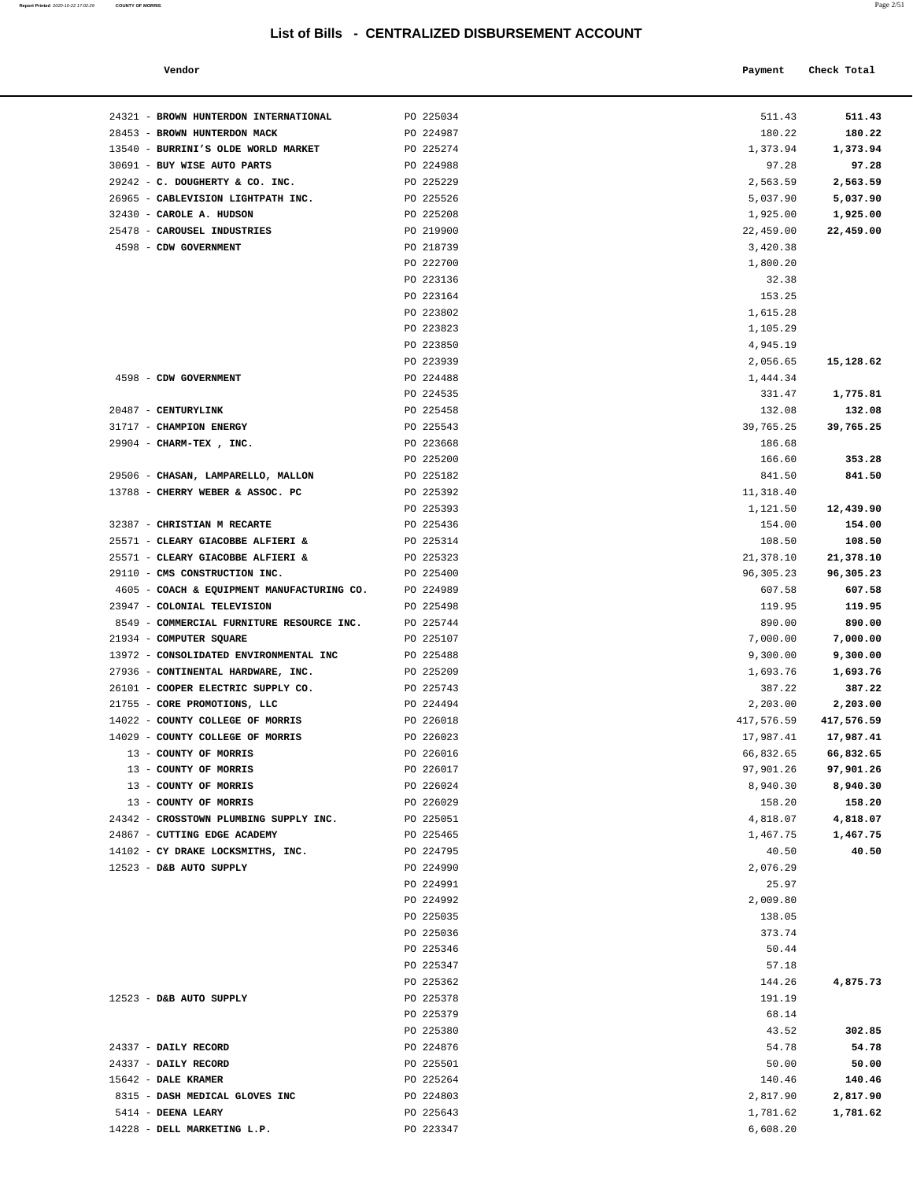# List of Bills - CENTRALIZED DISBURSEMENT ACCOUNT

| Vendor | | Payment | Check Total |
|---|---|---|---|
| 24321 - **BROWN HUNTERDON INTERNATIONAL** | PO 225034 | 511.43 | **511.43** |
| 28453 - **BROWN HUNTERDON MACK** | PO 224987 | 180.22 | **180.22** |
| 13540 - **BURRINI'S OLDE WORLD MARKET** | PO 225274 | 1,373.94 | **1,373.94** |
| 30691 - **BUY WISE AUTO PARTS** | PO 224988 | 97.28 | **97.28** |
| 29242 - **C. DOUGHERTY & CO. INC.** | PO 225229 | 2,563.59 | **2,563.59** |
| 26965 - **CABLEVISION LIGHTPATH INC.** | PO 225526 | 5,037.90 | **5,037.90** |
| 32430 - **CAROLE A. HUDSON** | PO 225208 | 1,925.00 | **1,925.00** |
| 25478 - **CAROUSEL INDUSTRIES** | PO 219900 | 22,459.00 | **22,459.00** |
| 4598 - **CDW GOVERNMENT** | PO 218739 | 3,420.38 | |
| | PO 222700 | 1,800.20 | |
| | PO 223136 | 32.38 | |
| | PO 223164 | 153.25 | |
| | PO 223802 | 1,615.28 | |
| | PO 223823 | 1,105.29 | |
| | PO 223850 | 4,945.19 | |
| | PO 223939 | 2,056.65 | **15,128.62** |
| 4598 - **CDW GOVERNMENT** | PO 224488 | 1,444.34 | |
| | PO 224535 | 331.47 | **1,775.81** |
| 20487 - **CENTURYLINK** | PO 225458 | 132.08 | **132.08** |
| 31717 - **CHAMPION ENERGY** | PO 225543 | 39,765.25 | **39,765.25** |
| 29904 - **CHARM-TEX , INC.** | PO 223668 | 186.68 | |
| | PO 225200 | 166.60 | **353.28** |
| 29506 - **CHASAN, LAMPARELLO, MALLON** | PO 225182 | 841.50 | **841.50** |
| 13788 - **CHERRY WEBER & ASSOC. PC** | PO 225392 | 11,318.40 | |
| | PO 225393 | 1,121.50 | **12,439.90** |
| 32387 - **CHRISTIAN M RECARTE** | PO 225436 | 154.00 | **154.00** |
| 25571 - **CLEARY GIACOBBE ALFIERI &** | PO 225314 | 108.50 | **108.50** |
| 25571 - **CLEARY GIACOBBE ALFIERI &** | PO 225323 | 21,378.10 | **21,378.10** |
| 29110 - **CMS CONSTRUCTION INC.** | PO 225400 | 96,305.23 | **96,305.23** |
| 4605 - **COACH & EQUIPMENT MANUFACTURING CO.** | PO 224989 | 607.58 | **607.58** |
| 23947 - **COLONIAL TELEVISION** | PO 225498 | 119.95 | **119.95** |
| 8549 - **COMMERCIAL FURNITURE RESOURCE INC.** | PO 225744 | 890.00 | **890.00** |
| 21934 - **COMPUTER SQUARE** | PO 225107 | 7,000.00 | **7,000.00** |
| 13972 - **CONSOLIDATED ENVIRONMENTAL INC** | PO 225488 | 9,300.00 | **9,300.00** |
| 27936 - **CONTINENTAL HARDWARE, INC.** | PO 225209 | 1,693.76 | **1,693.76** |
| 26101 - **COOPER ELECTRIC SUPPLY CO.** | PO 225743 | 387.22 | **387.22** |
| 21755 - **CORE PROMOTIONS, LLC** | PO 224494 | 2,203.00 | **2,203.00** |
| 14022 - **COUNTY COLLEGE OF MORRIS** | PO 226018 | 417,576.59 | **417,576.59** |
| 14029 - **COUNTY COLLEGE OF MORRIS** | PO 226023 | 17,987.41 | **17,987.41** |
| 13 - **COUNTY OF MORRIS** | PO 226016 | 66,832.65 | **66,832.65** |
| 13 - **COUNTY OF MORRIS** | PO 226017 | 97,901.26 | **97,901.26** |
| 13 - **COUNTY OF MORRIS** | PO 226024 | 8,940.30 | **8,940.30** |
| 13 - **COUNTY OF MORRIS** | PO 226029 | 158.20 | **158.20** |
| 24342 - **CROSSTOWN PLUMBING SUPPLY INC.** | PO 225051 | 4,818.07 | **4,818.07** |
| 24867 - **CUTTING EDGE ACADEMY** | PO 225465 | 1,467.75 | **1,467.75** |
| 14102 - **CY DRAKE LOCKSMITHS, INC.** | PO 224795 | 40.50 | **40.50** |
| 12523 - **D&B AUTO SUPPLY** | PO 224990 | 2,076.29 | |
| | PO 224991 | 25.97 | |
| | PO 224992 | 2,009.80 | |
| | PO 225035 | 138.05 | |
| | PO 225036 | 373.74 | |
| | PO 225346 | 50.44 | |
| | PO 225347 | 57.18 | |
| | PO 225362 | 144.26 | **4,875.73** |
| 12523 - **D&B AUTO SUPPLY** | PO 225378 | 191.19 | |
| | PO 225379 | 68.14 | |
| | PO 225380 | 43.52 | **302.85** |
| 24337 - **DAILY RECORD** | PO 224876 | 54.78 | **54.78** |
| 24337 - **DAILY RECORD** | PO 225501 | 50.00 | **50.00** |
| 15642 - **DALE KRAMER** | PO 225264 | 140.46 | **140.46** |
| 8315 - **DASH MEDICAL GLOVES INC** | PO 224803 | 2,817.90 | **2,817.90** |
| 5414 - **DEENA LEARY** | PO 225643 | 1,781.62 | **1,781.62** |
| 14228 - **DELL MARKETING L.P.** | PO 223347 | 6,608.20 | |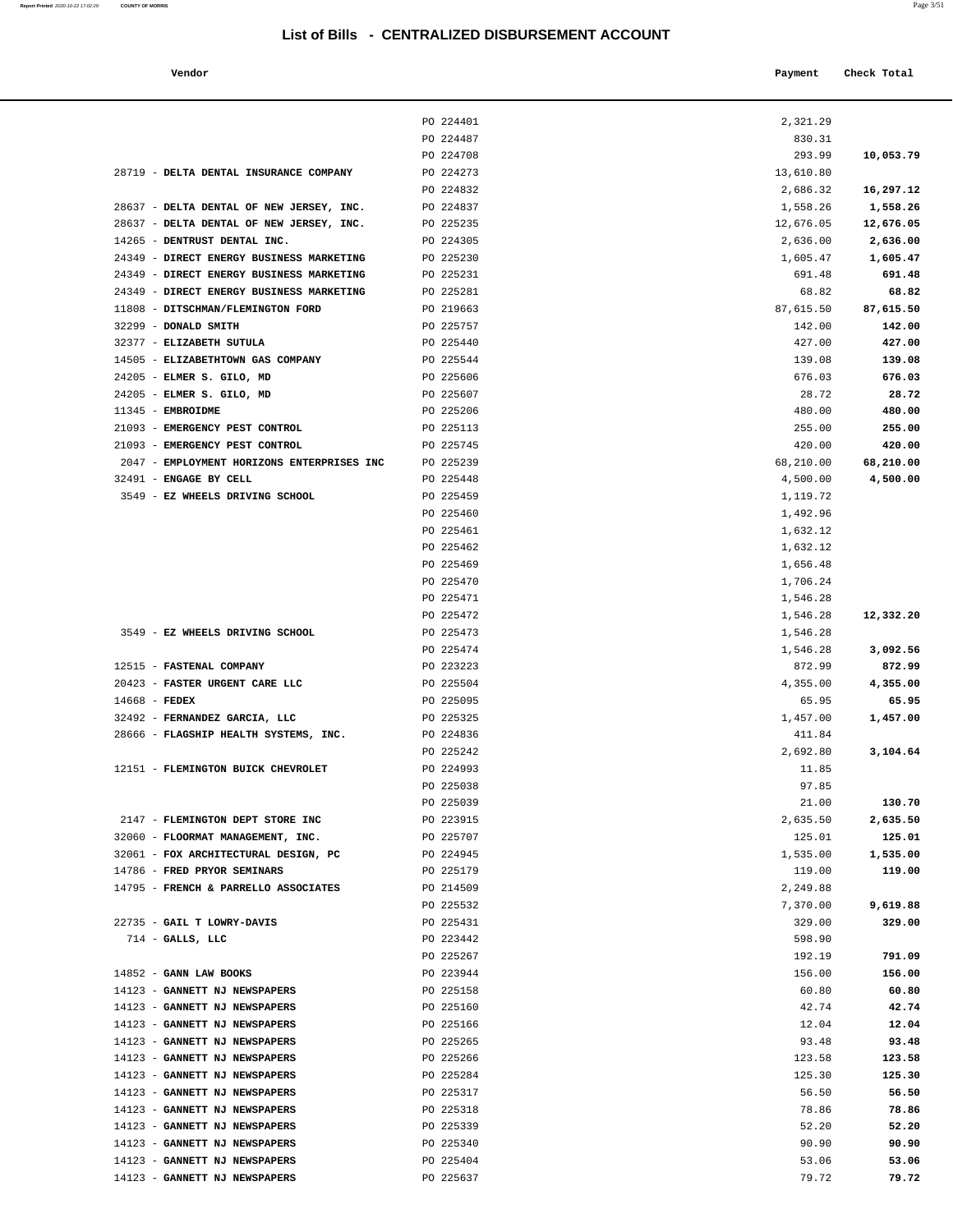## List of Bills - CENTRALIZED DISBURSEMENT ACCOUNT

| Vendor | | Payment | Check Total |
|---|---|---|---|
| | PO 224401 | 2,321.29 | |
| | PO 224487 | 830.31 | |
| | PO 224708 | 293.99 | **10,053.79** |
| 28719 - **DELTA DENTAL INSURANCE COMPANY** | PO 224273 | 13,610.80 | |
| | PO 224832 | 2,686.32 | **16,297.12** |
| 28637 - **DELTA DENTAL OF NEW JERSEY, INC.** | PO 224837 | 1,558.26 | **1,558.26** |
| 28637 - **DELTA DENTAL OF NEW JERSEY, INC.** | PO 225235 | 12,676.05 | **12,676.05** |
| 14265 - **DENTRUST DENTAL INC.** | PO 224305 | 2,636.00 | **2,636.00** |
| 24349 - **DIRECT ENERGY BUSINESS MARKETING** | PO 225230 | 1,605.47 | **1,605.47** |
| 24349 - **DIRECT ENERGY BUSINESS MARKETING** | PO 225231 | 691.48 | **691.48** |
| 24349 - **DIRECT ENERGY BUSINESS MARKETING** | PO 225281 | 68.82 | **68.82** |
| 11808 - **DITSCHMAN/FLEMINGTON FORD** | PO 219663 | 87,615.50 | **87,615.50** |
| 32299 - **DONALD SMITH** | PO 225757 | 142.00 | **142.00** |
| 32377 - **ELIZABETH SUTULA** | PO 225440 | 427.00 | **427.00** |
| 14505 - **ELIZABETHTOWN GAS COMPANY** | PO 225544 | 139.08 | **139.08** |
| 24205 - **ELMER S. GILO, MD** | PO 225606 | 676.03 | **676.03** |
| 24205 - **ELMER S. GILO, MD** | PO 225607 | 28.72 | **28.72** |
| 11345 - **EMBROIDME** | PO 225206 | 480.00 | **480.00** |
| 21093 - **EMERGENCY PEST CONTROL** | PO 225113 | 255.00 | **255.00** |
| 21093 - **EMERGENCY PEST CONTROL** | PO 225745 | 420.00 | **420.00** |
| 2047 - **EMPLOYMENT HORIZONS ENTERPRISES INC** | PO 225239 | 68,210.00 | **68,210.00** |
| 32491 - **ENGAGE BY CELL** | PO 225448 | 4,500.00 | **4,500.00** |
| 3549 - **EZ WHEELS DRIVING SCHOOL** | PO 225459 | 1,119.72 | |
| | PO 225460 | 1,492.96 | |
| | PO 225461 | 1,632.12 | |
| | PO 225462 | 1,632.12 | |
| | PO 225469 | 1,656.48 | |
| | PO 225470 | 1,706.24 | |
| | PO 225471 | 1,546.28 | |
| | PO 225472 | 1,546.28 | **12,332.20** |
| 3549 - **EZ WHEELS DRIVING SCHOOL** | PO 225473 | 1,546.28 | |
| | PO 225474 | 1,546.28 | **3,092.56** |
| 12515 - **FASTENAL COMPANY** | PO 223223 | 872.99 | **872.99** |
| 20423 - **FASTER URGENT CARE LLC** | PO 225504 | 4,355.00 | **4,355.00** |
| 14668 - **FEDEX** | PO 225095 | 65.95 | **65.95** |
| 32492 - **FERNANDEZ GARCIA, LLC** | PO 225325 | 1,457.00 | **1,457.00** |
| 28666 - **FLAGSHIP HEALTH SYSTEMS, INC.** | PO 224836 | 411.84 | |
| | PO 225242 | 2,692.80 | **3,104.64** |
| 12151 - **FLEMINGTON BUICK CHEVROLET** | PO 224993 | 11.85 | |
| | PO 225038 | 97.85 | |
| | PO 225039 | 21.00 | **130.70** |
| 2147 - **FLEMINGTON DEPT STORE INC** | PO 223915 | 2,635.50 | **2,635.50** |
| 32060 - **FLOORMAT MANAGEMENT, INC.** | PO 225707 | 125.01 | **125.01** |
| 32061 - **FOX ARCHITECTURAL DESIGN, PC** | PO 224945 | 1,535.00 | **1,535.00** |
| 14786 - **FRED PRYOR SEMINARS** | PO 225179 | 119.00 | **119.00** |
| 14795 - **FRENCH & PARRELLO ASSOCIATES** | PO 214509 | 2,249.88 | |
| | PO 225532 | 7,370.00 | **9,619.88** |
| 22735 - **GAIL T LOWRY-DAVIS** | PO 225431 | 329.00 | **329.00** |
| 714 - **GALLS, LLC** | PO 223442 | 598.90 | |
| | PO 225267 | 192.19 | **791.09** |
| 14852 - **GANN LAW BOOKS** | PO 223944 | 156.00 | **156.00** |
| 14123 - **GANNETT NJ NEWSPAPERS** | PO 225158 | 60.80 | **60.80** |
| 14123 - **GANNETT NJ NEWSPAPERS** | PO 225160 | 42.74 | **42.74** |
| 14123 - **GANNETT NJ NEWSPAPERS** | PO 225166 | 12.04 | **12.04** |
| 14123 - **GANNETT NJ NEWSPAPERS** | PO 225265 | 93.48 | **93.48** |
| 14123 - **GANNETT NJ NEWSPAPERS** | PO 225266 | 123.58 | **123.58** |
| 14123 - **GANNETT NJ NEWSPAPERS** | PO 225284 | 125.30 | **125.30** |
| 14123 - **GANNETT NJ NEWSPAPERS** | PO 225317 | 56.50 | **56.50** |
| 14123 - **GANNETT NJ NEWSPAPERS** | PO 225318 | 78.86 | **78.86** |
| 14123 - **GANNETT NJ NEWSPAPERS** | PO 225339 | 52.20 | **52.20** |
| 14123 - **GANNETT NJ NEWSPAPERS** | PO 225340 | 90.90 | **90.90** |
| 14123 - **GANNETT NJ NEWSPAPERS** | PO 225404 | 53.06 | **53.06** |
| 14123 - **GANNETT NJ NEWSPAPERS** | PO 225637 | 79.72 | **79.72** |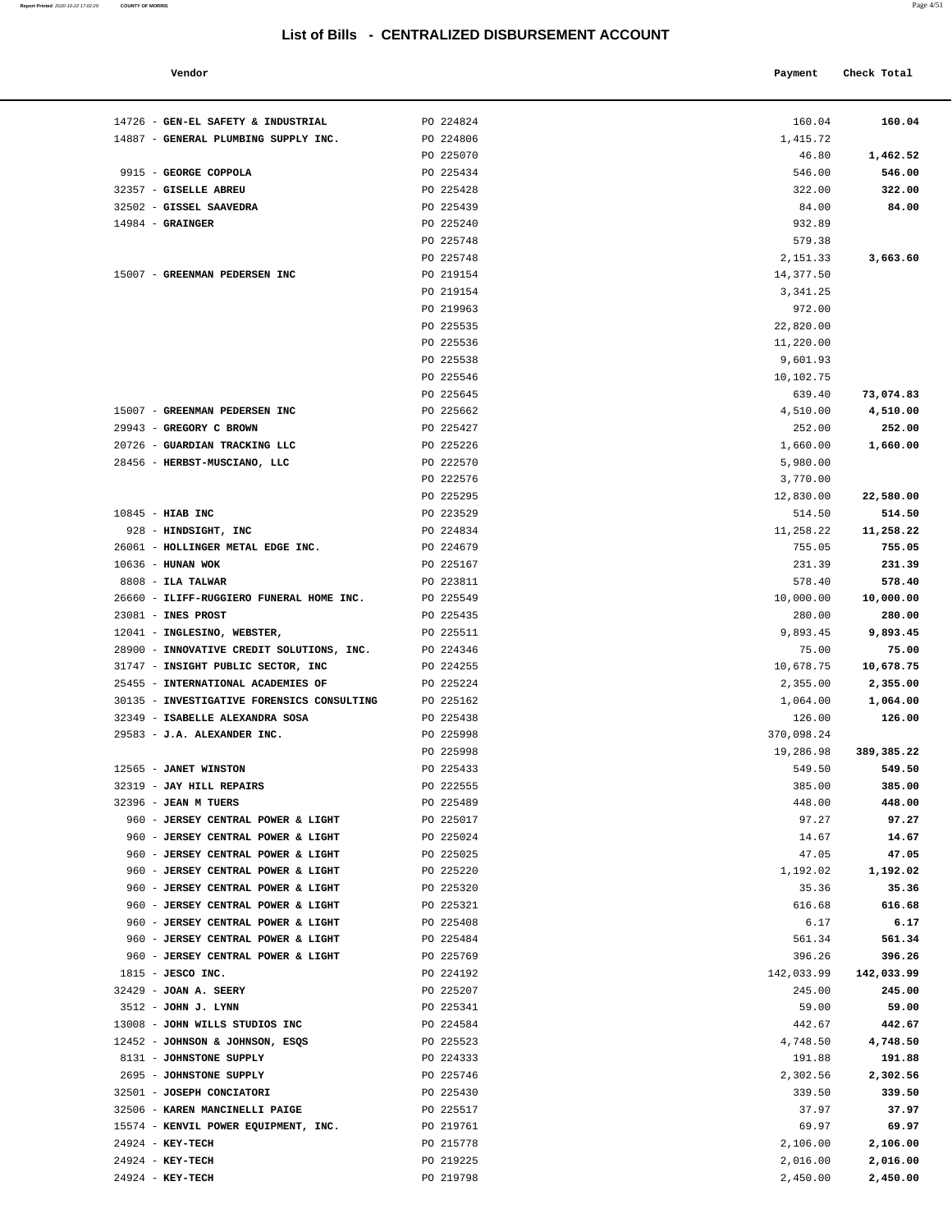# List of Bills - CENTRALIZED DISBURSEMENT ACCOUNT

| Vendor | | Payment | Check Total |
|---|---|---|---|
| 14726 - **GEN-EL SAFETY & INDUSTRIAL** | PO 224824 | 160.04 | **160.04** |
| 14887 - **GENERAL PLUMBING SUPPLY INC.** | PO 224806 | 1,415.72 | |
| | PO 225070 | 46.80 | **1,462.52** |
| 9915 - **GEORGE COPPOLA** | PO 225434 | 546.00 | **546.00** |
| 32357 - **GISELLE ABREU** | PO 225428 | 322.00 | **322.00** |
| 32502 - **GISSEL SAAVEDRA** | PO 225439 | 84.00 | **84.00** |
| 14984 - **GRAINGER** | PO 225240 | 932.89 | |
| | PO 225748 | 579.38 | |
| | PO 225748 | 2,151.33 | **3,663.60** |
| 15007 - **GREENMAN PEDERSEN INC** | PO 219154 | 14,377.50 | |
| | PO 219154 | 3,341.25 | |
| | PO 219963 | 972.00 | |
| | PO 225535 | 22,820.00 | |
| | PO 225536 | 11,220.00 | |
| | PO 225538 | 9,601.93 | |
| | PO 225546 | 10,102.75 | |
| | PO 225645 | 639.40 | **73,074.83** |
| 15007 - **GREENMAN PEDERSEN INC** | PO 225662 | 4,510.00 | **4,510.00** |
| 29943 - **GREGORY C BROWN** | PO 225427 | 252.00 | **252.00** |
| 20726 - **GUARDIAN TRACKING LLC** | PO 225226 | 1,660.00 | **1,660.00** |
| 28456 - **HERBST-MUSCIANO, LLC** | PO 222570 | 5,980.00 | |
| | PO 222576 | 3,770.00 | |
| | PO 225295 | 12,830.00 | **22,580.00** |
| 10845 - **HIAB INC** | PO 223529 | 514.50 | **514.50** |
| 928 - **HINDSIGHT, INC** | PO 224834 | 11,258.22 | **11,258.22** |
| 26061 - **HOLLINGER METAL EDGE INC.** | PO 224679 | 755.05 | **755.05** |
| 10636 - **HUNAN WOK** | PO 225167 | 231.39 | **231.39** |
| 8808 - **ILA TALWAR** | PO 223811 | 578.40 | **578.40** |
| 26660 - **ILIFF-RUGGIERO FUNERAL HOME INC.** | PO 225549 | 10,000.00 | **10,000.00** |
| 23081 - **INES PROST** | PO 225435 | 280.00 | **280.00** |
| 12041 - **INGLESINO, WEBSTER,** | PO 225511 | 9,893.45 | **9,893.45** |
| 28900 - **INNOVATIVE CREDIT SOLUTIONS, INC.** | PO 224346 | 75.00 | **75.00** |
| 31747 - **INSIGHT PUBLIC SECTOR, INC** | PO 224255 | 10,678.75 | **10,678.75** |
| 25455 - **INTERNATIONAL ACADEMIES OF** | PO 225224 | 2,355.00 | **2,355.00** |
| 30135 - **INVESTIGATIVE FORENSICS CONSULTING** | PO 225162 | 1,064.00 | **1,064.00** |
| 32349 - **ISABELLE ALEXANDRA SOSA** | PO 225438 | 126.00 | **126.00** |
| 29583 - **J.A. ALEXANDER INC.** | PO 225998 | 370,098.24 | |
| | PO 225998 | 19,286.98 | **389,385.22** |
| 12565 - **JANET WINSTON** | PO 225433 | 549.50 | **549.50** |
| 32319 - **JAY HILL REPAIRS** | PO 222555 | 385.00 | **385.00** |
| 32396 - **JEAN M TUERS** | PO 225489 | 448.00 | **448.00** |
| 960 - **JERSEY CENTRAL POWER & LIGHT** | PO 225017 | 97.27 | **97.27** |
| 960 - **JERSEY CENTRAL POWER & LIGHT** | PO 225024 | 14.67 | **14.67** |
| 960 - **JERSEY CENTRAL POWER & LIGHT** | PO 225025 | 47.05 | **47.05** |
| 960 - **JERSEY CENTRAL POWER & LIGHT** | PO 225220 | 1,192.02 | **1,192.02** |
| 960 - **JERSEY CENTRAL POWER & LIGHT** | PO 225320 | 35.36 | **35.36** |
| 960 - **JERSEY CENTRAL POWER & LIGHT** | PO 225321 | 616.68 | **616.68** |
| 960 - **JERSEY CENTRAL POWER & LIGHT** | PO 225408 | 6.17 | **6.17** |
| 960 - **JERSEY CENTRAL POWER & LIGHT** | PO 225484 | 561.34 | **561.34** |
| 960 - **JERSEY CENTRAL POWER & LIGHT** | PO 225769 | 396.26 | **396.26** |
| 1815 - **JESCO INC.** | PO 224192 | 142,033.99 | **142,033.99** |
| 32429 - **JOAN A. SEERY** | PO 225207 | 245.00 | **245.00** |
| 3512 - **JOHN J. LYNN** | PO 225341 | 59.00 | **59.00** |
| 13008 - **JOHN WILLS STUDIOS INC** | PO 224584 | 442.67 | **442.67** |
| 12452 - **JOHNSON & JOHNSON, ESQS** | PO 225523 | 4,748.50 | **4,748.50** |
| 8131 - **JOHNSTONE SUPPLY** | PO 224333 | 191.88 | **191.88** |
| 2695 - **JOHNSTONE SUPPLY** | PO 225746 | 2,302.56 | **2,302.56** |
| 32501 - **JOSEPH CONCIATORI** | PO 225430 | 339.50 | **339.50** |
| 32506 - **KAREN MANCINELLI PAIGE** | PO 225517 | 37.97 | **37.97** |
| 15574 - **KENVIL POWER EQUIPMENT, INC.** | PO 219761 | 69.97 | **69.97** |
| 24924 - **KEY-TECH** | PO 215778 | 2,106.00 | **2,106.00** |
| 24924 - **KEY-TECH** | PO 219225 | 2,016.00 | **2,016.00** |
| 24924 - **KEY-TECH** | PO 219798 | 2,450.00 | **2,450.00** |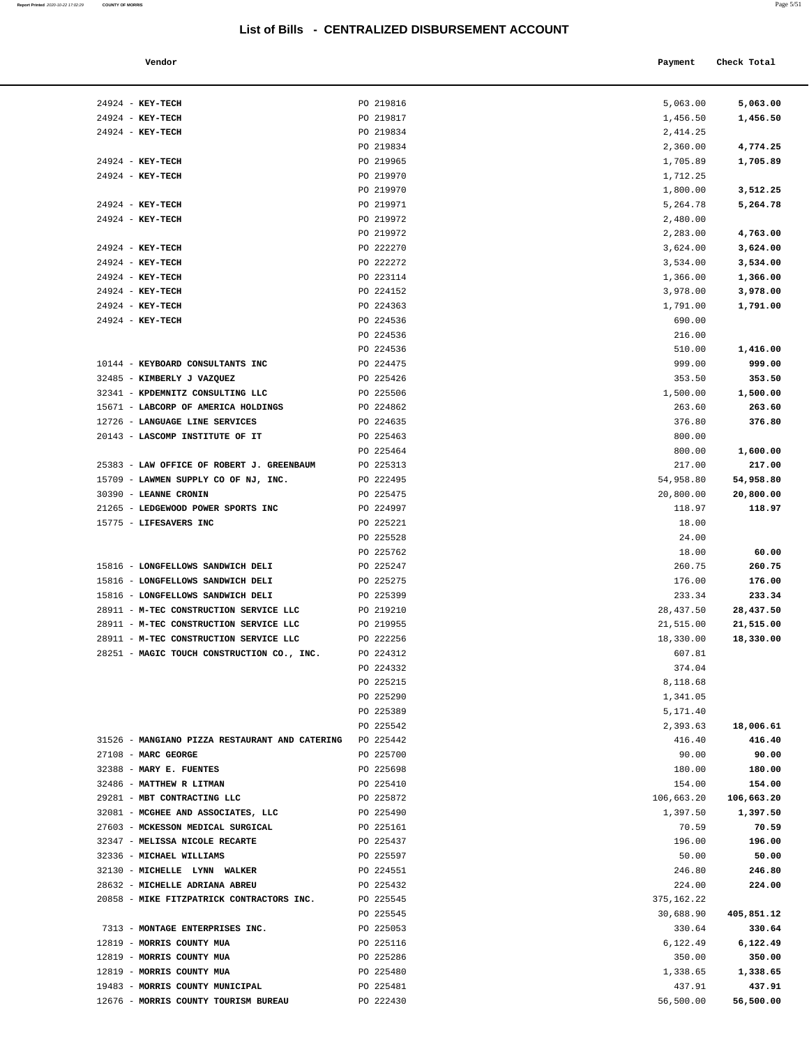# List of Bills - CENTRALIZED DISBURSEMENT ACCOUNT

| Vendor | | Payment | Check Total |
|---|---|---|---|
| 24924 - **KEY-TECH** | PO 219816 | 5,063.00 | **5,063.00** |
| 24924 - **KEY-TECH** | PO 219817 | 1,456.50 | **1,456.50** |
| 24924 - **KEY-TECH** | PO 219834 | 2,414.25 | |
| | PO 219834 | 2,360.00 | **4,774.25** |
| 24924 - **KEY-TECH** | PO 219965 | 1,705.89 | **1,705.89** |
| 24924 - **KEY-TECH** | PO 219970 | 1,712.25 | |
| | PO 219970 | 1,800.00 | **3,512.25** |
| 24924 - **KEY-TECH** | PO 219971 | 5,264.78 | **5,264.78** |
| 24924 - **KEY-TECH** | PO 219972 | 2,480.00 | |
| | PO 219972 | 2,283.00 | **4,763.00** |
| 24924 - **KEY-TECH** | PO 222270 | 3,624.00 | **3,624.00** |
| 24924 - **KEY-TECH** | PO 222272 | 3,534.00 | **3,534.00** |
| 24924 - **KEY-TECH** | PO 223114 | 1,366.00 | **1,366.00** |
| 24924 - **KEY-TECH** | PO 224152 | 3,978.00 | **3,978.00** |
| 24924 - **KEY-TECH** | PO 224363 | 1,791.00 | **1,791.00** |
| 24924 - **KEY-TECH** | PO 224536 | 690.00 | |
| | PO 224536 | 216.00 | |
| | PO 224536 | 510.00 | **1,416.00** |
| 10144 - **KEYBOARD CONSULTANTS INC** | PO 224475 | 999.00 | **999.00** |
| 32485 - **KIMBERLY J VAZQUEZ** | PO 225426 | 353.50 | **353.50** |
| 32341 - **KPDEMNITZ CONSULTING LLC** | PO 225506 | 1,500.00 | **1,500.00** |
| 15671 - **LABCORP OF AMERICA HOLDINGS** | PO 224862 | 263.60 | **263.60** |
| 12726 - **LANGUAGE LINE SERVICES** | PO 224635 | 376.80 | **376.80** |
| 20143 - **LASCOMP INSTITUTE OF IT** | PO 225463 | 800.00 | |
| | PO 225464 | 800.00 | **1,600.00** |
| 25383 - **LAW OFFICE OF ROBERT J. GREENBAUM** | PO 225313 | 217.00 | **217.00** |
| 15709 - **LAWMEN SUPPLY CO OF NJ, INC.** | PO 222495 | 54,958.80 | **54,958.80** |
| 30390 - **LEANNE CRONIN** | PO 225475 | 20,800.00 | **20,800.00** |
| 21265 - **LEDGEWOOD POWER SPORTS INC** | PO 224997 | 118.97 | **118.97** |
| 15775 - **LIFESAVERS INC** | PO 225221 | 18.00 | |
| | PO 225528 | 24.00 | |
| | PO 225762 | 18.00 | **60.00** |
| 15816 - **LONGFELLOWS SANDWICH DELI** | PO 225247 | 260.75 | **260.75** |
| 15816 - **LONGFELLOWS SANDWICH DELI** | PO 225275 | 176.00 | **176.00** |
| 15816 - **LONGFELLOWS SANDWICH DELI** | PO 225399 | 233.34 | **233.34** |
| 28911 - **M-TEC CONSTRUCTION SERVICE LLC** | PO 219210 | 28,437.50 | **28,437.50** |
| 28911 - **M-TEC CONSTRUCTION SERVICE LLC** | PO 219955 | 21,515.00 | **21,515.00** |
| 28911 - **M-TEC CONSTRUCTION SERVICE LLC** | PO 222256 | 18,330.00 | **18,330.00** |
| 28251 - **MAGIC TOUCH CONSTRUCTION CO., INC.** | PO 224312 | 607.81 | |
| | PO 224332 | 374.04 | |
| | PO 225215 | 8,118.68 | |
| | PO 225290 | 1,341.05 | |
| | PO 225389 | 5,171.40 | |
| | PO 225542 | 2,393.63 | **18,006.61** |
| 31526 - **MANGIANO PIZZA RESTAURANT AND CATERING** | PO 225442 | 416.40 | **416.40** |
| 27108 - **MARC GEORGE** | PO 225700 | 90.00 | **90.00** |
| 32388 - **MARY E. FUENTES** | PO 225698 | 180.00 | **180.00** |
| 32486 - **MATTHEW R LITMAN** | PO 225410 | 154.00 | **154.00** |
| 29281 - **MBT CONTRACTING LLC** | PO 225872 | 106,663.20 | **106,663.20** |
| 32081 - **MCGHEE AND ASSOCIATES, LLC** | PO 225490 | 1,397.50 | **1,397.50** |
| 27603 - **MCKESSON MEDICAL SURGICAL** | PO 225161 | 70.59 | **70.59** |
| 32347 - **MELISSA NICOLE RECARTE** | PO 225437 | 196.00 | **196.00** |
| 32336 - **MICHAEL WILLIAMS** | PO 225597 | 50.00 | **50.00** |
| 32130 - **MICHELLE LYNN WALKER** | PO 224551 | 246.80 | **246.80** |
| 28632 - **MICHELLE ADRIANA ABREU** | PO 225432 | 224.00 | **224.00** |
| 20858 - **MIKE FITZPATRICK CONTRACTORS INC.** | PO 225545 | 375,162.22 | |
| | PO 225545 | 30,688.90 | **405,851.12** |
| 7313 - **MONTAGE ENTERPRISES INC.** | PO 225053 | 330.64 | **330.64** |
| 12819 - **MORRIS COUNTY MUA** | PO 225116 | 6,122.49 | **6,122.49** |
| 12819 - **MORRIS COUNTY MUA** | PO 225286 | 350.00 | **350.00** |
| 12819 - **MORRIS COUNTY MUA** | PO 225480 | 1,338.65 | **1,338.65** |
| 19483 - **MORRIS COUNTY MUNICIPAL** | PO 225481 | 437.91 | **437.91** |
| 12676 - **MORRIS COUNTY TOURISM BUREAU** | PO 222430 | 56,500.00 | **56,500.00** |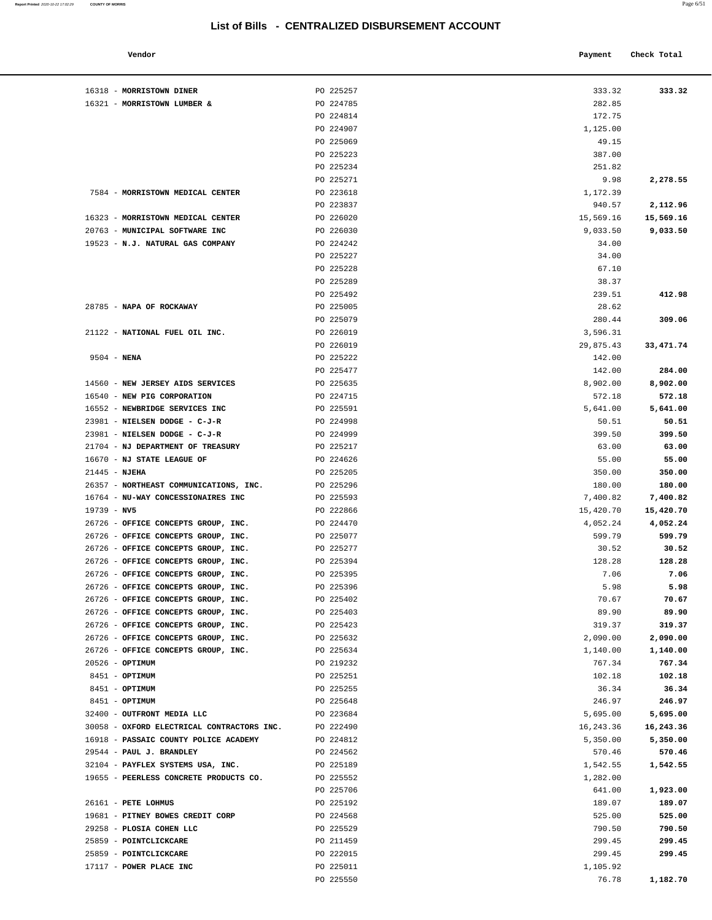## List of Bills - CENTRALIZED DISBURSEMENT ACCOUNT

| Vendor | | Payment | Check Total |
|---|---|---|---|
| 16318 - **MORRISTOWN DINER** | PO 225257 | 333.32 | **333.32** |
| 16321 - **MORRISTOWN LUMBER &** | PO 224785 | 282.85 | |
| | PO 224814 | 172.75 | |
| | PO 224907 | 1,125.00 | |
| | PO 225069 | 49.15 | |
| | PO 225223 | 387.00 | |
| | PO 225234 | 251.82 | |
| | PO 225271 | 9.98 | **2,278.55** |
| 7584 - **MORRISTOWN MEDICAL CENTER** | PO 223618 | 1,172.39 | |
| | PO 223837 | 940.57 | **2,112.96** |
| 16323 - **MORRISTOWN MEDICAL CENTER** | PO 226020 | 15,569.16 | **15,569.16** |
| 20763 - **MUNICIPAL SOFTWARE INC** | PO 226030 | 9,033.50 | **9,033.50** |
| 19523 - **N.J. NATURAL GAS COMPANY** | PO 224242 | 34.00 | |
| | PO 225227 | 34.00 | |
| | PO 225228 | 67.10 | |
| | PO 225289 | 38.37 | |
| | PO 225492 | 239.51 | **412.98** |
| 28785 - **NAPA OF ROCKAWAY** | PO 225005 | 28.62 | |
| | PO 225079 | 280.44 | **309.06** |
| 21122 - **NATIONAL FUEL OIL INC.** | PO 226019 | 3,596.31 | |
| | PO 226019 | 29,875.43 | **33,471.74** |
| 9504 - **NENA** | PO 225222 | 142.00 | |
| | PO 225477 | 142.00 | **284.00** |
| 14560 - **NEW JERSEY AIDS SERVICES** | PO 225635 | 8,902.00 | **8,902.00** |
| 16540 - **NEW PIG CORPORATION** | PO 224715 | 572.18 | **572.18** |
| 16552 - **NEWBRIDGE SERVICES INC** | PO 225591 | 5,641.00 | **5,641.00** |
| 23981 - **NIELSEN DODGE - C-J-R** | PO 224998 | 50.51 | **50.51** |
| 23981 - **NIELSEN DODGE - C-J-R** | PO 224999 | 399.50 | **399.50** |
| 21704 - **NJ DEPARTMENT OF TREASURY** | PO 225217 | 63.00 | **63.00** |
| 16670 - **NJ STATE LEAGUE OF** | PO 224626 | 55.00 | **55.00** |
| 21445 - **NJEHA** | PO 225205 | 350.00 | **350.00** |
| 26357 - **NORTHEAST COMMUNICATIONS, INC.** | PO 225296 | 180.00 | **180.00** |
| 16764 - **NU-WAY CONCESSIONAIRES INC** | PO 225593 | 7,400.82 | **7,400.82** |
| 19739 - **NV5** | PO 222866 | 15,420.70 | **15,420.70** |
| 26726 - **OFFICE CONCEPTS GROUP, INC.** | PO 224470 | 4,052.24 | **4,052.24** |
| 26726 - **OFFICE CONCEPTS GROUP, INC.** | PO 225077 | 599.79 | **599.79** |
| 26726 - **OFFICE CONCEPTS GROUP, INC.** | PO 225277 | 30.52 | **30.52** |
| 26726 - **OFFICE CONCEPTS GROUP, INC.** | PO 225394 | 128.28 | **128.28** |
| 26726 - **OFFICE CONCEPTS GROUP, INC.** | PO 225395 | 7.06 | **7.06** |
| 26726 - **OFFICE CONCEPTS GROUP, INC.** | PO 225396 | 5.98 | **5.98** |
| 26726 - **OFFICE CONCEPTS GROUP, INC.** | PO 225402 | 70.67 | **70.67** |
| 26726 - **OFFICE CONCEPTS GROUP, INC.** | PO 225403 | 89.90 | **89.90** |
| 26726 - **OFFICE CONCEPTS GROUP, INC.** | PO 225423 | 319.37 | **319.37** |
| 26726 - **OFFICE CONCEPTS GROUP, INC.** | PO 225632 | 2,090.00 | **2,090.00** |
| 26726 - **OFFICE CONCEPTS GROUP, INC.** | PO 225634 | 1,140.00 | **1,140.00** |
| 20526 - **OPTIMUM** | PO 219232 | 767.34 | **767.34** |
| 8451 - **OPTIMUM** | PO 225251 | 102.18 | **102.18** |
| 8451 - **OPTIMUM** | PO 225255 | 36.34 | **36.34** |
| 8451 - **OPTIMUM** | PO 225648 | 246.97 | **246.97** |
| 32400 - **OUTFRONT MEDIA LLC** | PO 223684 | 5,695.00 | **5,695.00** |
| 30058 - **OXFORD ELECTRICAL CONTRACTORS INC.** | PO 222490 | 16,243.36 | **16,243.36** |
| 16918 - **PASSAIC COUNTY POLICE ACADEMY** | PO 224812 | 5,350.00 | **5,350.00** |
| 29544 - **PAUL J. BRANDLEY** | PO 224562 | 570.46 | **570.46** |
| 32104 - **PAYFLEX SYSTEMS USA, INC.** | PO 225189 | 1,542.55 | **1,542.55** |
| 19655 - **PEERLESS CONCRETE PRODUCTS CO.** | PO 225552 | 1,282.00 | |
| | PO 225706 | 641.00 | **1,923.00** |
| 26161 - **PETE LOHMUS** | PO 225192 | 189.07 | **189.07** |
| 19681 - **PITNEY BOWES CREDIT CORP** | PO 224568 | 525.00 | **525.00** |
| 29258 - **PLOSIA COHEN LLC** | PO 225529 | 790.50 | **790.50** |
| 25859 - **POINTCLICKCARE** | PO 211459 | 299.45 | **299.45** |
| 25859 - **POINTCLICKCARE** | PO 222015 | 299.45 | **299.45** |
| 17117 - **POWER PLACE INC** | PO 225011 | 1,105.92 | |
| | PO 225550 | 76.78 | **1,182.70** |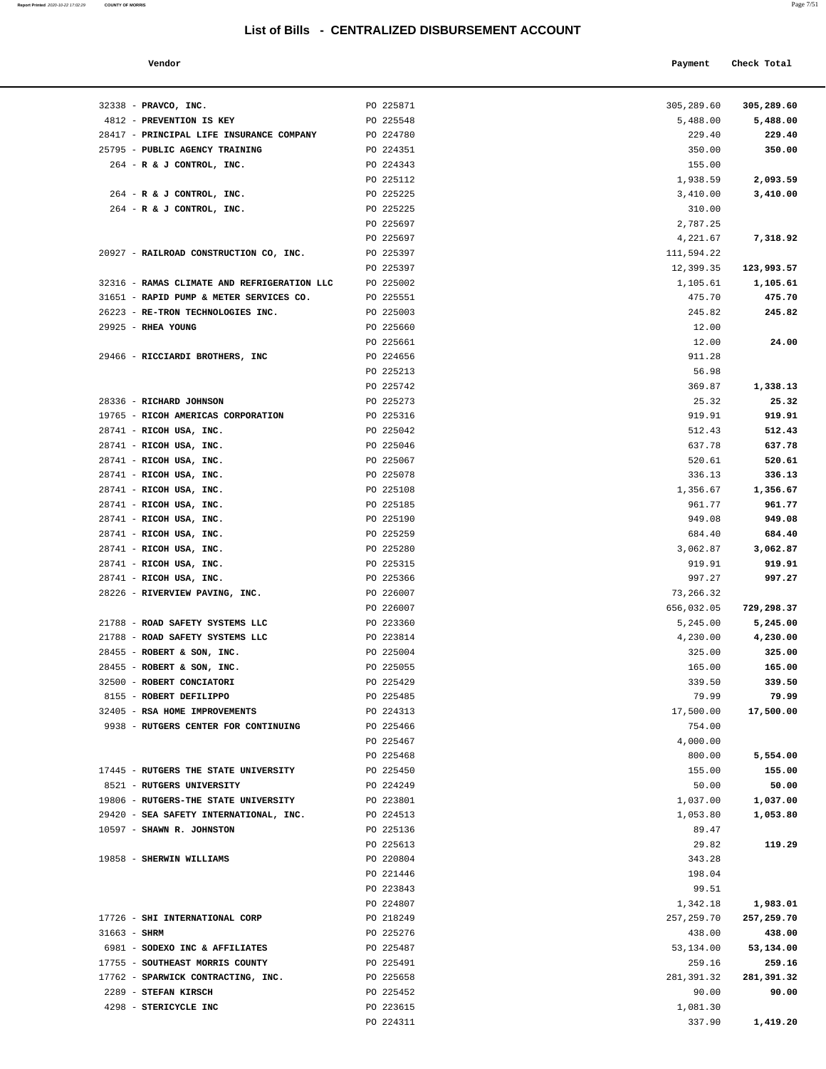# List of Bills - CENTRALIZED DISBURSEMENT ACCOUNT

| Vendor | | Payment | Check Total |
|---|---|---|---|
| 32338 - **PRAVCO, INC.** | PO 225871 | 305,289.60 | **305,289.60** |
| 4812 - **PREVENTION IS KEY** | PO 225548 | 5,488.00 | **5,488.00** |
| 28417 - **PRINCIPAL LIFE INSURANCE COMPANY** | PO 224780 | 229.40 | **229.40** |
| 25795 - **PUBLIC AGENCY TRAINING** | PO 224351 | 350.00 | **350.00** |
| 264 - **R & J CONTROL, INC.** | PO 224343 | 155.00 | |
| | PO 225112 | 1,938.59 | **2,093.59** |
| 264 - **R & J CONTROL, INC.** | PO 225225 | 3,410.00 | **3,410.00** |
| 264 - **R & J CONTROL, INC.** | PO 225225 | 310.00 | |
| | PO 225697 | 2,787.25 | |
| | PO 225697 | 4,221.67 | **7,318.92** |
| 20927 - **RAILROAD CONSTRUCTION CO, INC.** | PO 225397 | 111,594.22 | |
| | PO 225397 | 12,399.35 | **123,993.57** |
| 32316 - **RAMAS CLIMATE AND REFRIGERATION LLC** | PO 225002 | 1,105.61 | **1,105.61** |
| 31651 - **RAPID PUMP & METER SERVICES CO.** | PO 225551 | 475.70 | **475.70** |
| 26223 - **RE-TRON TECHNOLOGIES INC.** | PO 225003 | 245.82 | **245.82** |
| 29925 - **RHEA YOUNG** | PO 225660 | 12.00 | |
| | PO 225661 | 12.00 | **24.00** |
| 29466 - **RICCIARDI BROTHERS, INC** | PO 224656 | 911.28 | |
| | PO 225213 | 56.98 | |
| | PO 225742 | 369.87 | **1,338.13** |
| 28336 - **RICHARD JOHNSON** | PO 225273 | 25.32 | **25.32** |
| 19765 - **RICOH AMERICAS CORPORATION** | PO 225316 | 919.91 | **919.91** |
| 28741 - **RICOH USA, INC.** | PO 225042 | 512.43 | **512.43** |
| 28741 - **RICOH USA, INC.** | PO 225046 | 637.78 | **637.78** |
| 28741 - **RICOH USA, INC.** | PO 225067 | 520.61 | **520.61** |
| 28741 - **RICOH USA, INC.** | PO 225078 | 336.13 | **336.13** |
| 28741 - **RICOH USA, INC.** | PO 225108 | 1,356.67 | **1,356.67** |
| 28741 - **RICOH USA, INC.** | PO 225185 | 961.77 | **961.77** |
| 28741 - **RICOH USA, INC.** | PO 225190 | 949.08 | **949.08** |
| 28741 - **RICOH USA, INC.** | PO 225259 | 684.40 | **684.40** |
| 28741 - **RICOH USA, INC.** | PO 225280 | 3,062.87 | **3,062.87** |
| 28741 - **RICOH USA, INC.** | PO 225315 | 919.91 | **919.91** |
| 28741 - **RICOH USA, INC.** | PO 225366 | 997.27 | **997.27** |
| 28226 - **RIVERVIEW PAVING, INC.** | PO 226007 | 73,266.32 | |
| | PO 226007 | 656,032.05 | **729,298.37** |
| 21788 - **ROAD SAFETY SYSTEMS LLC** | PO 223360 | 5,245.00 | **5,245.00** |
| 21788 - **ROAD SAFETY SYSTEMS LLC** | PO 223814 | 4,230.00 | **4,230.00** |
| 28455 - **ROBERT & SON, INC.** | PO 225004 | 325.00 | **325.00** |
| 28455 - **ROBERT & SON, INC.** | PO 225055 | 165.00 | **165.00** |
| 32500 - **ROBERT CONCIATORI** | PO 225429 | 339.50 | **339.50** |
| 8155 - **ROBERT DEFILIPPO** | PO 225485 | 79.99 | **79.99** |
| 32405 - **RSA HOME IMPROVEMENTS** | PO 224313 | 17,500.00 | **17,500.00** |
| 9938 - **RUTGERS CENTER FOR CONTINUING** | PO 225466 | 754.00 | |
| | PO 225467 | 4,000.00 | |
| | PO 225468 | 800.00 | **5,554.00** |
| 17445 - **RUTGERS THE STATE UNIVERSITY** | PO 225450 | 155.00 | **155.00** |
| 8521 - **RUTGERS UNIVERSITY** | PO 224249 | 50.00 | **50.00** |
| 19806 - **RUTGERS-THE STATE UNIVERSITY** | PO 223801 | 1,037.00 | **1,037.00** |
| 29420 - **SEA SAFETY INTERNATIONAL, INC.** | PO 224513 | 1,053.80 | **1,053.80** |
| 10597 - **SHAWN R. JOHNSTON** | PO 225136 | 89.47 | |
| | PO 225613 | 29.82 | **119.29** |
| 19858 - **SHERWIN WILLIAMS** | PO 220804 | 343.28 | |
| | PO 221446 | 198.04 | |
| | PO 223843 | 99.51 | |
| | PO 224807 | 1,342.18 | **1,983.01** |
| 17726 - **SHI INTERNATIONAL CORP** | PO 218249 | 257,259.70 | **257,259.70** |
| 31663 - **SHRM** | PO 225276 | 438.00 | **438.00** |
| 6981 - **SODEXO INC & AFFILIATES** | PO 225487 | 53,134.00 | **53,134.00** |
| 17755 - **SOUTHEAST MORRIS COUNTY** | PO 225491 | 259.16 | **259.16** |
| 17762 - **SPARWICK CONTRACTING, INC.** | PO 225658 | 281,391.32 | **281,391.32** |
| 2289 - **STEFAN KIRSCH** | PO 225452 | 90.00 | **90.00** |
| 4298 - **STERICYCLE INC** | PO 223615 | 1,081.30 | |
| | PO 224311 | 337.90 | **1,419.20** |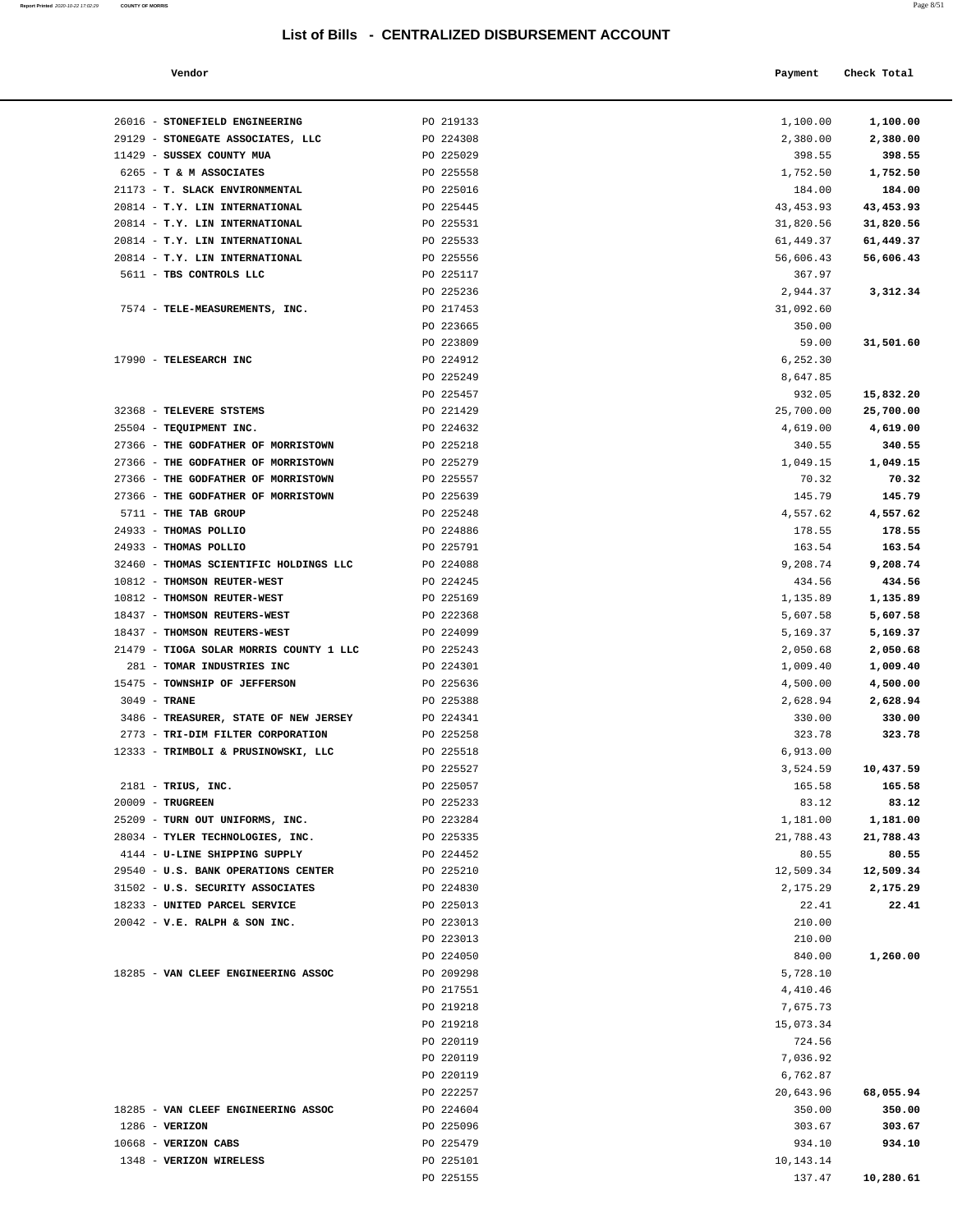# List of Bills - CENTRALIZED DISBURSEMENT ACCOUNT

| Vendor | | Payment | Check Total |
|---|---|---|---|
| 26016 - **STONEFIELD ENGINEERING** | PO 219133 | 1,100.00 | **1,100.00** |
| 29129 - **STONEGATE ASSOCIATES, LLC** | PO 224308 | 2,380.00 | **2,380.00** |
| 11429 - **SUSSEX COUNTY MUA** | PO 225029 | 398.55 | **398.55** |
| 6265 - **T & M ASSOCIATES** | PO 225558 | 1,752.50 | **1,752.50** |
| 21173 - **T. SLACK ENVIRONMENTAL** | PO 225016 | 184.00 | **184.00** |
| 20814 - **T.Y. LIN INTERNATIONAL** | PO 225445 | 43,453.93 | **43,453.93** |
| 20814 - **T.Y. LIN INTERNATIONAL** | PO 225531 | 31,820.56 | **31,820.56** |
| 20814 - **T.Y. LIN INTERNATIONAL** | PO 225533 | 61,449.37 | **61,449.37** |
| 20814 - **T.Y. LIN INTERNATIONAL** | PO 225556 | 56,606.43 | **56,606.43** |
| 5611 - **TBS CONTROLS LLC** | PO 225117 | 367.97 | |
| | PO 225236 | 2,944.37 | **3,312.34** |
| 7574 - **TELE-MEASUREMENTS, INC.** | PO 217453 | 31,092.60 | |
| | PO 223665 | 350.00 | |
| | PO 223809 | 59.00 | **31,501.60** |
| 17990 - **TELESEARCH INC** | PO 224912 | 6,252.30 | |
| | PO 225249 | 8,647.85 | |
| | PO 225457 | 932.05 | **15,832.20** |
| 32368 - **TELEVERE STSTEMS** | PO 221429 | 25,700.00 | **25,700.00** |
| 25504 - **TEQUIPMENT INC.** | PO 224632 | 4,619.00 | **4,619.00** |
| 27366 - **THE GODFATHER OF MORRISTOWN** | PO 225218 | 340.55 | **340.55** |
| 27366 - **THE GODFATHER OF MORRISTOWN** | PO 225279 | 1,049.15 | **1,049.15** |
| 27366 - **THE GODFATHER OF MORRISTOWN** | PO 225557 | 70.32 | **70.32** |
| 27366 - **THE GODFATHER OF MORRISTOWN** | PO 225639 | 145.79 | **145.79** |
| 5711 - **THE TAB GROUP** | PO 225248 | 4,557.62 | **4,557.62** |
| 24933 - **THOMAS POLLIO** | PO 224886 | 178.55 | **178.55** |
| 24933 - **THOMAS POLLIO** | PO 225791 | 163.54 | **163.54** |
| 32460 - **THOMAS SCIENTIFIC HOLDINGS LLC** | PO 224088 | 9,208.74 | **9,208.74** |
| 10812 - **THOMSON REUTER-WEST** | PO 224245 | 434.56 | **434.56** |
| 10812 - **THOMSON REUTER-WEST** | PO 225169 | 1,135.89 | **1,135.89** |
| 18437 - **THOMSON REUTERS-WEST** | PO 222368 | 5,607.58 | **5,607.58** |
| 18437 - **THOMSON REUTERS-WEST** | PO 224099 | 5,169.37 | **5,169.37** |
| 21479 - **TIOGA SOLAR MORRIS COUNTY 1 LLC** | PO 225243 | 2,050.68 | **2,050.68** |
| 281 - **TOMAR INDUSTRIES INC** | PO 224301 | 1,009.40 | **1,009.40** |
| 15475 - **TOWNSHIP OF JEFFERSON** | PO 225636 | 4,500.00 | **4,500.00** |
| 3049 - **TRANE** | PO 225388 | 2,628.94 | **2,628.94** |
| 3486 - **TREASURER, STATE OF NEW JERSEY** | PO 224341 | 330.00 | **330.00** |
| 2773 - **TRI-DIM FILTER CORPORATION** | PO 225258 | 323.78 | **323.78** |
| 12333 - **TRIMBOLI & PRUSINOWSKI, LLC** | PO 225518 | 6,913.00 | |
| | PO 225527 | 3,524.59 | **10,437.59** |
| 2181 - **TRIUS, INC.** | PO 225057 | 165.58 | **165.58** |
| 20009 - **TRUGREEN** | PO 225233 | 83.12 | **83.12** |
| 25209 - **TURN OUT UNIFORMS, INC.** | PO 223284 | 1,181.00 | **1,181.00** |
| 28034 - **TYLER TECHNOLOGIES, INC.** | PO 225335 | 21,788.43 | **21,788.43** |
| 4144 - **U-LINE SHIPPING SUPPLY** | PO 224452 | 80.55 | **80.55** |
| 29540 - **U.S. BANK OPERATIONS CENTER** | PO 225210 | 12,509.34 | **12,509.34** |
| 31502 - **U.S. SECURITY ASSOCIATES** | PO 224830 | 2,175.29 | **2,175.29** |
| 18233 - **UNITED PARCEL SERVICE** | PO 225013 | 22.41 | **22.41** |
| 20042 - **V.E. RALPH & SON INC.** | PO 223013 | 210.00 | |
| | PO 223013 | 210.00 | |
| | PO 224050 | 840.00 | **1,260.00** |
| 18285 - **VAN CLEEF ENGINEERING ASSOC** | PO 209298 | 5,728.10 | |
| | PO 217551 | 4,410.46 | |
| | PO 219218 | 7,675.73 | |
| | PO 219218 | 15,073.34 | |
| | PO 220119 | 724.56 | |
| | PO 220119 | 7,036.92 | |
| | PO 220119 | 6,762.87 | |
| | PO 222257 | 20,643.96 | **68,055.94** |
| 18285 - **VAN CLEEF ENGINEERING ASSOC** | PO 224604 | 350.00 | **350.00** |
| 1286 - **VERIZON** | PO 225096 | 303.67 | **303.67** |
| 10668 - **VERIZON CABS** | PO 225479 | 934.10 | **934.10** |
| 1348 - **VERIZON WIRELESS** | PO 225101 | 10,143.14 | |
| | PO 225155 | 137.47 | **10,280.61** |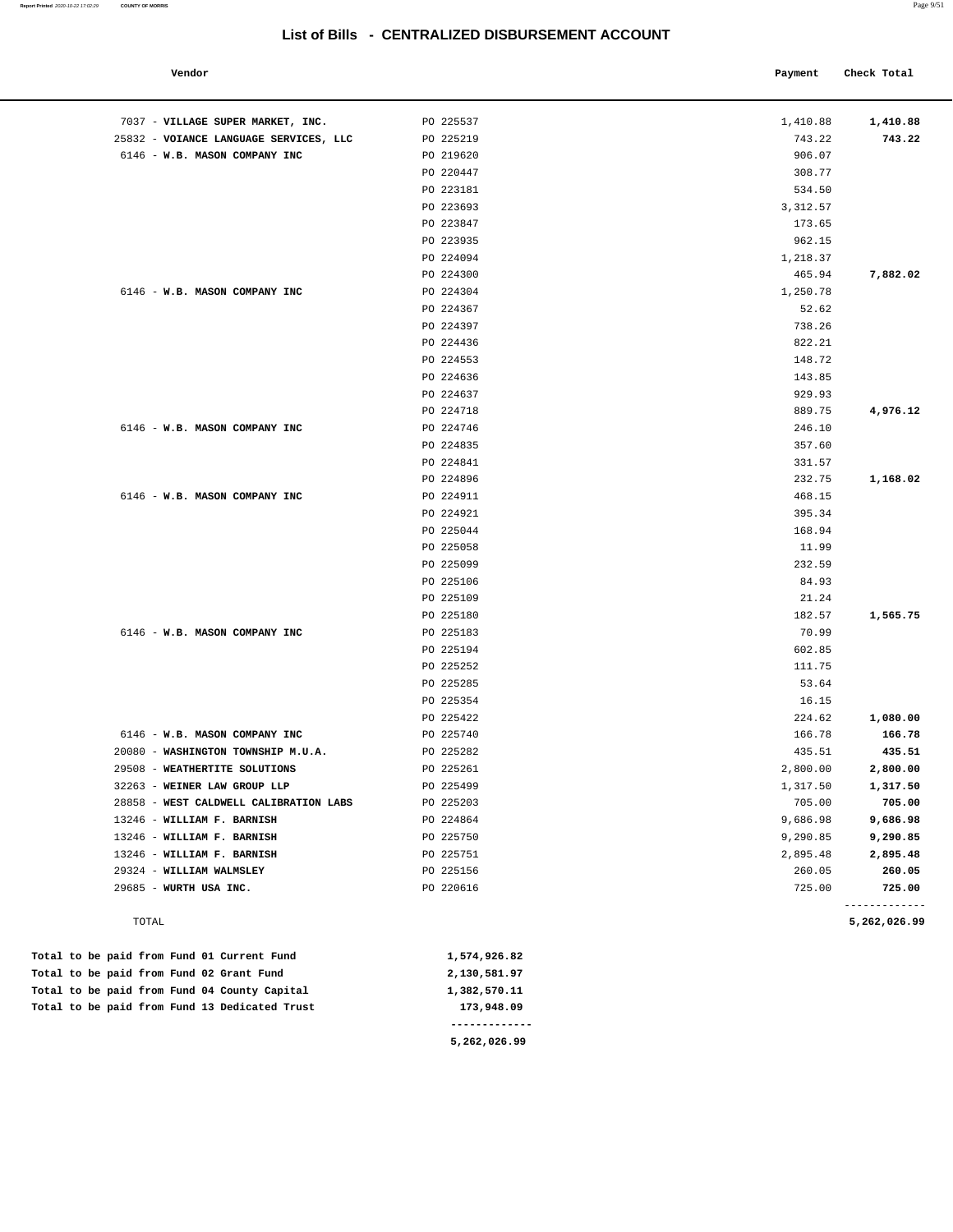# List of Bills - CENTRALIZED DISBURSEMENT ACCOUNT

| Vendor | | Payment | Check Total |
|---|---|---|---|
| 7037 - **VILLAGE SUPER MARKET, INC.** | PO 225537 | 1,410.88 | **1,410.88** |
| 25832 - **VOIANCE LANGUAGE SERVICES, LLC** | PO 225219 | 743.22 | **743.22** |
| 6146 - **W.B. MASON COMPANY INC** | PO 219620 | 906.07 | |
| | PO 220447 | 308.77 | |
| | PO 223181 | 534.50 | |
| | PO 223693 | 3,312.57 | |
| | PO 223847 | 173.65 | |
| | PO 223935 | 962.15 | |
| | PO 224094 | 1,218.37 | |
| | PO 224300 | 465.94 | **7,882.02** |
| 6146 - **W.B. MASON COMPANY INC** | PO 224304 | 1,250.78 | |
| | PO 224367 | 52.62 | |
| | PO 224397 | 738.26 | |
| | PO 224436 | 822.21 | |
| | PO 224553 | 148.72 | |
| | PO 224636 | 143.85 | |
| | PO 224637 | 929.93 | |
| | PO 224718 | 889.75 | **4,976.12** |
| 6146 - **W.B. MASON COMPANY INC** | PO 224746 | 246.10 | |
| | PO 224835 | 357.60 | |
| | PO 224841 | 331.57 | |
| | PO 224896 | 232.75 | **1,168.02** |
| 6146 - **W.B. MASON COMPANY INC** | PO 224911 | 468.15 | |
| | PO 224921 | 395.34 | |
| | PO 225044 | 168.94 | |
| | PO 225058 | 11.99 | |
| | PO 225099 | 232.59 | |
| | PO 225106 | 84.93 | |
| | PO 225109 | 21.24 | |
| | PO 225180 | 182.57 | **1,565.75** |
| 6146 - **W.B. MASON COMPANY INC** | PO 225183 | 70.99 | |
| | PO 225194 | 602.85 | |
| | PO 225252 | 111.75 | |
| | PO 225285 | 53.64 | |
| | PO 225354 | 16.15 | |
| | PO 225422 | 224.62 | **1,080.00** |
| 6146 - **W.B. MASON COMPANY INC** | PO 225740 | 166.78 | **166.78** |
| 20080 - **WASHINGTON TOWNSHIP M.U.A.** | PO 225282 | 435.51 | **435.51** |
| 29508 - **WEATHERTITE SOLUTIONS** | PO 225261 | 2,800.00 | **2,800.00** |
| 32263 - **WEINER LAW GROUP LLP** | PO 225499 | 1,317.50 | **1,317.50** |
| 28858 - **WEST CALDWELL CALIBRATION LABS** | PO 225203 | 705.00 | **705.00** |
| 13246 - **WILLIAM F. BARNISH** | PO 224864 | 9,686.98 | **9,686.98** |
| 13246 - **WILLIAM F. BARNISH** | PO 225750 | 9,290.85 | **9,290.85** |
| 13246 - **WILLIAM F. BARNISH** | PO 225751 | 2,895.48 | **2,895.48** |
| 29324 - **WILLIAM WALMSLEY** | PO 225156 | 260.05 | **260.05** |
| 29685 - **WURTH USA INC.** | PO 220616 | 725.00 | **725.00** |
| TOTAL | | | **5,262,026.99** |

| | |
|---|---|
| **Total to be paid from Fund 01 Current Fund** | **1,574,926.82** |
| **Total to be paid from Fund 02 Grant Fund** | **2,130,581.97** |
| **Total to be paid from Fund 04 County Capital** | **1,382,570.11** |
| **Total to be paid from Fund 13 Dedicated Trust** | **173,948.09** |
| | **5,262,026.99** |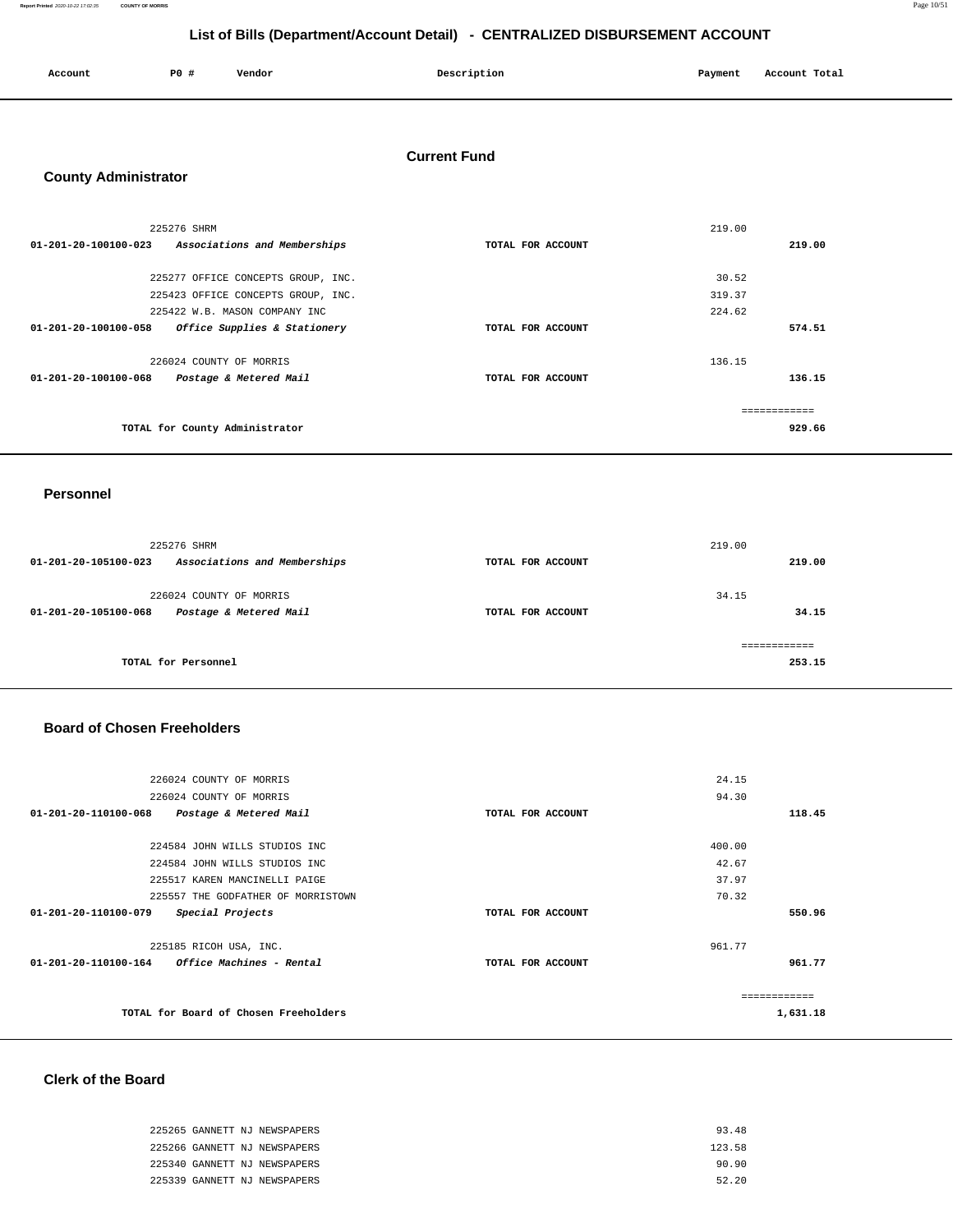# List of Bills (Department/Account Detail) - CENTRALIZED DISBURSEMENT ACCOUNT

| Account | PO # | Vendor | Description | Payment | Account Total |
|---|---|---|---|---|---|

## Current Fund

### County Administrator

| Account | PO # | Vendor | Description | Payment | Account Total |
|---|---|---|---|---|---|
| | 225276 | SHRM | | 219.00 | |
| 01-201-20-100100-023 | | *Associations and Memberships* | TOTAL FOR ACCOUNT | | 219.00 |
| | 225277 | OFFICE CONCEPTS GROUP, INC. | | 30.52 | |
| | 225423 | OFFICE CONCEPTS GROUP, INC. | | 319.37 | |
| | 225422 | W.B. MASON COMPANY INC | | 224.62 | |
| 01-201-20-100100-058 | | *Office Supplies & Stationery* | TOTAL FOR ACCOUNT | | 574.51 |
| | 226024 | COUNTY OF MORRIS | | 136.15 | |
| 01-201-20-100100-068 | | *Postage & Metered Mail* | TOTAL FOR ACCOUNT | | 136.15 |
| | | | | | ============ |
| | | TOTAL for County Administrator | | | 929.66 |

### Personnel

| Account | PO # | Vendor | Description | Payment | Account Total |
|---|---|---|---|---|---|
| | 225276 | SHRM | | 219.00 | |
| 01-201-20-105100-023 | | *Associations and Memberships* | TOTAL FOR ACCOUNT | | 219.00 |
| | 226024 | COUNTY OF MORRIS | | 34.15 | |
| 01-201-20-105100-068 | | *Postage & Metered Mail* | TOTAL FOR ACCOUNT | | 34.15 |
| | | | | | ============ |
| | | TOTAL for Personnel | | | 253.15 |

### Board of Chosen Freeholders

| Account | PO # | Vendor | Description | Payment | Account Total |
|---|---|---|---|---|---|
| | 226024 | COUNTY OF MORRIS | | 24.15 | |
| | 226024 | COUNTY OF MORRIS | | 94.30 | |
| 01-201-20-110100-068 | | *Postage & Metered Mail* | TOTAL FOR ACCOUNT | | 118.45 |
| | 224584 | JOHN WILLS STUDIOS INC | | 400.00 | |
| | 224584 | JOHN WILLS STUDIOS INC | | 42.67 | |
| | 225517 | KAREN MANCINELLI PAIGE | | 37.97 | |
| | 225557 | THE GODFATHER OF MORRISTOWN | | 70.32 | |
| 01-201-20-110100-079 | | *Special Projects* | TOTAL FOR ACCOUNT | | 550.96 |
| | 225185 | RICOH USA, INC. | | 961.77 | |
| 01-201-20-110100-164 | | *Office Machines - Rental* | TOTAL FOR ACCOUNT | | 961.77 |
| | | | | | ============ |
| | | TOTAL for Board of Chosen Freeholders | | | 1,631.18 |

### Clerk of the Board

| Account | PO # | Vendor | Description | Payment | Account Total |
|---|---|---|---|---|---|
| | 225265 | GANNETT NJ NEWSPAPERS | | 93.48 | |
| | 225266 | GANNETT NJ NEWSPAPERS | | 123.58 | |
| | 225340 | GANNETT NJ NEWSPAPERS | | 90.90 | |
| | 225339 | GANNETT NJ NEWSPAPERS | | 52.20 | |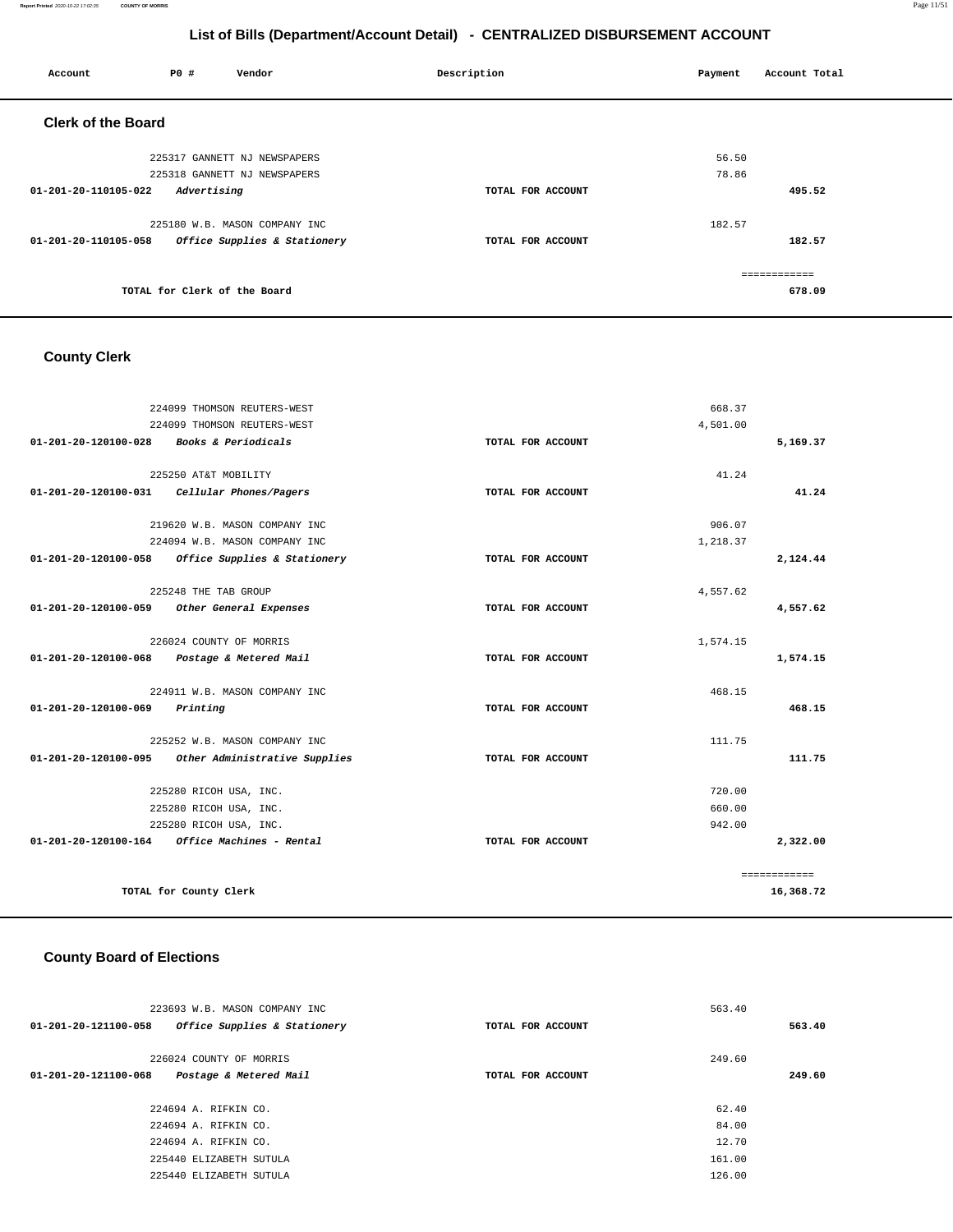## List of Bills (Department/Account Detail) - CENTRALIZED DISBURSEMENT ACCOUNT

| Account | PO # | Vendor | Description | Payment | Account Total |
|---|---|---|---|---|---|

### Clerk of the Board

| Account | PO # | Vendor | Description | Payment | Account Total |
|---|---|---|---|---|---|
| | 225317 | GANNETT NJ NEWSPAPERS | | 56.50 | |
| | 225318 | GANNETT NJ NEWSPAPERS | | 78.86 | |
| 01-201-20-110105-022 | | *Advertising* | TOTAL FOR ACCOUNT | | 495.52 |
| | 225180 | W.B. MASON COMPANY INC | | 182.57 | |
| 01-201-20-110105-058 | | *Office Supplies & Stationery* | TOTAL FOR ACCOUNT | | 182.57 |
| | | TOTAL for Clerk of the Board | | | 678.09 |

### County Clerk

| Account | PO # | Vendor | Description | Payment | Account Total |
|---|---|---|---|---|---|
| | 224099 | THOMSON REUTERS-WEST | | 668.37 | |
| | 224099 | THOMSON REUTERS-WEST | | 4,501.00 | |
| 01-201-20-120100-028 | | *Books & Periodicals* | TOTAL FOR ACCOUNT | | 5,169.37 |
| | 225250 | AT&T MOBILITY | | 41.24 | |
| 01-201-20-120100-031 | | *Cellular Phones/Pagers* | TOTAL FOR ACCOUNT | | 41.24 |
| | 219620 | W.B. MASON COMPANY INC | | 906.07 | |
| | 224094 | W.B. MASON COMPANY INC | | 1,218.37 | |
| 01-201-20-120100-058 | | *Office Supplies & Stationery* | TOTAL FOR ACCOUNT | | 2,124.44 |
| | 225248 | THE TAB GROUP | | 4,557.62 | |
| 01-201-20-120100-059 | | *Other General Expenses* | TOTAL FOR ACCOUNT | | 4,557.62 |
| | 226024 | COUNTY OF MORRIS | | 1,574.15 | |
| 01-201-20-120100-068 | | *Postage & Metered Mail* | TOTAL FOR ACCOUNT | | 1,574.15 |
| | 224911 | W.B. MASON COMPANY INC | | 468.15 | |
| 01-201-20-120100-069 | | *Printing* | TOTAL FOR ACCOUNT | | 468.15 |
| | 225252 | W.B. MASON COMPANY INC | | 111.75 | |
| 01-201-20-120100-095 | | *Other Administrative Supplies* | TOTAL FOR ACCOUNT | | 111.75 |
| | 225280 | RICOH USA, INC. | | 720.00 | |
| | 225280 | RICOH USA, INC. | | 660.00 | |
| | 225280 | RICOH USA, INC. | | 942.00 | |
| 01-201-20-120100-164 | | *Office Machines - Rental* | TOTAL FOR ACCOUNT | | 2,322.00 |
| | | TOTAL for County Clerk | | | 16,368.72 |

### County Board of Elections

| Account | PO # | Vendor | Description | Payment | Account Total |
|---|---|---|---|---|---|
| | 223693 | W.B. MASON COMPANY INC | | 563.40 | |
| 01-201-20-121100-058 | | *Office Supplies & Stationery* | TOTAL FOR ACCOUNT | | 563.40 |
| | 226024 | COUNTY OF MORRIS | | 249.60 | |
| 01-201-20-121100-068 | | *Postage & Metered Mail* | TOTAL FOR ACCOUNT | | 249.60 |
| | 224694 | A. RIFKIN CO. | | 62.40 | |
| | 224694 | A. RIFKIN CO. | | 84.00 | |
| | 224694 | A. RIFKIN CO. | | 12.70 | |
| | 225440 | ELIZABETH SUTULA | | 161.00 | |
| | 225440 | ELIZABETH SUTULA | | 126.00 | |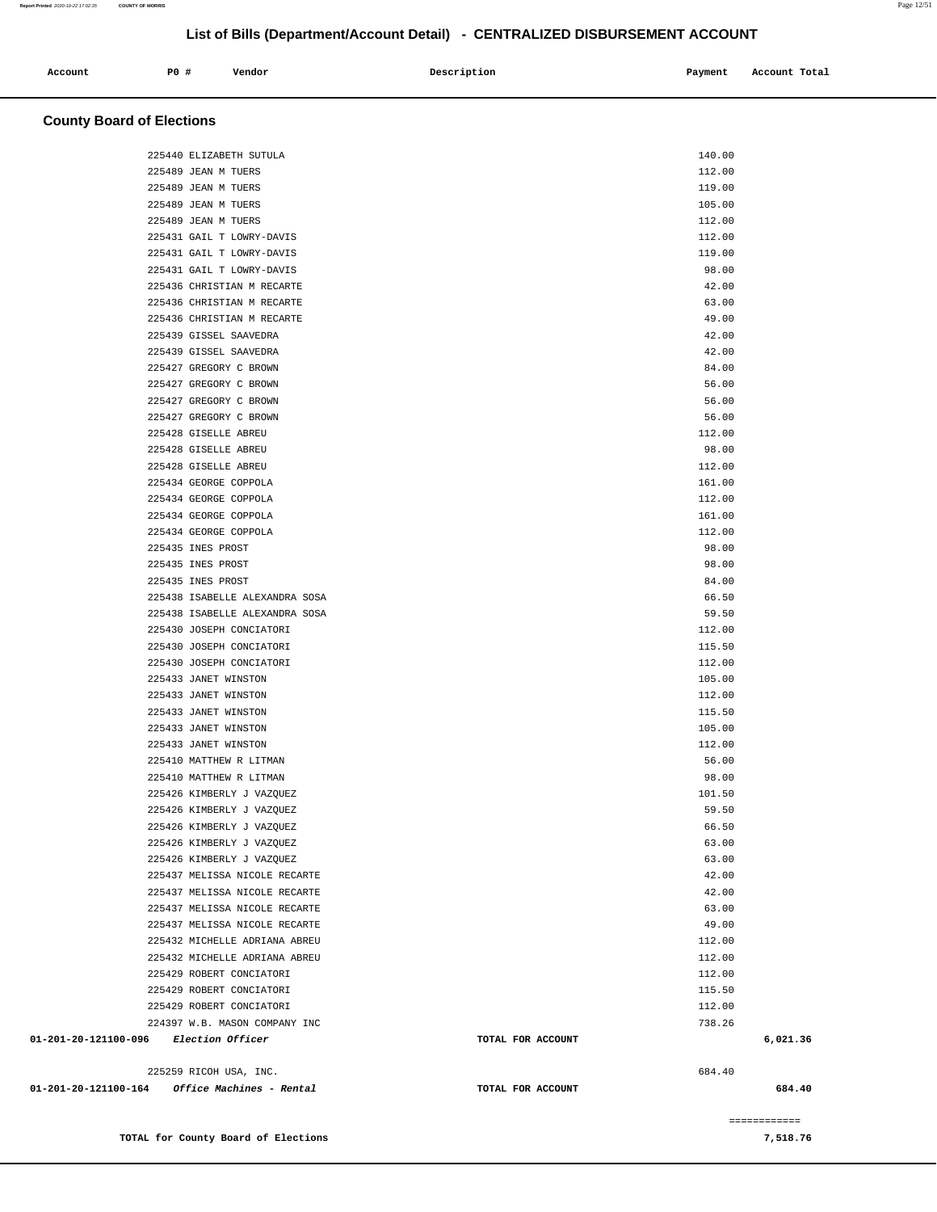# List of Bills (Department/Account Detail) - CENTRALIZED DISBURSEMENT ACCOUNT

| Account | PO # | Vendor | Description | Payment | Account Total |
|---|---|---|---|---|---|

## County Board of Elections

| Account | PO # | Vendor | Description | Payment | Account Total |
|---|---|---|---|---|---|
| | 225440 | ELIZABETH SUTULA | | 140.00 | |
| | 225489 | JEAN M TUERS | | 112.00 | |
| | 225489 | JEAN M TUERS | | 119.00 | |
| | 225489 | JEAN M TUERS | | 105.00 | |
| | 225489 | JEAN M TUERS | | 112.00 | |
| | 225431 | GAIL T LOWRY-DAVIS | | 112.00 | |
| | 225431 | GAIL T LOWRY-DAVIS | | 119.00 | |
| | 225431 | GAIL T LOWRY-DAVIS | | 98.00 | |
| | 225436 | CHRISTIAN M RECARTE | | 42.00 | |
| | 225436 | CHRISTIAN M RECARTE | | 63.00 | |
| | 225436 | CHRISTIAN M RECARTE | | 49.00 | |
| | 225439 | GISSEL SAAVEDRA | | 42.00 | |
| | 225439 | GISSEL SAAVEDRA | | 42.00 | |
| | 225427 | GREGORY C BROWN | | 84.00 | |
| | 225427 | GREGORY C BROWN | | 56.00 | |
| | 225427 | GREGORY C BROWN | | 56.00 | |
| | 225427 | GREGORY C BROWN | | 56.00 | |
| | 225428 | GISELLE ABREU | | 112.00 | |
| | 225428 | GISELLE ABREU | | 98.00 | |
| | 225428 | GISELLE ABREU | | 112.00 | |
| | 225434 | GEORGE COPPOLA | | 161.00 | |
| | 225434 | GEORGE COPPOLA | | 112.00 | |
| | 225434 | GEORGE COPPOLA | | 161.00 | |
| | 225434 | GEORGE COPPOLA | | 112.00 | |
| | 225435 | INES PROST | | 98.00 | |
| | 225435 | INES PROST | | 98.00 | |
| | 225435 | INES PROST | | 84.00 | |
| | 225438 | ISABELLE ALEXANDRA SOSA | | 66.50 | |
| | 225438 | ISABELLE ALEXANDRA SOSA | | 59.50 | |
| | 225430 | JOSEPH CONCIATORI | | 112.00 | |
| | 225430 | JOSEPH CONCIATORI | | 115.50 | |
| | 225430 | JOSEPH CONCIATORI | | 112.00 | |
| | 225433 | JANET WINSTON | | 105.00 | |
| | 225433 | JANET WINSTON | | 112.00 | |
| | 225433 | JANET WINSTON | | 115.50 | |
| | 225433 | JANET WINSTON | | 105.00 | |
| | 225433 | JANET WINSTON | | 112.00 | |
| | 225410 | MATTHEW R LITMAN | | 56.00 | |
| | 225410 | MATTHEW R LITMAN | | 98.00 | |
| | 225426 | KIMBERLY J VAZQUEZ | | 101.50 | |
| | 225426 | KIMBERLY J VAZQUEZ | | 59.50 | |
| | 225426 | KIMBERLY J VAZQUEZ | | 66.50 | |
| | 225426 | KIMBERLY J VAZQUEZ | | 63.00 | |
| | 225426 | KIMBERLY J VAZQUEZ | | 63.00 | |
| | 225437 | MELISSA NICOLE RECARTE | | 42.00 | |
| | 225437 | MELISSA NICOLE RECARTE | | 42.00 | |
| | 225437 | MELISSA NICOLE RECARTE | | 63.00 | |
| | 225437 | MELISSA NICOLE RECARTE | | 49.00 | |
| | 225432 | MICHELLE ADRIANA ABREU | | 112.00 | |
| | 225432 | MICHELLE ADRIANA ABREU | | 112.00 | |
| | 225429 | ROBERT CONCIATORI | | 112.00 | |
| | 225429 | ROBERT CONCIATORI | | 115.50 | |
| | 225429 | ROBERT CONCIATORI | | 112.00 | |
| | 224397 | W.B. MASON COMPANY INC | | 738.26 | |
| 01-201-20-121100-096 | | *Election Officer* | TOTAL FOR ACCOUNT | | 6,021.36 |
| | 225259 | RICOH USA, INC. | | 684.40 | |
| 01-201-20-121100-164 | | *Office Machines - Rental* | TOTAL FOR ACCOUNT | | 684.40 |

============

**TOTAL for County Board of Elections** 7,518.76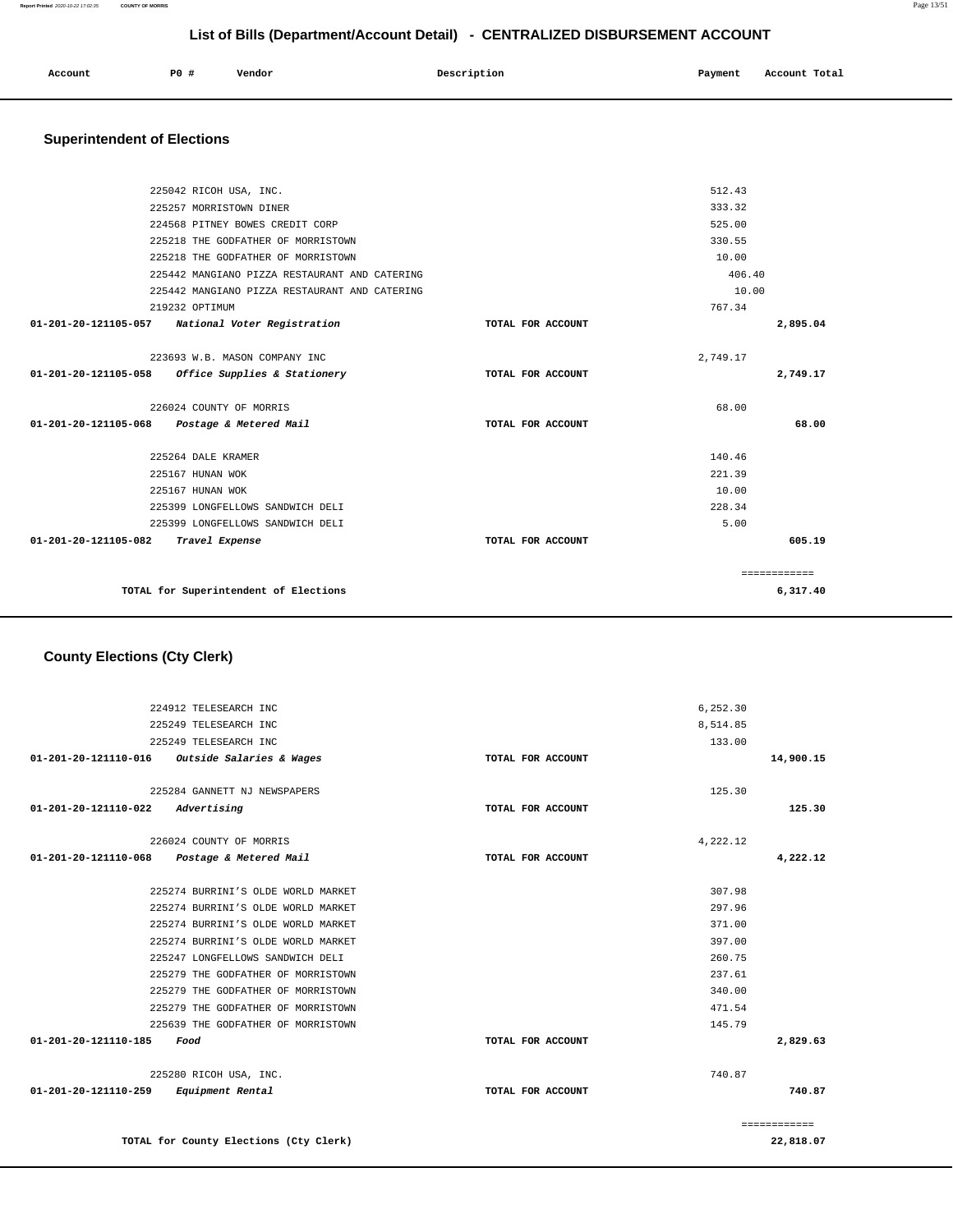# List of Bills (Department/Account Detail) - CENTRALIZED DISBURSEMENT ACCOUNT

| Account | PO # | Vendor | Description | Payment | Account Total |
|---|---|---|---|---|---|

## Superintendent of Elections

| Account | PO # | Vendor | Description | Payment | Account Total |
|---|---|---|---|---|---|
| | 225042 | RICOH USA, INC. | | 512.43 | |
| | 225257 | MORRISTOWN DINER | | 333.32 | |
| | 224568 | PITNEY BOWES CREDIT CORP | | 525.00 | |
| | 225218 | THE GODFATHER OF MORRISTOWN | | 330.55 | |
| | 225218 | THE GODFATHER OF MORRISTOWN | | 10.00 | |
| | 225442 | MANGIANO PIZZA RESTAURANT AND CATERING | | 406.40 | |
| | 225442 | MANGIANO PIZZA RESTAURANT AND CATERING | | 10.00 | |
| | 219232 | OPTIMUM | | 767.34 | |
| 01-201-20-121105-057 | | *National Voter Registration* | TOTAL FOR ACCOUNT | | 2,895.04 |
| | 223693 | W.B. MASON COMPANY INC | | 2,749.17 | |
| 01-201-20-121105-058 | | *Office Supplies & Stationery* | TOTAL FOR ACCOUNT | | 2,749.17 |
| | 226024 | COUNTY OF MORRIS | | 68.00 | |
| 01-201-20-121105-068 | | *Postage & Metered Mail* | TOTAL FOR ACCOUNT | | 68.00 |
| | 225264 | DALE KRAMER | | 140.46 | |
| | 225167 | HUNAN WOK | | 221.39 | |
| | 225167 | HUNAN WOK | | 10.00 | |
| | 225399 | LONGFELLOWS SANDWICH DELI | | 228.34 | |
| | 225399 | LONGFELLOWS SANDWICH DELI | | 5.00 | |
| 01-201-20-121105-082 | | *Travel Expense* | TOTAL FOR ACCOUNT | | 605.19 |
| | | | | | ============ |
| | | TOTAL for Superintendent of Elections | | | 6,317.40 |

## County Elections (Cty Clerk)

| Account | PO # | Vendor | Description | Payment | Account Total |
|---|---|---|---|---|---|
| | 224912 | TELESEARCH INC | | 6,252.30 | |
| | 225249 | TELESEARCH INC | | 8,514.85 | |
| | 225249 | TELESEARCH INC | | 133.00 | |
| 01-201-20-121110-016 | | *Outside Salaries & Wages* | TOTAL FOR ACCOUNT | | 14,900.15 |
| | 225284 | GANNETT NJ NEWSPAPERS | | 125.30 | |
| 01-201-20-121110-022 | | *Advertising* | TOTAL FOR ACCOUNT | | 125.30 |
| | 226024 | COUNTY OF MORRIS | | 4,222.12 | |
| 01-201-20-121110-068 | | *Postage & Metered Mail* | TOTAL FOR ACCOUNT | | 4,222.12 |
| | 225274 | BURRINI'S OLDE WORLD MARKET | | 307.98 | |
| | 225274 | BURRINI'S OLDE WORLD MARKET | | 297.96 | |
| | 225274 | BURRINI'S OLDE WORLD MARKET | | 371.00 | |
| | 225274 | BURRINI'S OLDE WORLD MARKET | | 397.00 | |
| | 225247 | LONGFELLOWS SANDWICH DELI | | 260.75 | |
| | 225279 | THE GODFATHER OF MORRISTOWN | | 237.61 | |
| | 225279 | THE GODFATHER OF MORRISTOWN | | 340.00 | |
| | 225279 | THE GODFATHER OF MORRISTOWN | | 471.54 | |
| | 225639 | THE GODFATHER OF MORRISTOWN | | 145.79 | |
| 01-201-20-121110-185 | | *Food* | TOTAL FOR ACCOUNT | | 2,829.63 |
| | 225280 | RICOH USA, INC. | | 740.87 | |
| 01-201-20-121110-259 | | *Equipment Rental* | TOTAL FOR ACCOUNT | | 740.87 |
| | | | | | ============ |
| | | TOTAL for County Elections (Cty Clerk) | | | 22,818.07 |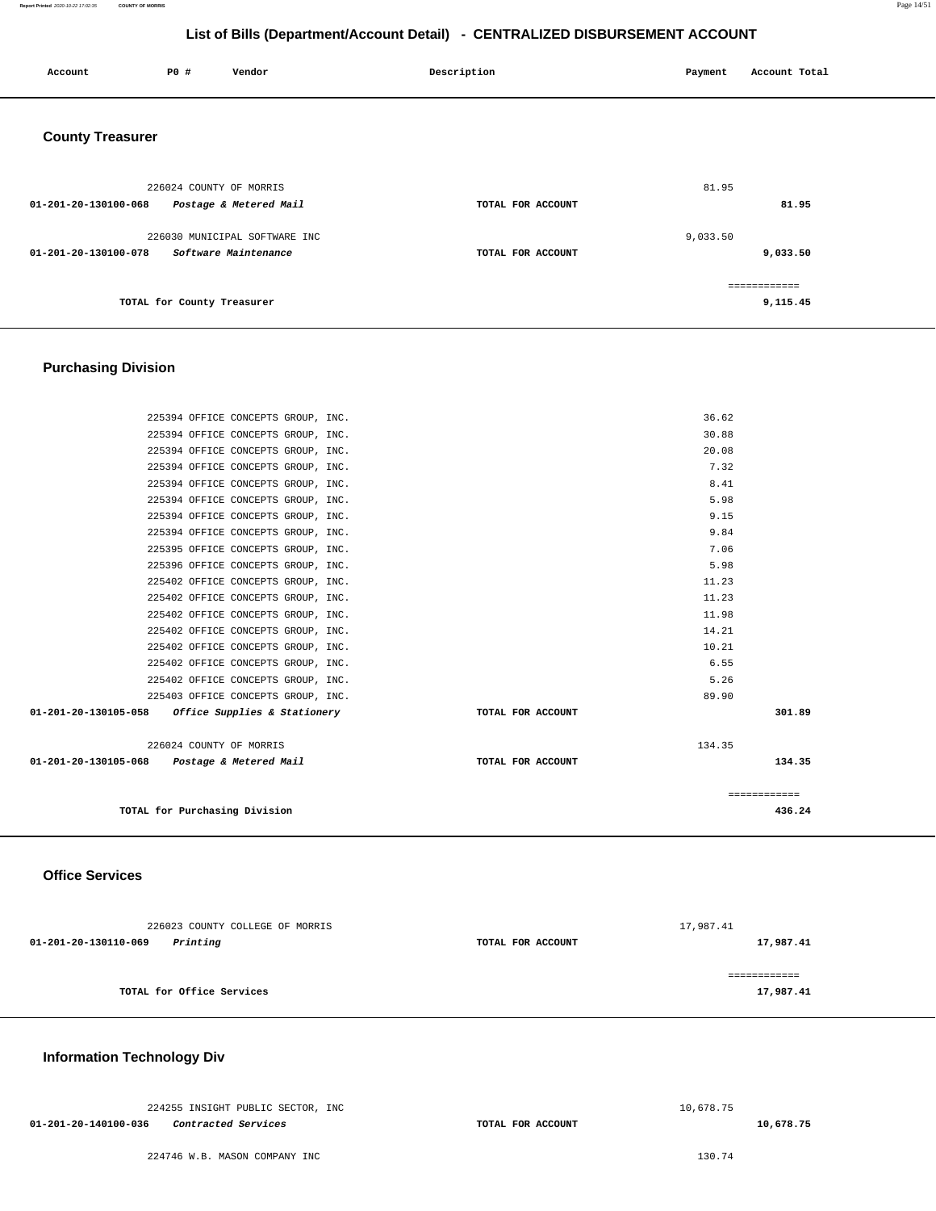## List of Bills (Department/Account Detail) - CENTRALIZED DISBURSEMENT ACCOUNT

| Account | PO # | Vendor | Description | Payment | Account Total |
|---|---|---|---|---|---|

### County Treasurer

| Account | PO # | Vendor | Description | Payment | Account Total |
|---|---|---|---|---|---|
| | 226024 | COUNTY OF MORRIS | | 81.95 | |
| 01-201-20-130100-068 | | *Postage & Metered Mail* | TOTAL FOR ACCOUNT | | 81.95 |
| | 226030 | MUNICIPAL SOFTWARE INC | | 9,033.50 | |
| 01-201-20-130100-078 | | *Software Maintenance* | TOTAL FOR ACCOUNT | | 9,033.50 |
| | | | | | ============ |
| | | TOTAL for County Treasurer | | | 9,115.45 |

### Purchasing Division

| Account | PO # | Vendor | Description | Payment | Account Total |
|---|---|---|---|---|---|
| | 225394 | OFFICE CONCEPTS GROUP, INC. | | 36.62 | |
| | 225394 | OFFICE CONCEPTS GROUP, INC. | | 30.88 | |
| | 225394 | OFFICE CONCEPTS GROUP, INC. | | 20.08 | |
| | 225394 | OFFICE CONCEPTS GROUP, INC. | | 7.32 | |
| | 225394 | OFFICE CONCEPTS GROUP, INC. | | 8.41 | |
| | 225394 | OFFICE CONCEPTS GROUP, INC. | | 5.98 | |
| | 225394 | OFFICE CONCEPTS GROUP, INC. | | 9.15 | |
| | 225394 | OFFICE CONCEPTS GROUP, INC. | | 9.84 | |
| | 225395 | OFFICE CONCEPTS GROUP, INC. | | 7.06 | |
| | 225396 | OFFICE CONCEPTS GROUP, INC. | | 5.98 | |
| | 225402 | OFFICE CONCEPTS GROUP, INC. | | 11.23 | |
| | 225402 | OFFICE CONCEPTS GROUP, INC. | | 11.23 | |
| | 225402 | OFFICE CONCEPTS GROUP, INC. | | 11.98 | |
| | 225402 | OFFICE CONCEPTS GROUP, INC. | | 14.21 | |
| | 225402 | OFFICE CONCEPTS GROUP, INC. | | 10.21 | |
| | 225402 | OFFICE CONCEPTS GROUP, INC. | | 6.55 | |
| | 225402 | OFFICE CONCEPTS GROUP, INC. | | 5.26 | |
| | 225403 | OFFICE CONCEPTS GROUP, INC. | | 89.90 | |
| 01-201-20-130105-058 | | *Office Supplies & Stationery* | TOTAL FOR ACCOUNT | | 301.89 |
| | 226024 | COUNTY OF MORRIS | | 134.35 | |
| 01-201-20-130105-068 | | *Postage & Metered Mail* | TOTAL FOR ACCOUNT | | 134.35 |
| | | | | | ============ |
| | | TOTAL for Purchasing Division | | | 436.24 |

### Office Services

| Account | PO # | Vendor | Description | Payment | Account Total |
|---|---|---|---|---|---|
| | 226023 | COUNTY COLLEGE OF MORRIS | | 17,987.41 | |
| 01-201-20-130110-069 | | *Printing* | TOTAL FOR ACCOUNT | | 17,987.41 |
| | | | | | ============ |
| | | TOTAL for Office Services | | | 17,987.41 |

### Information Technology Div

| Account | PO # | Vendor | Description | Payment | Account Total |
|---|---|---|---|---|---|
| | 224255 | INSIGHT PUBLIC SECTOR, INC | | 10,678.75 | |
| 01-201-20-140100-036 | | *Contracted Services* | TOTAL FOR ACCOUNT | | 10,678.75 |
| | 224746 | W.B. MASON COMPANY INC | | 130.74 | |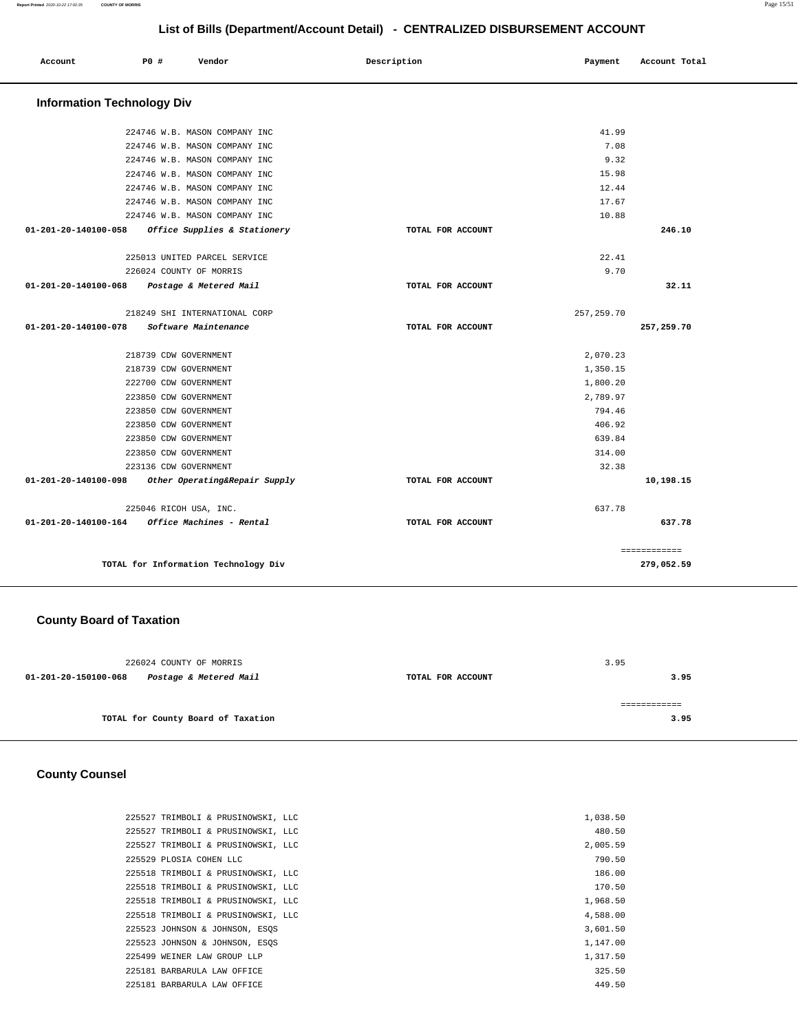# List of Bills (Department/Account Detail) - CENTRALIZED DISBURSEMENT ACCOUNT

| Account | PO # | Vendor | Description | Payment | Account Total |
|---|---|---|---|---|---|

## Information Technology Div

| Account | PO # | Vendor | Description | Payment | Account Total |
|---|---|---|---|---|---|
| | 224746 | W.B. MASON COMPANY INC | | 41.99 | |
| | 224746 | W.B. MASON COMPANY INC | | 7.08 | |
| | 224746 | W.B. MASON COMPANY INC | | 9.32 | |
| | 224746 | W.B. MASON COMPANY INC | | 15.98 | |
| | 224746 | W.B. MASON COMPANY INC | | 12.44 | |
| | 224746 | W.B. MASON COMPANY INC | | 17.67 | |
| | 224746 | W.B. MASON COMPANY INC | | 10.88 | |
| **01-201-20-140100-058** | | *Office Supplies & Stationery* | TOTAL FOR ACCOUNT | | **246.10** |
| | 225013 | UNITED PARCEL SERVICE | | 22.41 | |
| | 226024 | COUNTY OF MORRIS | | 9.70 | |
| **01-201-20-140100-068** | | *Postage & Metered Mail* | TOTAL FOR ACCOUNT | | **32.11** |
| | 218249 | SHI INTERNATIONAL CORP | | 257,259.70 | |
| **01-201-20-140100-078** | | *Software Maintenance* | TOTAL FOR ACCOUNT | | **257,259.70** |
| | 218739 | CDW GOVERNMENT | | 2,070.23 | |
| | 218739 | CDW GOVERNMENT | | 1,350.15 | |
| | 222700 | CDW GOVERNMENT | | 1,800.20 | |
| | 223850 | CDW GOVERNMENT | | 2,789.97 | |
| | 223850 | CDW GOVERNMENT | | 794.46 | |
| | 223850 | CDW GOVERNMENT | | 406.92 | |
| | 223850 | CDW GOVERNMENT | | 639.84 | |
| | 223850 | CDW GOVERNMENT | | 314.00 | |
| | 223136 | CDW GOVERNMENT | | 32.38 | |
| **01-201-20-140100-098** | | *Other Operating&Repair Supply* | TOTAL FOR ACCOUNT | | **10,198.15** |
| | 225046 | RICOH USA, INC. | | 637.78 | |
| **01-201-20-140100-164** | | *Office Machines - Rental* | TOTAL FOR ACCOUNT | | **637.78** |
| | | | | | ============ |
| | | **TOTAL for Information Technology Div** | | | **279,052.59** |

## County Board of Taxation

| Account | PO # | Vendor | Description | Payment | Account Total |
|---|---|---|---|---|---|
| | 226024 | COUNTY OF MORRIS | | 3.95 | |
| **01-201-20-150100-068** | | *Postage & Metered Mail* | TOTAL FOR ACCOUNT | | **3.95** |
| | | | | | ============ |
| | | **TOTAL for County Board of Taxation** | | | **3.95** |

## County Counsel

| Account | PO # | Vendor | Description | Payment | Account Total |
|---|---|---|---|---|---|
| | 225527 | TRIMBOLI & PRUSINOWSKI, LLC | | 1,038.50 | |
| | 225527 | TRIMBOLI & PRUSINOWSKI, LLC | | 480.50 | |
| | 225527 | TRIMBOLI & PRUSINOWSKI, LLC | | 2,005.59 | |
| | 225529 | PLOSIA COHEN LLC | | 790.50 | |
| | 225518 | TRIMBOLI & PRUSINOWSKI, LLC | | 186.00 | |
| | 225518 | TRIMBOLI & PRUSINOWSKI, LLC | | 170.50 | |
| | 225518 | TRIMBOLI & PRUSINOWSKI, LLC | | 1,968.50 | |
| | 225518 | TRIMBOLI & PRUSINOWSKI, LLC | | 4,588.00 | |
| | 225523 | JOHNSON & JOHNSON, ESQS | | 3,601.50 | |
| | 225523 | JOHNSON & JOHNSON, ESQS | | 1,147.00 | |
| | 225499 | WEINER LAW GROUP LLP | | 1,317.50 | |
| | 225181 | BARBARULA LAW OFFICE | | 325.50 | |
| | 225181 | BARBARULA LAW OFFICE | | 449.50 | |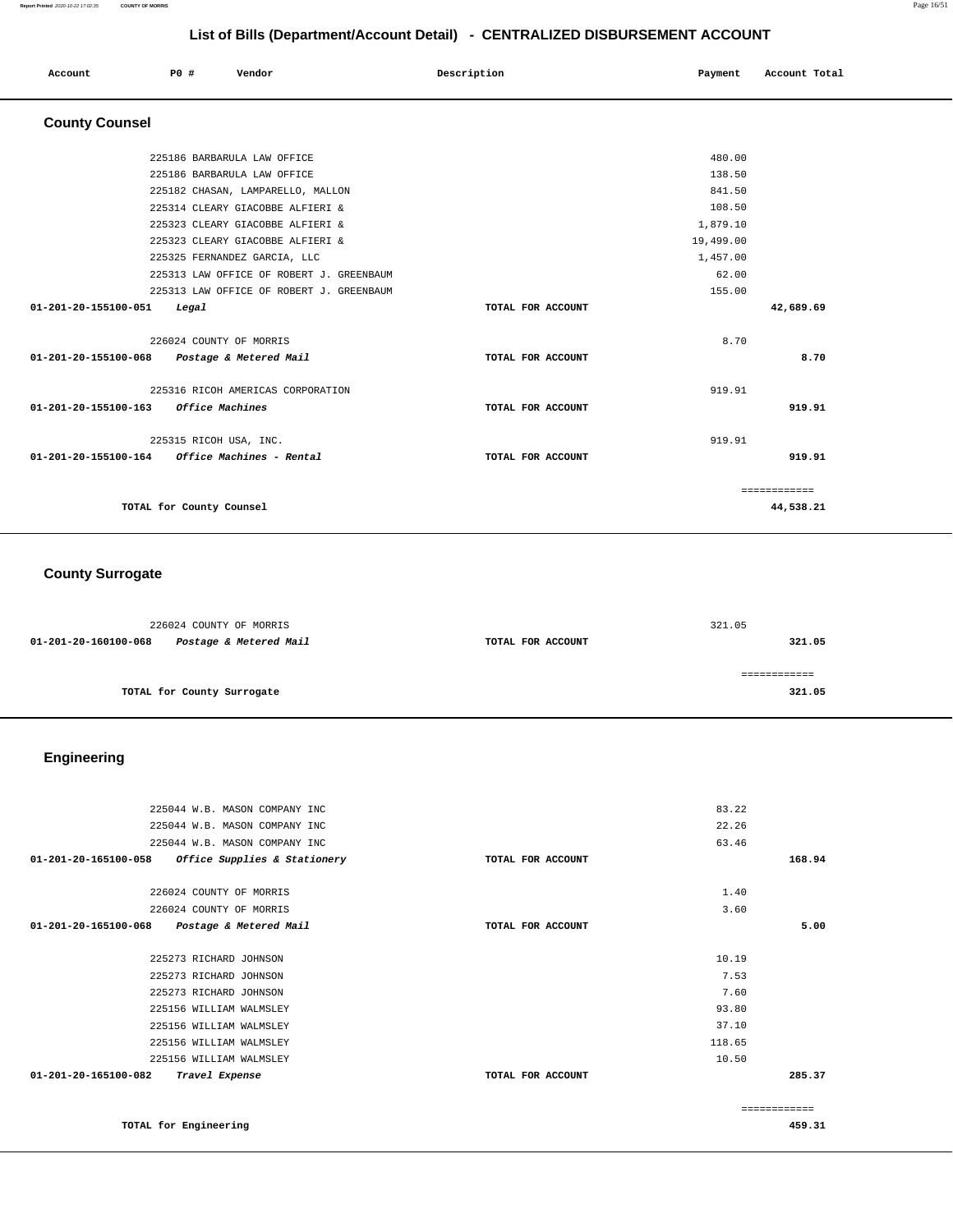## List of Bills (Department/Account Detail) - CENTRALIZED DISBURSEMENT ACCOUNT

| Account | PO # | Vendor | Description | Payment | Account Total |
|---|---|---|---|---|---|

### County Counsel

| Account | PO # | Vendor | Description | Payment | Account Total |
|---|---|---|---|---|---|
| | 225186 | BARBARULA LAW OFFICE | | 480.00 | |
| | 225186 | BARBARULA LAW OFFICE | | 138.50 | |
| | 225182 | CHASAN, LAMPARELLO, MALLON | | 841.50 | |
| | 225314 | CLEARY GIACOBBE ALFIERI & | | 108.50 | |
| | 225323 | CLEARY GIACOBBE ALFIERI & | | 1,879.10 | |
| | 225323 | CLEARY GIACOBBE ALFIERI & | | 19,499.00 | |
| | 225325 | FERNANDEZ GARCIA, LLC | | 1,457.00 | |
| | 225313 | LAW OFFICE OF ROBERT J. GREENBAUM | | 62.00 | |
| | 225313 | LAW OFFICE OF ROBERT J. GREENBAUM | | 155.00 | |
| **01-201-20-155100-051** | | ***Legal*** | **TOTAL FOR ACCOUNT** | | **42,689.69** |
| | 226024 | COUNTY OF MORRIS | | 8.70 | |
| **01-201-20-155100-068** | | ***Postage & Metered Mail*** | **TOTAL FOR ACCOUNT** | | **8.70** |
| | 225316 | RICOH AMERICAS CORPORATION | | 919.91 | |
| **01-201-20-155100-163** | | ***Office Machines*** | **TOTAL FOR ACCOUNT** | | **919.91** |
| | 225315 | RICOH USA, INC. | | 919.91 | |
| **01-201-20-155100-164** | | ***Office Machines - Rental*** | **TOTAL FOR ACCOUNT** | | **919.91** |
| | | | | | ============ |
| | | **TOTAL for County Counsel** | | | **44,538.21** |

### County Surrogate

| Account | PO # | Vendor | Description | Payment | Account Total |
|---|---|---|---|---|---|
| | 226024 | COUNTY OF MORRIS | | 321.05 | |
| **01-201-20-160100-068** | | ***Postage & Metered Mail*** | **TOTAL FOR ACCOUNT** | | **321.05** |
| | | | | | ============ |
| | | **TOTAL for County Surrogate** | | | **321.05** |

### Engineering

| Account | PO # | Vendor | Description | Payment | Account Total |
|---|---|---|---|---|---|
| | 225044 | W.B. MASON COMPANY INC | | 83.22 | |
| | 225044 | W.B. MASON COMPANY INC | | 22.26 | |
| | 225044 | W.B. MASON COMPANY INC | | 63.46 | |
| **01-201-20-165100-058** | | ***Office Supplies & Stationery*** | **TOTAL FOR ACCOUNT** | | **168.94** |
| | 226024 | COUNTY OF MORRIS | | 1.40 | |
| | 226024 | COUNTY OF MORRIS | | 3.60 | |
| **01-201-20-165100-068** | | ***Postage & Metered Mail*** | **TOTAL FOR ACCOUNT** | | **5.00** |
| | 225273 | RICHARD JOHNSON | | 10.19 | |
| | 225273 | RICHARD JOHNSON | | 7.53 | |
| | 225273 | RICHARD JOHNSON | | 7.60 | |
| | 225156 | WILLIAM WALMSLEY | | 93.80 | |
| | 225156 | WILLIAM WALMSLEY | | 37.10 | |
| | 225156 | WILLIAM WALMSLEY | | 118.65 | |
| | 225156 | WILLIAM WALMSLEY | | 10.50 | |
| **01-201-20-165100-082** | | ***Travel Expense*** | **TOTAL FOR ACCOUNT** | | **285.37** |
| | | | | | ============ |
| | | **TOTAL for Engineering** | | | **459.31** |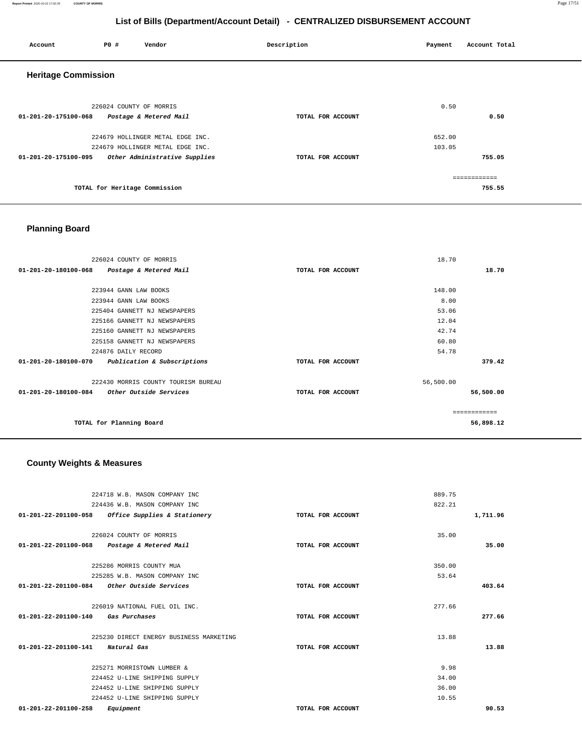# List of Bills (Department/Account Detail) - CENTRALIZED DISBURSEMENT ACCOUNT

| Account | PO # | Vendor | Description | Payment | Account Total |
|---|---|---|---|---|---|

## Heritage Commission

| Account | PO # | Vendor | Description | Payment | Account Total |
|---|---|---|---|---|---|
| | 226024 | COUNTY OF MORRIS | | 0.50 | |
| 01-201-20-175100-068 | | *Postage & Metered Mail* | TOTAL FOR ACCOUNT | | 0.50 |
| | 224679 | HOLLINGER METAL EDGE INC. | | 652.00 | |
| | 224679 | HOLLINGER METAL EDGE INC. | | 103.05 | |
| 01-201-20-175100-095 | | *Other Administrative Supplies* | TOTAL FOR ACCOUNT | | 755.05 |
| | | | | | ============ |
| | | TOTAL for Heritage Commission | | | 755.55 |

## Planning Board

| Account | PO # | Vendor | Description | Payment | Account Total |
|---|---|---|---|---|---|
| | 226024 | COUNTY OF MORRIS | | 18.70 | |
| 01-201-20-180100-068 | | *Postage & Metered Mail* | TOTAL FOR ACCOUNT | | 18.70 |
| | 223944 | GANN LAW BOOKS | | 148.00 | |
| | 223944 | GANN LAW BOOKS | | 8.00 | |
| | 225404 | GANNETT NJ NEWSPAPERS | | 53.06 | |
| | 225166 | GANNETT NJ NEWSPAPERS | | 12.04 | |
| | 225160 | GANNETT NJ NEWSPAPERS | | 42.74 | |
| | 225158 | GANNETT NJ NEWSPAPERS | | 60.80 | |
| | 224876 | DAILY RECORD | | 54.78 | |
| 01-201-20-180100-070 | | *Publication & Subscriptions* | TOTAL FOR ACCOUNT | | 379.42 |
| | 222430 | MORRIS COUNTY TOURISM BUREAU | | 56,500.00 | |
| 01-201-20-180100-084 | | *Other Outside Services* | TOTAL FOR ACCOUNT | | 56,500.00 |
| | | | | | ============ |
| | | TOTAL for Planning Board | | | 56,898.12 |

## County Weights & Measures

| Account | PO # | Vendor | Description | Payment | Account Total |
|---|---|---|---|---|---|
| | 224718 | W.B. MASON COMPANY INC | | 889.75 | |
| | 224436 | W.B. MASON COMPANY INC | | 822.21 | |
| 01-201-22-201100-058 | | *Office Supplies & Stationery* | TOTAL FOR ACCOUNT | | 1,711.96 |
| | 226024 | COUNTY OF MORRIS | | 35.00 | |
| 01-201-22-201100-068 | | *Postage & Metered Mail* | TOTAL FOR ACCOUNT | | 35.00 |
| | 225286 | MORRIS COUNTY MUA | | 350.00 | |
| | 225285 | W.B. MASON COMPANY INC | | 53.64 | |
| 01-201-22-201100-084 | | *Other Outside Services* | TOTAL FOR ACCOUNT | | 403.64 |
| | 226019 | NATIONAL FUEL OIL INC. | | 277.66 | |
| 01-201-22-201100-140 | | *Gas Purchases* | TOTAL FOR ACCOUNT | | 277.66 |
| | 225230 | DIRECT ENERGY BUSINESS MARKETING | | 13.88 | |
| 01-201-22-201100-141 | | *Natural Gas* | TOTAL FOR ACCOUNT | | 13.88 |
| | 225271 | MORRISTOWN LUMBER & | | 9.98 | |
| | 224452 | U-LINE SHIPPING SUPPLY | | 34.00 | |
| | 224452 | U-LINE SHIPPING SUPPLY | | 36.00 | |
| | 224452 | U-LINE SHIPPING SUPPLY | | 10.55 | |
| 01-201-22-201100-258 | | *Equipment* | TOTAL FOR ACCOUNT | | 90.53 |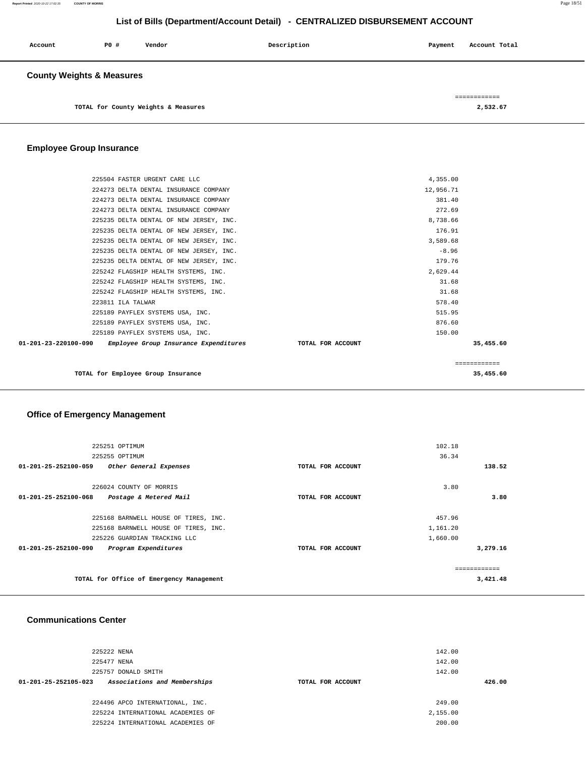# List of Bills (Department/Account Detail) - CENTRALIZED DISBURSEMENT ACCOUNT

| Account | PO # | Vendor | Description | Payment | Account Total |
|---|---|---|---|---|---|

## County Weights & Measures

| | | |
|---|---|---|
| TOTAL for County Weights & Measures | | 2,532.67 |

## Employee Group Insurance

| Account | PO # | Vendor | Description | Payment | Account Total |
|---|---|---|---|---|---|
| | 225504 | FASTER URGENT CARE LLC | | 4,355.00 | |
| | 224273 | DELTA DENTAL INSURANCE COMPANY | | 12,956.71 | |
| | 224273 | DELTA DENTAL INSURANCE COMPANY | | 381.40 | |
| | 224273 | DELTA DENTAL INSURANCE COMPANY | | 272.69 | |
| | 225235 | DELTA DENTAL OF NEW JERSEY, INC. | | 8,738.66 | |
| | 225235 | DELTA DENTAL OF NEW JERSEY, INC. | | 176.91 | |
| | 225235 | DELTA DENTAL OF NEW JERSEY, INC. | | 3,589.68 | |
| | 225235 | DELTA DENTAL OF NEW JERSEY, INC. | | -8.96 | |
| | 225235 | DELTA DENTAL OF NEW JERSEY, INC. | | 179.76 | |
| | 225242 | FLAGSHIP HEALTH SYSTEMS, INC. | | 2,629.44 | |
| | 225242 | FLAGSHIP HEALTH SYSTEMS, INC. | | 31.68 | |
| | 225242 | FLAGSHIP HEALTH SYSTEMS, INC. | | 31.68 | |
| | 223811 | ILA TALWAR | | 578.40 | |
| | 225189 | PAYFLEX SYSTEMS USA, INC. | | 515.95 | |
| | 225189 | PAYFLEX SYSTEMS USA, INC. | | 876.60 | |
| | 225189 | PAYFLEX SYSTEMS USA, INC. | | 150.00 | |
| 01-201-23-220100-090 | | *Employee Group Insurance Expenditures* | TOTAL FOR ACCOUNT | | 35,455.60 |

| | | |
|---|---|---|
| TOTAL for Employee Group Insurance | | 35,455.60 |

## Office of Emergency Management

| Account | PO # | Vendor | Description | Payment | Account Total |
|---|---|---|---|---|---|
| | 225251 | OPTIMUM | | 102.18 | |
| | 225255 | OPTIMUM | | 36.34 | |
| 01-201-25-252100-059 | | *Other General Expenses* | TOTAL FOR ACCOUNT | | 138.52 |
| | 226024 | COUNTY OF MORRIS | | 3.80 | |
| 01-201-25-252100-068 | | *Postage & Metered Mail* | TOTAL FOR ACCOUNT | | 3.80 |
| | 225168 | BARNWELL HOUSE OF TIRES, INC. | | 457.96 | |
| | 225168 | BARNWELL HOUSE OF TIRES, INC. | | 1,161.20 | |
| | 225226 | GUARDIAN TRACKING LLC | | 1,660.00 | |
| 01-201-25-252100-090 | | *Program Expenditures* | TOTAL FOR ACCOUNT | | 3,279.16 |

| | | |
|---|---|---|
| TOTAL for Office of Emergency Management | | 3,421.48 |

## Communications Center

| Account | PO # | Vendor | Description | Payment | Account Total |
|---|---|---|---|---|---|
| | 225222 | NENA | | 142.00 | |
| | 225477 | NENA | | 142.00 | |
| | 225757 | DONALD SMITH | | 142.00 | |
| 01-201-25-252105-023 | | *Associations and Memberships* | TOTAL FOR ACCOUNT | | 426.00 |
| | 224496 | APCO INTERNATIONAL, INC. | | 249.00 | |
| | 225224 | INTERNATIONAL ACADEMIES OF | | 2,155.00 | |
| | 225224 | INTERNATIONAL ACADEMIES OF | | 200.00 | |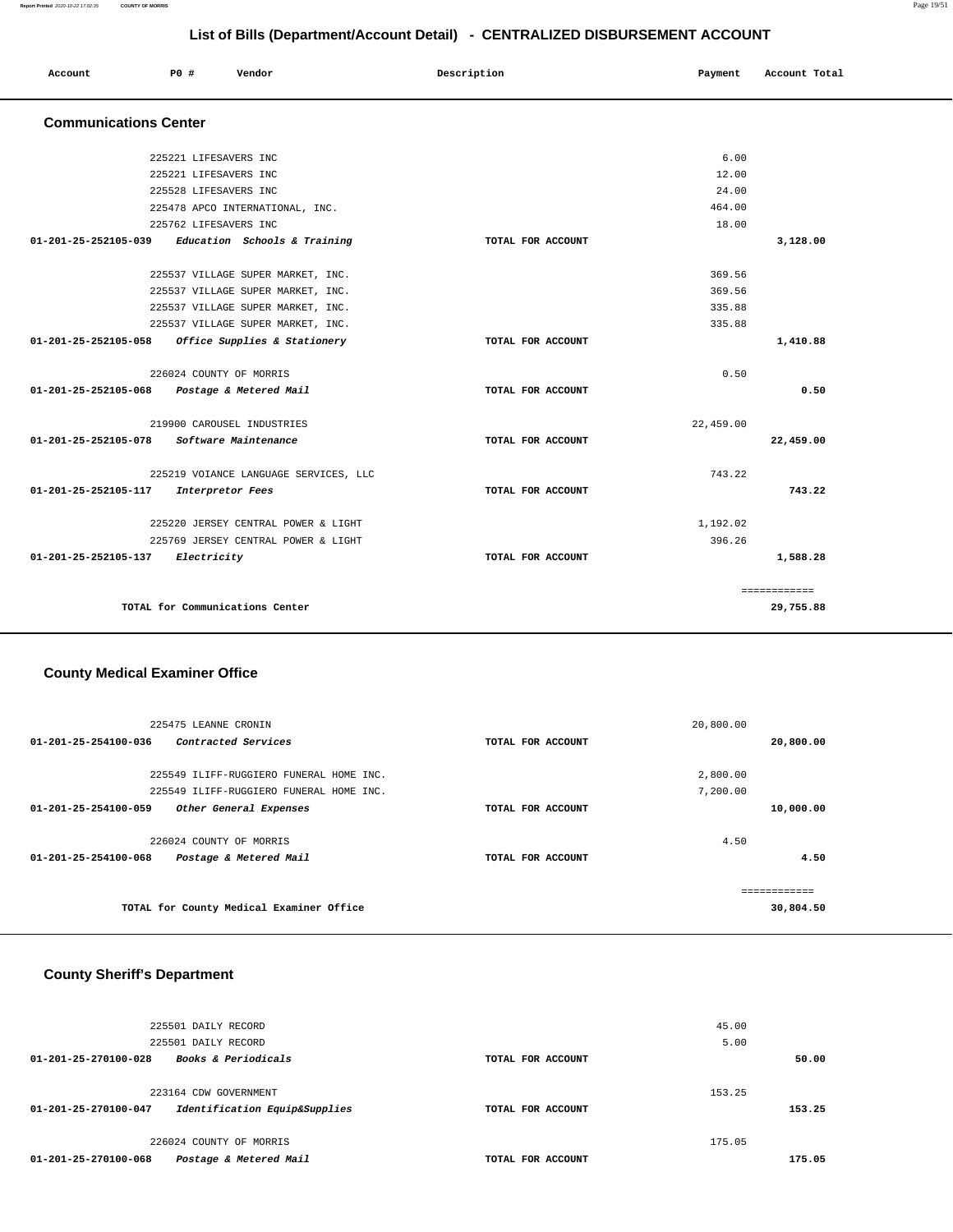## List of Bills (Department/Account Detail) - CENTRALIZED DISBURSEMENT ACCOUNT

| Account | PO # | Vendor | Description | Payment | Account Total |
|---|---|---|---|---|---|

### Communications Center

| Account | PO # | Vendor | Description | Payment | Account Total |
|---|---|---|---|---|---|
| | 225221 | LIFESAVERS INC | | 6.00 | |
| | 225221 | LIFESAVERS INC | | 12.00 | |
| | 225528 | LIFESAVERS INC | | 24.00 | |
| | 225478 | APCO INTERNATIONAL, INC. | | 464.00 | |
| | 225762 | LIFESAVERS INC | | 18.00 | |
| 01-201-25-252105-039 | | *Education Schools & Training* | TOTAL FOR ACCOUNT | | 3,128.00 |
| | 225537 | VILLAGE SUPER MARKET, INC. | | 369.56 | |
| | 225537 | VILLAGE SUPER MARKET, INC. | | 369.56 | |
| | 225537 | VILLAGE SUPER MARKET, INC. | | 335.88 | |
| | 225537 | VILLAGE SUPER MARKET, INC. | | 335.88 | |
| 01-201-25-252105-058 | | *Office Supplies & Stationery* | TOTAL FOR ACCOUNT | | 1,410.88 |
| | 226024 | COUNTY OF MORRIS | | 0.50 | |
| 01-201-25-252105-068 | | *Postage & Metered Mail* | TOTAL FOR ACCOUNT | | 0.50 |
| | 219900 | CAROUSEL INDUSTRIES | | 22,459.00 | |
| 01-201-25-252105-078 | | *Software Maintenance* | TOTAL FOR ACCOUNT | | 22,459.00 |
| | 225219 | VOIANCE LANGUAGE SERVICES, LLC | | 743.22 | |
| 01-201-25-252105-117 | | *Interpretor Fees* | TOTAL FOR ACCOUNT | | 743.22 |
| | 225220 | JERSEY CENTRAL POWER & LIGHT | | 1,192.02 | |
| | 225769 | JERSEY CENTRAL POWER & LIGHT | | 396.26 | |
| 01-201-25-252105-137 | | *Electricity* | TOTAL FOR ACCOUNT | | 1,588.28 |
| | | **TOTAL for Communications Center** | | | **29,755.88** |

### County Medical Examiner Office

| Account | PO # | Vendor | Description | Payment | Account Total |
|---|---|---|---|---|---|
| | 225475 | LEANNE CRONIN | | 20,800.00 | |
| 01-201-25-254100-036 | | *Contracted Services* | TOTAL FOR ACCOUNT | | 20,800.00 |
| | 225549 | ILIFF-RUGGIERO FUNERAL HOME INC. | | 2,800.00 | |
| | 225549 | ILIFF-RUGGIERO FUNERAL HOME INC. | | 7,200.00 | |
| 01-201-25-254100-059 | | *Other General Expenses* | TOTAL FOR ACCOUNT | | 10,000.00 |
| | 226024 | COUNTY OF MORRIS | | 4.50 | |
| 01-201-25-254100-068 | | *Postage & Metered Mail* | TOTAL FOR ACCOUNT | | 4.50 |
| | | **TOTAL for County Medical Examiner Office** | | | **30,804.50** |

### County Sheriff's Department

| Account | PO # | Vendor | Description | Payment | Account Total |
|---|---|---|---|---|---|
| | 225501 | DAILY RECORD | | 45.00 | |
| | 225501 | DAILY RECORD | | 5.00 | |
| 01-201-25-270100-028 | | *Books & Periodicals* | TOTAL FOR ACCOUNT | | 50.00 |
| | 223164 | CDW GOVERNMENT | | 153.25 | |
| 01-201-25-270100-047 | | *Identification Equip&Supplies* | TOTAL FOR ACCOUNT | | 153.25 |
| | 226024 | COUNTY OF MORRIS | | 175.05 | |
| 01-201-25-270100-068 | | *Postage & Metered Mail* | TOTAL FOR ACCOUNT | | 175.05 |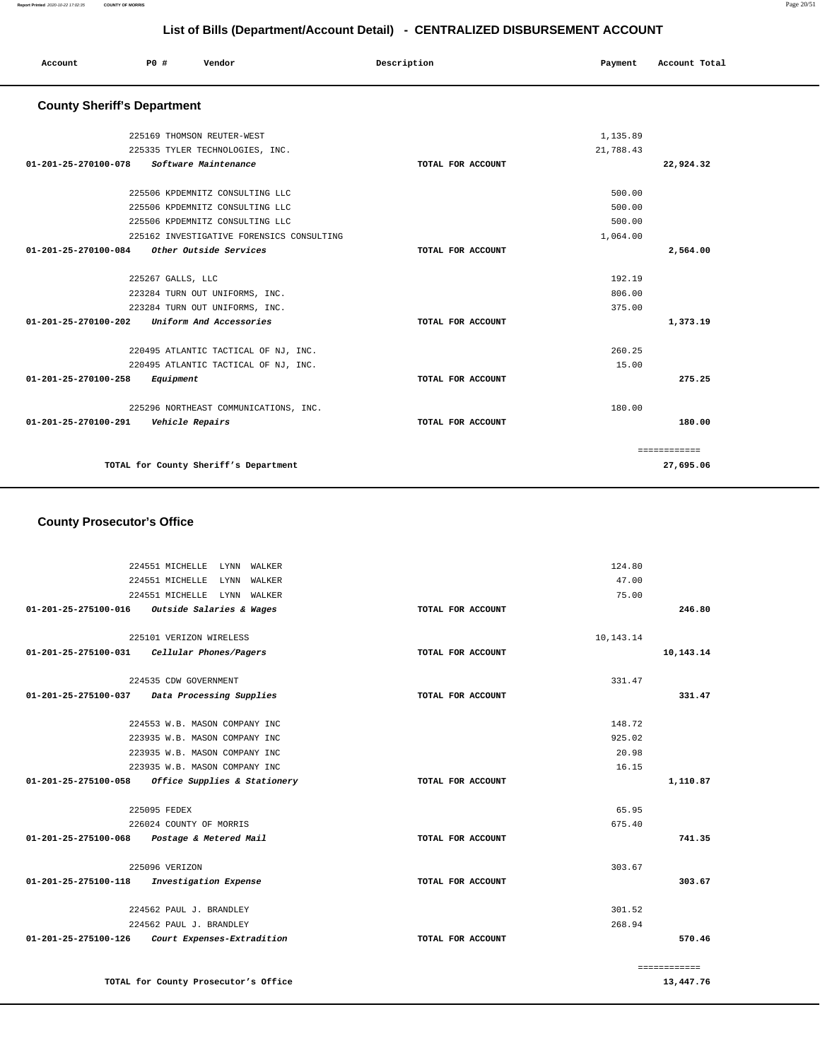# List of Bills (Department/Account Detail) - CENTRALIZED DISBURSEMENT ACCOUNT

## County Sheriff's Department

| Account | PO # | Vendor | Description | Payment | Account Total |
|---|---|---|---|---|---|
| | 225169 | THOMSON REUTER-WEST | | 1,135.89 | |
| | 225335 | TYLER TECHNOLOGIES, INC. | | 21,788.43 | |
| **01-201-25-270100-078** | | *Software Maintenance* | **TOTAL FOR ACCOUNT** | | **22,924.32** |
| | 225506 | KPDEMNITZ CONSULTING LLC | | 500.00 | |
| | 225506 | KPDEMNITZ CONSULTING LLC | | 500.00 | |
| | 225506 | KPDEMNITZ CONSULTING LLC | | 500.00 | |
| | 225162 | INVESTIGATIVE FORENSICS CONSULTING | | 1,064.00 | |
| **01-201-25-270100-084** | | *Other Outside Services* | **TOTAL FOR ACCOUNT** | | **2,564.00** |
| | 225267 | GALLS, LLC | | 192.19 | |
| | 223284 | TURN OUT UNIFORMS, INC. | | 806.00 | |
| | 223284 | TURN OUT UNIFORMS, INC. | | 375.00 | |
| **01-201-25-270100-202** | | *Uniform And Accessories* | **TOTAL FOR ACCOUNT** | | **1,373.19** |
| | 220495 | ATLANTIC TACTICAL OF NJ, INC. | | 260.25 | |
| | 220495 | ATLANTIC TACTICAL OF NJ, INC. | | 15.00 | |
| **01-201-25-270100-258** | | *Equipment* | **TOTAL FOR ACCOUNT** | | **275.25** |
| | 225296 | NORTHEAST COMMUNICATIONS, INC. | | 180.00 | |
| **01-201-25-270100-291** | | *Vehicle Repairs* | **TOTAL FOR ACCOUNT** | | **180.00** |
| | | | | | ============ |
| | | **TOTAL for County Sheriff's Department** | | | **27,695.06** |

## County Prosecutor's Office

| Account | PO # | Vendor | Description | Payment | Account Total |
|---|---|---|---|---|---|
| | 224551 | MICHELLE LYNN WALKER | | 124.80 | |
| | 224551 | MICHELLE LYNN WALKER | | 47.00 | |
| | 224551 | MICHELLE LYNN WALKER | | 75.00 | |
| **01-201-25-275100-016** | | *Outside Salaries & Wages* | **TOTAL FOR ACCOUNT** | | **246.80** |
| | 225101 | VERIZON WIRELESS | | 10,143.14 | |
| **01-201-25-275100-031** | | *Cellular Phones/Pagers* | **TOTAL FOR ACCOUNT** | | **10,143.14** |
| | 224535 | CDW GOVERNMENT | | 331.47 | |
| **01-201-25-275100-037** | | *Data Processing Supplies* | **TOTAL FOR ACCOUNT** | | **331.47** |
| | 224553 | W.B. MASON COMPANY INC | | 148.72 | |
| | 223935 | W.B. MASON COMPANY INC | | 925.02 | |
| | 223935 | W.B. MASON COMPANY INC | | 20.98 | |
| | 223935 | W.B. MASON COMPANY INC | | 16.15 | |
| **01-201-25-275100-058** | | *Office Supplies & Stationery* | **TOTAL FOR ACCOUNT** | | **1,110.87** |
| | 225095 | FEDEX | | 65.95 | |
| | 226024 | COUNTY OF MORRIS | | 675.40 | |
| **01-201-25-275100-068** | | *Postage & Metered Mail* | **TOTAL FOR ACCOUNT** | | **741.35** |
| | 225096 | VERIZON | | 303.67 | |
| **01-201-25-275100-118** | | *Investigation Expense* | **TOTAL FOR ACCOUNT** | | **303.67** |
| | 224562 | PAUL J. BRANDLEY | | 301.52 | |
| | 224562 | PAUL J. BRANDLEY | | 268.94 | |
| **01-201-25-275100-126** | | *Court Expenses-Extradition* | **TOTAL FOR ACCOUNT** | | **570.46** |
| | | | | | ============ |
| | | **TOTAL for County Prosecutor's Office** | | | **13,447.76** |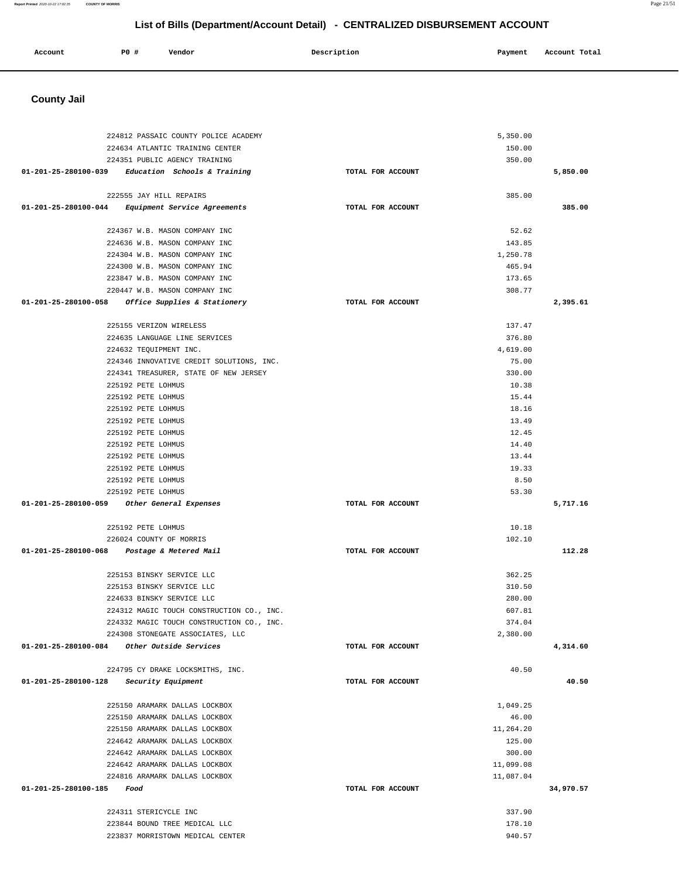## List of Bills (Department/Account Detail) - CENTRALIZED DISBURSEMENT ACCOUNT

| Account | PO # | Vendor | Description | Payment | Account Total |
|---|---|---|---|---|---|

### County Jail

| Account | PO # | Vendor | Description | Payment | Account Total |
|---|---|---|---|---|---|
| | 224812 | PASSAIC COUNTY POLICE ACADEMY | | 5,350.00 | |
| | 224634 | ATLANTIC TRAINING CENTER | | 150.00 | |
| | 224351 | PUBLIC AGENCY TRAINING | | 350.00 | |
| **01-201-25-280100-039** | | *Education Schools & Training* | TOTAL FOR ACCOUNT | | **5,850.00** |
| | 222555 | JAY HILL REPAIRS | | 385.00 | |
| **01-201-25-280100-044** | | *Equipment Service Agreements* | TOTAL FOR ACCOUNT | | **385.00** |
| | 224367 | W.B. MASON COMPANY INC | | 52.62 | |
| | 224636 | W.B. MASON COMPANY INC | | 143.85 | |
| | 224304 | W.B. MASON COMPANY INC | | 1,250.78 | |
| | 224300 | W.B. MASON COMPANY INC | | 465.94 | |
| | 223847 | W.B. MASON COMPANY INC | | 173.65 | |
| | 220447 | W.B. MASON COMPANY INC | | 308.77 | |
| **01-201-25-280100-058** | | *Office Supplies & Stationery* | TOTAL FOR ACCOUNT | | **2,395.61** |
| | 225155 | VERIZON WIRELESS | | 137.47 | |
| | 224635 | LANGUAGE LINE SERVICES | | 376.80 | |
| | 224632 | TEQUIPMENT INC. | | 4,619.00 | |
| | 224346 | INNOVATIVE CREDIT SOLUTIONS, INC. | | 75.00 | |
| | 224341 | TREASURER, STATE OF NEW JERSEY | | 330.00 | |
| | 225192 | PETE LOHMUS | | 10.38 | |
| | 225192 | PETE LOHMUS | | 15.44 | |
| | 225192 | PETE LOHMUS | | 18.16 | |
| | 225192 | PETE LOHMUS | | 13.49 | |
| | 225192 | PETE LOHMUS | | 12.45 | |
| | 225192 | PETE LOHMUS | | 14.40 | |
| | 225192 | PETE LOHMUS | | 13.44 | |
| | 225192 | PETE LOHMUS | | 19.33 | |
| | 225192 | PETE LOHMUS | | 8.50 | |
| | 225192 | PETE LOHMUS | | 53.30 | |
| **01-201-25-280100-059** | | *Other General Expenses* | TOTAL FOR ACCOUNT | | **5,717.16** |
| | 225192 | PETE LOHMUS | | 10.18 | |
| | 226024 | COUNTY OF MORRIS | | 102.10 | |
| **01-201-25-280100-068** | | *Postage & Metered Mail* | TOTAL FOR ACCOUNT | | **112.28** |
| | 225153 | BINSKY SERVICE LLC | | 362.25 | |
| | 225153 | BINSKY SERVICE LLC | | 310.50 | |
| | 224633 | BINSKY SERVICE LLC | | 280.00 | |
| | 224312 | MAGIC TOUCH CONSTRUCTION CO., INC. | | 607.81 | |
| | 224332 | MAGIC TOUCH CONSTRUCTION CO., INC. | | 374.04 | |
| | 224308 | STONEGATE ASSOCIATES, LLC | | 2,380.00 | |
| **01-201-25-280100-084** | | *Other Outside Services* | TOTAL FOR ACCOUNT | | **4,314.60** |
| | 224795 | CY DRAKE LOCKSMITHS, INC. | | 40.50 | |
| **01-201-25-280100-128** | | *Security Equipment* | TOTAL FOR ACCOUNT | | **40.50** |
| | 225150 | ARAMARK DALLAS LOCKBOX | | 1,049.25 | |
| | 225150 | ARAMARK DALLAS LOCKBOX | | 46.00 | |
| | 225150 | ARAMARK DALLAS LOCKBOX | | 11,264.20 | |
| | 224642 | ARAMARK DALLAS LOCKBOX | | 125.00 | |
| | 224642 | ARAMARK DALLAS LOCKBOX | | 300.00 | |
| | 224642 | ARAMARK DALLAS LOCKBOX | | 11,099.08 | |
| | 224816 | ARAMARK DALLAS LOCKBOX | | 11,087.04 | |
| **01-201-25-280100-185** | | *Food* | TOTAL FOR ACCOUNT | | **34,970.57** |
| | 224311 | STERICYCLE INC | | 337.90 | |
| | 223844 | BOUND TREE MEDICAL LLC | | 178.10 | |
| | 223837 | MORRISTOWN MEDICAL CENTER | | 940.57 | |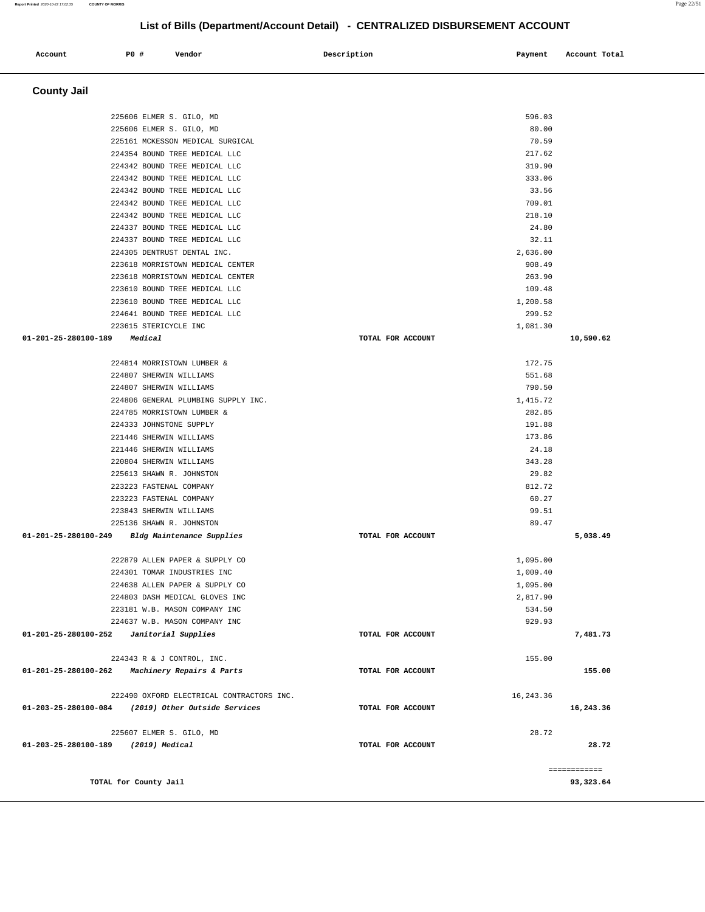# List of Bills (Department/Account Detail) - CENTRALIZED DISBURSEMENT ACCOUNT

| Account | PO # | Vendor | Description | Payment | Account Total |
|---|---|---|---|---|---|

## County Jail

| Account | PO # | Vendor | Description | Payment | Account Total |
|---|---|---|---|---|---|
| | 225606 | ELMER S. GILO, MD | | 596.03 | |
| | 225606 | ELMER S. GILO, MD | | 80.00 | |
| | 225161 | MCKESSON MEDICAL SURGICAL | | 70.59 | |
| | 224354 | BOUND TREE MEDICAL LLC | | 217.62 | |
| | 224342 | BOUND TREE MEDICAL LLC | | 319.90 | |
| | 224342 | BOUND TREE MEDICAL LLC | | 333.06 | |
| | 224342 | BOUND TREE MEDICAL LLC | | 33.56 | |
| | 224342 | BOUND TREE MEDICAL LLC | | 709.01 | |
| | 224342 | BOUND TREE MEDICAL LLC | | 218.10 | |
| | 224337 | BOUND TREE MEDICAL LLC | | 24.80 | |
| | 224337 | BOUND TREE MEDICAL LLC | | 32.11 | |
| | 224305 | DENTRUST DENTAL INC. | | 2,636.00 | |
| | 223618 | MORRISTOWN MEDICAL CENTER | | 908.49 | |
| | 223618 | MORRISTOWN MEDICAL CENTER | | 263.90 | |
| | 223610 | BOUND TREE MEDICAL LLC | | 109.48 | |
| | 223610 | BOUND TREE MEDICAL LLC | | 1,200.58 | |
| | 224641 | BOUND TREE MEDICAL LLC | | 299.52 | |
| | 223615 | STERICYCLE INC | | 1,081.30 | |
| **01-201-25-280100-189** | | ***Medical*** | **TOTAL FOR ACCOUNT** | | **10,590.62** |
| | 224814 | MORRISTOWN LUMBER & | | 172.75 | |
| | 224807 | SHERWIN WILLIAMS | | 551.68 | |
| | 224807 | SHERWIN WILLIAMS | | 790.50 | |
| | 224806 | GENERAL PLUMBING SUPPLY INC. | | 1,415.72 | |
| | 224785 | MORRISTOWN LUMBER & | | 282.85 | |
| | 224333 | JOHNSTONE SUPPLY | | 191.88 | |
| | 221446 | SHERWIN WILLIAMS | | 173.86 | |
| | 221446 | SHERWIN WILLIAMS | | 24.18 | |
| | 220804 | SHERWIN WILLIAMS | | 343.28 | |
| | 225613 | SHAWN R. JOHNSTON | | 29.82 | |
| | 223223 | FASTENAL COMPANY | | 812.72 | |
| | 223223 | FASTENAL COMPANY | | 60.27 | |
| | 223843 | SHERWIN WILLIAMS | | 99.51 | |
| | 225136 | SHAWN R. JOHNSTON | | 89.47 | |
| **01-201-25-280100-249** | | ***Bldg Maintenance Supplies*** | **TOTAL FOR ACCOUNT** | | **5,038.49** |
| | 222879 | ALLEN PAPER & SUPPLY CO | | 1,095.00 | |
| | 224301 | TOMAR INDUSTRIES INC | | 1,009.40 | |
| | 224638 | ALLEN PAPER & SUPPLY CO | | 1,095.00 | |
| | 224803 | DASH MEDICAL GLOVES INC | | 2,817.90 | |
| | 223181 | W.B. MASON COMPANY INC | | 534.50 | |
| | 224637 | W.B. MASON COMPANY INC | | 929.93 | |
| **01-201-25-280100-252** | | ***Janitorial Supplies*** | **TOTAL FOR ACCOUNT** | | **7,481.73** |
| | 224343 | R & J CONTROL, INC. | | 155.00 | |
| **01-201-25-280100-262** | | ***Machinery Repairs & Parts*** | **TOTAL FOR ACCOUNT** | | **155.00** |
| | 222490 | OXFORD ELECTRICAL CONTRACTORS INC. | | 16,243.36 | |
| **01-203-25-280100-084** | | ***(2019) Other Outside Services*** | **TOTAL FOR ACCOUNT** | | **16,243.36** |
| | 225607 | ELMER S. GILO, MD | | 28.72 | |
| **01-203-25-280100-189** | | ***(2019) Medical*** | **TOTAL FOR ACCOUNT** | | **28.72** |
| | | | | | ============ |
| **TOTAL for County Jail** | | | | | **93,323.64** |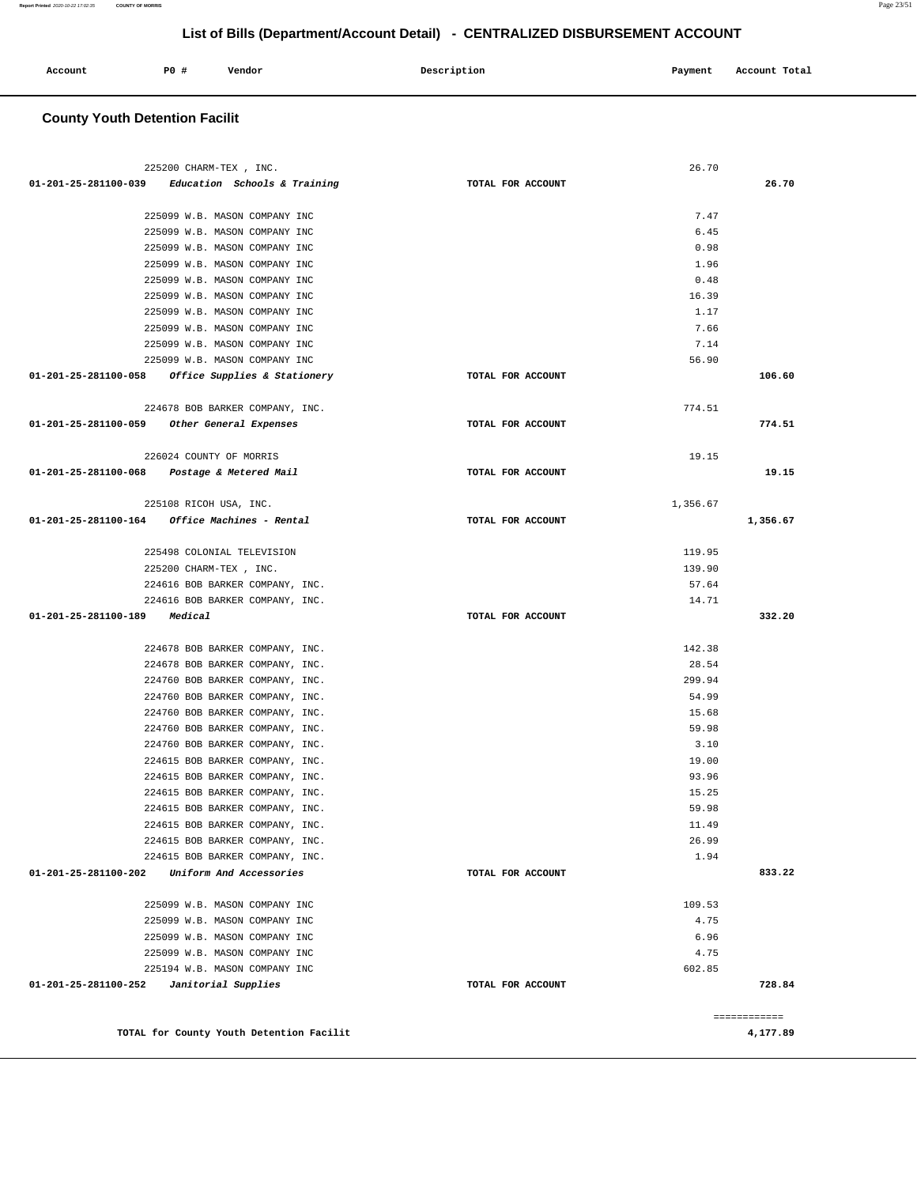# List of Bills (Department/Account Detail) - CENTRALIZED DISBURSEMENT ACCOUNT

| Account | PO # | Vendor | Description | Payment | Account Total |
|---|---|---|---|---|---|

## County Youth Detention Facilit

| Account | PO # | Vendor | Description | Payment | Account Total |
|---|---|---|---|---|---|
| | 225200 | CHARM-TEX , INC. | | 26.70 | |
| 01-201-25-281100-039 | | *Education Schools & Training* | TOTAL FOR ACCOUNT | | 26.70 |
| | 225099 | W.B. MASON COMPANY INC | | 7.47 | |
| | 225099 | W.B. MASON COMPANY INC | | 6.45 | |
| | 225099 | W.B. MASON COMPANY INC | | 0.98 | |
| | 225099 | W.B. MASON COMPANY INC | | 1.96 | |
| | 225099 | W.B. MASON COMPANY INC | | 0.48 | |
| | 225099 | W.B. MASON COMPANY INC | | 16.39 | |
| | 225099 | W.B. MASON COMPANY INC | | 1.17 | |
| | 225099 | W.B. MASON COMPANY INC | | 7.66 | |
| | 225099 | W.B. MASON COMPANY INC | | 7.14 | |
| | 225099 | W.B. MASON COMPANY INC | | 56.90 | |
| 01-201-25-281100-058 | | *Office Supplies & Stationery* | TOTAL FOR ACCOUNT | | 106.60 |
| | 224678 | BOB BARKER COMPANY, INC. | | 774.51 | |
| 01-201-25-281100-059 | | *Other General Expenses* | TOTAL FOR ACCOUNT | | 774.51 |
| | 226024 | COUNTY OF MORRIS | | 19.15 | |
| 01-201-25-281100-068 | | *Postage & Metered Mail* | TOTAL FOR ACCOUNT | | 19.15 |
| | 225108 | RICOH USA, INC. | | 1,356.67 | |
| 01-201-25-281100-164 | | *Office Machines - Rental* | TOTAL FOR ACCOUNT | | 1,356.67 |
| | 225498 | COLONIAL TELEVISION | | 119.95 | |
| | 225200 | CHARM-TEX , INC. | | 139.90 | |
| | 224616 | BOB BARKER COMPANY, INC. | | 57.64 | |
| | 224616 | BOB BARKER COMPANY, INC. | | 14.71 | |
| 01-201-25-281100-189 | | *Medical* | TOTAL FOR ACCOUNT | | 332.20 |
| | 224678 | BOB BARKER COMPANY, INC. | | 142.38 | |
| | 224678 | BOB BARKER COMPANY, INC. | | 28.54 | |
| | 224760 | BOB BARKER COMPANY, INC. | | 299.94 | |
| | 224760 | BOB BARKER COMPANY, INC. | | 54.99 | |
| | 224760 | BOB BARKER COMPANY, INC. | | 15.68 | |
| | 224760 | BOB BARKER COMPANY, INC. | | 59.98 | |
| | 224760 | BOB BARKER COMPANY, INC. | | 3.10 | |
| | 224615 | BOB BARKER COMPANY, INC. | | 19.00 | |
| | 224615 | BOB BARKER COMPANY, INC. | | 93.96 | |
| | 224615 | BOB BARKER COMPANY, INC. | | 15.25 | |
| | 224615 | BOB BARKER COMPANY, INC. | | 59.98 | |
| | 224615 | BOB BARKER COMPANY, INC. | | 11.49 | |
| | 224615 | BOB BARKER COMPANY, INC. | | 26.99 | |
| | 224615 | BOB BARKER COMPANY, INC. | | 1.94 | |
| 01-201-25-281100-202 | | *Uniform And Accessories* | TOTAL FOR ACCOUNT | | 833.22 |
| | 225099 | W.B. MASON COMPANY INC | | 109.53 | |
| | 225099 | W.B. MASON COMPANY INC | | 4.75 | |
| | 225099 | W.B. MASON COMPANY INC | | 6.96 | |
| | 225099 | W.B. MASON COMPANY INC | | 4.75 | |
| | 225194 | W.B. MASON COMPANY INC | | 602.85 | |
| 01-201-25-281100-252 | | *Janitorial Supplies* | TOTAL FOR ACCOUNT | | 728.84 |

**TOTAL for County Youth Detention Facilit** — 4,177.89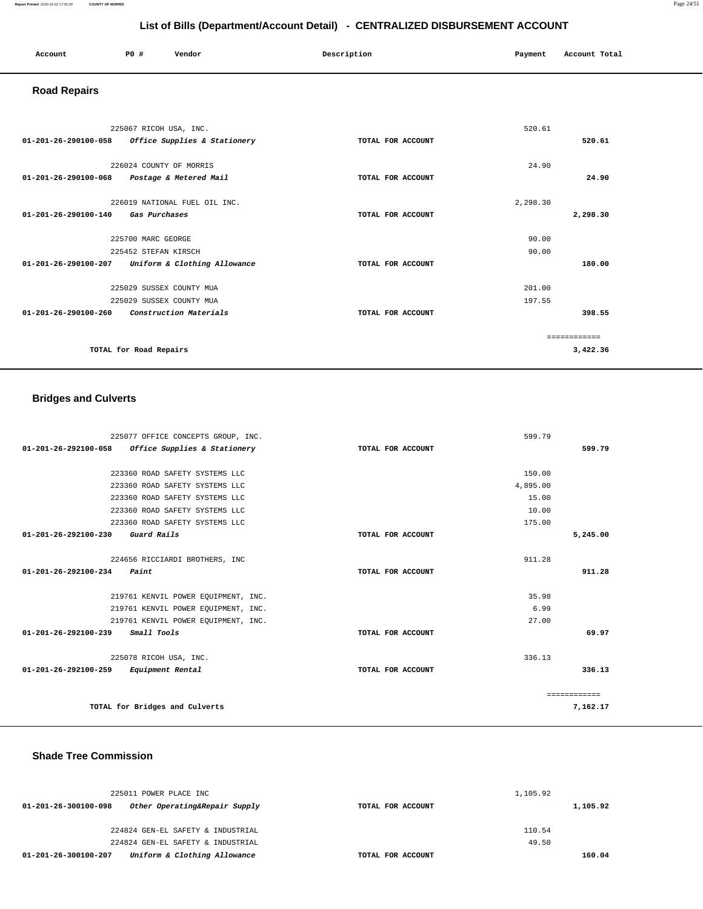## List of Bills (Department/Account Detail) - CENTRALIZED DISBURSEMENT ACCOUNT

| Account | PO # | Vendor | Description | Payment | Account Total |
|---|---|---|---|---|---|

### Road Repairs

| Account | PO # | Vendor | Description | Payment | Account Total |
|---|---|---|---|---|---|
| | 225067 | RICOH USA, INC. | | 520.61 | |
| 01-201-26-290100-058 | | *Office Supplies & Stationery* | TOTAL FOR ACCOUNT | | 520.61 |
| | 226024 | COUNTY OF MORRIS | | 24.90 | |
| 01-201-26-290100-068 | | *Postage & Metered Mail* | TOTAL FOR ACCOUNT | | 24.90 |
| | 226019 | NATIONAL FUEL OIL INC. | | 2,298.30 | |
| 01-201-26-290100-140 | | *Gas Purchases* | TOTAL FOR ACCOUNT | | 2,298.30 |
| | 225700 | MARC GEORGE | | 90.00 | |
| | 225452 | STEFAN KIRSCH | | 90.00 | |
| 01-201-26-290100-207 | | *Uniform & Clothing Allowance* | TOTAL FOR ACCOUNT | | 180.00 |
| | 225029 | SUSSEX COUNTY MUA | | 201.00 | |
| | 225029 | SUSSEX COUNTY MUA | | 197.55 | |
| 01-201-26-290100-260 | | *Construction Materials* | TOTAL FOR ACCOUNT | | 398.55 |
| | | | | | ============ |
| | | TOTAL for Road Repairs | | | 3,422.36 |

### Bridges and Culverts

| Account | PO # | Vendor | Description | Payment | Account Total |
|---|---|---|---|---|---|
| | 225077 | OFFICE CONCEPTS GROUP, INC. | | 599.79 | |
| 01-201-26-292100-058 | | *Office Supplies & Stationery* | TOTAL FOR ACCOUNT | | 599.79 |
| | 223360 | ROAD SAFETY SYSTEMS LLC | | 150.00 | |
| | 223360 | ROAD SAFETY SYSTEMS LLC | | 4,895.00 | |
| | 223360 | ROAD SAFETY SYSTEMS LLC | | 15.00 | |
| | 223360 | ROAD SAFETY SYSTEMS LLC | | 10.00 | |
| | 223360 | ROAD SAFETY SYSTEMS LLC | | 175.00 | |
| 01-201-26-292100-230 | | *Guard Rails* | TOTAL FOR ACCOUNT | | 5,245.00 |
| | 224656 | RICCIARDI BROTHERS, INC | | 911.28 | |
| 01-201-26-292100-234 | | *Paint* | TOTAL FOR ACCOUNT | | 911.28 |
| | 219761 | KENVIL POWER EQUIPMENT, INC. | | 35.98 | |
| | 219761 | KENVIL POWER EQUIPMENT, INC. | | 6.99 | |
| | 219761 | KENVIL POWER EQUIPMENT, INC. | | 27.00 | |
| 01-201-26-292100-239 | | *Small Tools* | TOTAL FOR ACCOUNT | | 69.97 |
| | 225078 | RICOH USA, INC. | | 336.13 | |
| 01-201-26-292100-259 | | *Equipment Rental* | TOTAL FOR ACCOUNT | | 336.13 |
| | | | | | ============ |
| | | TOTAL for Bridges and Culverts | | | 7,162.17 |

### Shade Tree Commission

| Account | PO # | Vendor | Description | Payment | Account Total |
|---|---|---|---|---|---|
| | 225011 | POWER PLACE INC | | 1,105.92 | |
| 01-201-26-300100-098 | | *Other Operating&Repair Supply* | TOTAL FOR ACCOUNT | | 1,105.92 |
| | 224824 | GEN-EL SAFETY & INDUSTRIAL | | 110.54 | |
| | 224824 | GEN-EL SAFETY & INDUSTRIAL | | 49.50 | |
| 01-201-26-300100-207 | | *Uniform & Clothing Allowance* | TOTAL FOR ACCOUNT | | 160.04 |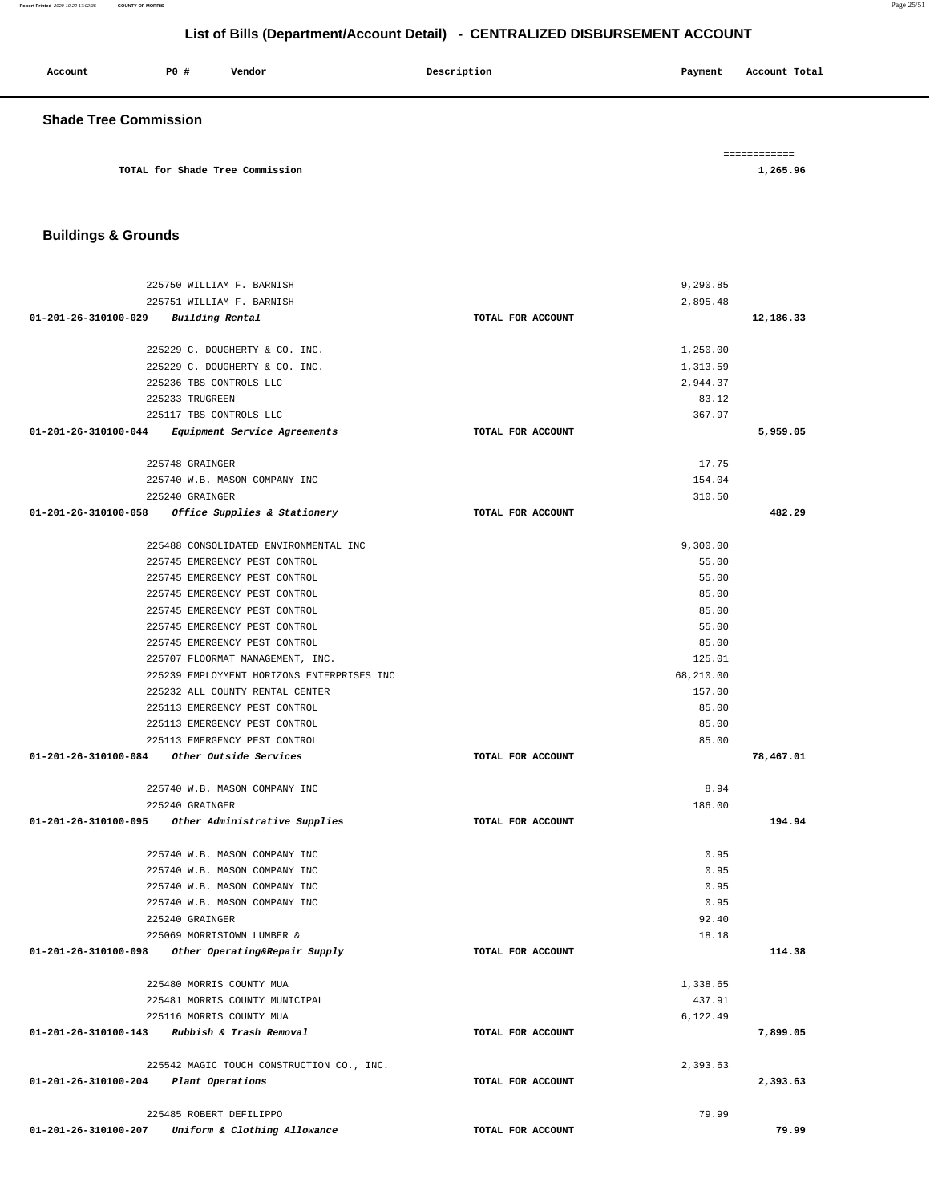# List of Bills (Department/Account Detail) - CENTRALIZED DISBURSEMENT ACCOUNT

| Account | PO # | Vendor | Description | Payment | Account Total |
|---|---|---|---|---|---|

## Shade Tree Commission

| | | | | | |
|---|---|---|---|---|---|
| TOTAL for Shade Tree Commission | | | | | 1,265.96 |

## Buildings & Grounds

| Account | PO # | Vendor | Description | Payment | Account Total |
|---|---|---|---|---|---|
| | 225750 | WILLIAM F. BARNISH | | 9,290.85 | |
| | 225751 | WILLIAM F. BARNISH | | 2,895.48 | |
| 01-201-26-310100-029 | | *Building Rental* | TOTAL FOR ACCOUNT | | 12,186.33 |
| | 225229 | C. DOUGHERTY & CO. INC. | | 1,250.00 | |
| | 225229 | C. DOUGHERTY & CO. INC. | | 1,313.59 | |
| | 225236 | TBS CONTROLS LLC | | 2,944.37 | |
| | 225233 | TRUGREEN | | 83.12 | |
| | 225117 | TBS CONTROLS LLC | | 367.97 | |
| 01-201-26-310100-044 | | *Equipment Service Agreements* | TOTAL FOR ACCOUNT | | 5,959.05 |
| | 225748 | GRAINGER | | 17.75 | |
| | 225740 | W.B. MASON COMPANY INC | | 154.04 | |
| | 225240 | GRAINGER | | 310.50 | |
| 01-201-26-310100-058 | | *Office Supplies & Stationery* | TOTAL FOR ACCOUNT | | 482.29 |
| | 225488 | CONSOLIDATED ENVIRONMENTAL INC | | 9,300.00 | |
| | 225745 | EMERGENCY PEST CONTROL | | 55.00 | |
| | 225745 | EMERGENCY PEST CONTROL | | 55.00 | |
| | 225745 | EMERGENCY PEST CONTROL | | 85.00 | |
| | 225745 | EMERGENCY PEST CONTROL | | 85.00 | |
| | 225745 | EMERGENCY PEST CONTROL | | 55.00 | |
| | 225745 | EMERGENCY PEST CONTROL | | 85.00 | |
| | 225707 | FLOORMAT MANAGEMENT, INC. | | 125.01 | |
| | 225239 | EMPLOYMENT HORIZONS ENTERPRISES INC | | 68,210.00 | |
| | 225232 | ALL COUNTY RENTAL CENTER | | 157.00 | |
| | 225113 | EMERGENCY PEST CONTROL | | 85.00 | |
| | 225113 | EMERGENCY PEST CONTROL | | 85.00 | |
| | 225113 | EMERGENCY PEST CONTROL | | 85.00 | |
| 01-201-26-310100-084 | | *Other Outside Services* | TOTAL FOR ACCOUNT | | 78,467.01 |
| | 225740 | W.B. MASON COMPANY INC | | 8.94 | |
| | 225240 | GRAINGER | | 186.00 | |
| 01-201-26-310100-095 | | *Other Administrative Supplies* | TOTAL FOR ACCOUNT | | 194.94 |
| | 225740 | W.B. MASON COMPANY INC | | 0.95 | |
| | 225740 | W.B. MASON COMPANY INC | | 0.95 | |
| | 225740 | W.B. MASON COMPANY INC | | 0.95 | |
| | 225740 | W.B. MASON COMPANY INC | | 0.95 | |
| | 225240 | GRAINGER | | 92.40 | |
| | 225069 | MORRISTOWN LUMBER & | | 18.18 | |
| 01-201-26-310100-098 | | *Other Operating&Repair Supply* | TOTAL FOR ACCOUNT | | 114.38 |
| | 225480 | MORRIS COUNTY MUA | | 1,338.65 | |
| | 225481 | MORRIS COUNTY MUNICIPAL | | 437.91 | |
| | 225116 | MORRIS COUNTY MUA | | 6,122.49 | |
| 01-201-26-310100-143 | | *Rubbish & Trash Removal* | TOTAL FOR ACCOUNT | | 7,899.05 |
| | 225542 | MAGIC TOUCH CONSTRUCTION CO., INC. | | 2,393.63 | |
| 01-201-26-310100-204 | | *Plant Operations* | TOTAL FOR ACCOUNT | | 2,393.63 |
| | 225485 | ROBERT DEFILIPPO | | 79.99 | |
| 01-201-26-310100-207 | | *Uniform & Clothing Allowance* | TOTAL FOR ACCOUNT | | 79.99 |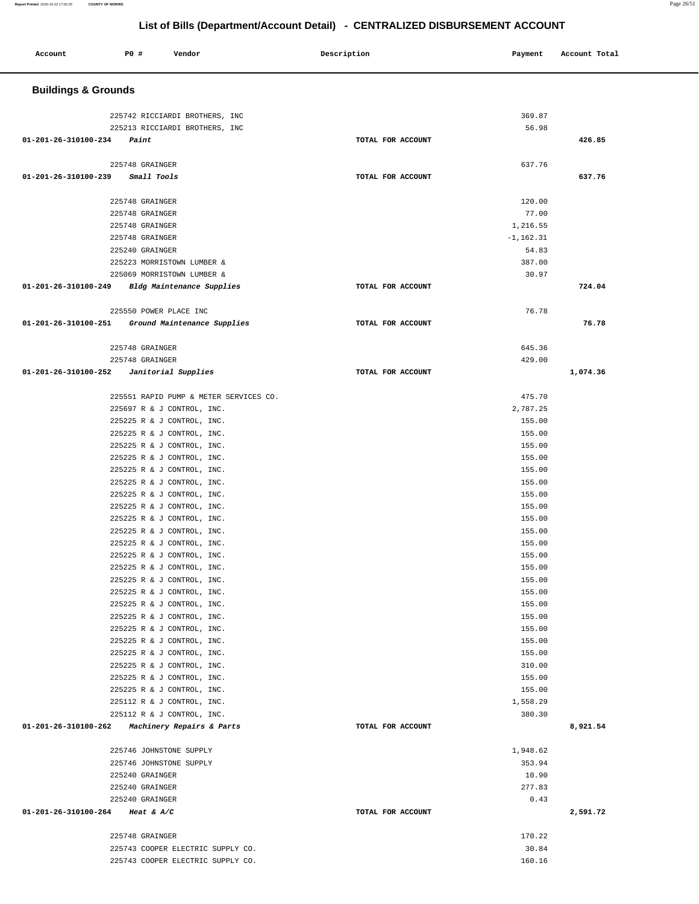# List of Bills (Department/Account Detail) - CENTRALIZED DISBURSEMENT ACCOUNT

| Account | PO # | Vendor | Description | Payment | Account Total |
|---|---|---|---|---|---|

## Buildings & Grounds

| Account | PO # | Vendor | Description | Payment | Account Total |
|---|---|---|---|---|---|
| | 225742 | RICCIARDI BROTHERS, INC | | 369.87 | |
| | 225213 | RICCIARDI BROTHERS, INC | | 56.98 | |
| 01-201-26-310100-234 | | *Paint* | TOTAL FOR ACCOUNT | | 426.85 |
| | 225748 | GRAINGER | | 637.76 | |
| 01-201-26-310100-239 | | *Small Tools* | TOTAL FOR ACCOUNT | | 637.76 |
| | 225748 | GRAINGER | | 120.00 | |
| | 225748 | GRAINGER | | 77.00 | |
| | 225748 | GRAINGER | | 1,216.55 | |
| | 225748 | GRAINGER | | -1,162.31 | |
| | 225240 | GRAINGER | | 54.83 | |
| | 225223 | MORRISTOWN LUMBER & | | 387.00 | |
| | 225069 | MORRISTOWN LUMBER & | | 30.97 | |
| 01-201-26-310100-249 | | *Bldg Maintenance Supplies* | TOTAL FOR ACCOUNT | | 724.04 |
| | 225550 | POWER PLACE INC | | 76.78 | |
| 01-201-26-310100-251 | | *Ground Maintenance Supplies* | TOTAL FOR ACCOUNT | | 76.78 |
| | 225748 | GRAINGER | | 645.36 | |
| | 225748 | GRAINGER | | 429.00 | |
| 01-201-26-310100-252 | | *Janitorial Supplies* | TOTAL FOR ACCOUNT | | 1,074.36 |
| | 225551 | RAPID PUMP & METER SERVICES CO. | | 475.70 | |
| | 225697 | R & J CONTROL, INC. | | 2,787.25 | |
| | 225225 | R & J CONTROL, INC. | | 155.00 | |
| | 225225 | R & J CONTROL, INC. | | 155.00 | |
| | 225225 | R & J CONTROL, INC. | | 155.00 | |
| | 225225 | R & J CONTROL, INC. | | 155.00 | |
| | 225225 | R & J CONTROL, INC. | | 155.00 | |
| | 225225 | R & J CONTROL, INC. | | 155.00 | |
| | 225225 | R & J CONTROL, INC. | | 155.00 | |
| | 225225 | R & J CONTROL, INC. | | 155.00 | |
| | 225225 | R & J CONTROL, INC. | | 155.00 | |
| | 225225 | R & J CONTROL, INC. | | 155.00 | |
| | 225225 | R & J CONTROL, INC. | | 155.00 | |
| | 225225 | R & J CONTROL, INC. | | 155.00 | |
| | 225225 | R & J CONTROL, INC. | | 155.00 | |
| | 225225 | R & J CONTROL, INC. | | 155.00 | |
| | 225225 | R & J CONTROL, INC. | | 155.00 | |
| | 225225 | R & J CONTROL, INC. | | 155.00 | |
| | 225225 | R & J CONTROL, INC. | | 155.00 | |
| | 225225 | R & J CONTROL, INC. | | 155.00 | |
| | 225225 | R & J CONTROL, INC. | | 155.00 | |
| | 225225 | R & J CONTROL, INC. | | 155.00 | |
| | 225225 | R & J CONTROL, INC. | | 310.00 | |
| | 225225 | R & J CONTROL, INC. | | 155.00 | |
| | 225225 | R & J CONTROL, INC. | | 155.00 | |
| | 225112 | R & J CONTROL, INC. | | 1,558.29 | |
| | 225112 | R & J CONTROL, INC. | | 380.30 | |
| 01-201-26-310100-262 | | *Machinery Repairs & Parts* | TOTAL FOR ACCOUNT | | 8,921.54 |
| | 225746 | JOHNSTONE SUPPLY | | 1,948.62 | |
| | 225746 | JOHNSTONE SUPPLY | | 353.94 | |
| | 225240 | GRAINGER | | 10.90 | |
| | 225240 | GRAINGER | | 277.83 | |
| | 225240 | GRAINGER | | 0.43 | |
| 01-201-26-310100-264 | | *Heat & A/C* | TOTAL FOR ACCOUNT | | 2,591.72 |
| | 225748 | GRAINGER | | 170.22 | |
| | 225743 | COOPER ELECTRIC SUPPLY CO. | | 30.84 | |
| | 225743 | COOPER ELECTRIC SUPPLY CO. | | 160.16 | |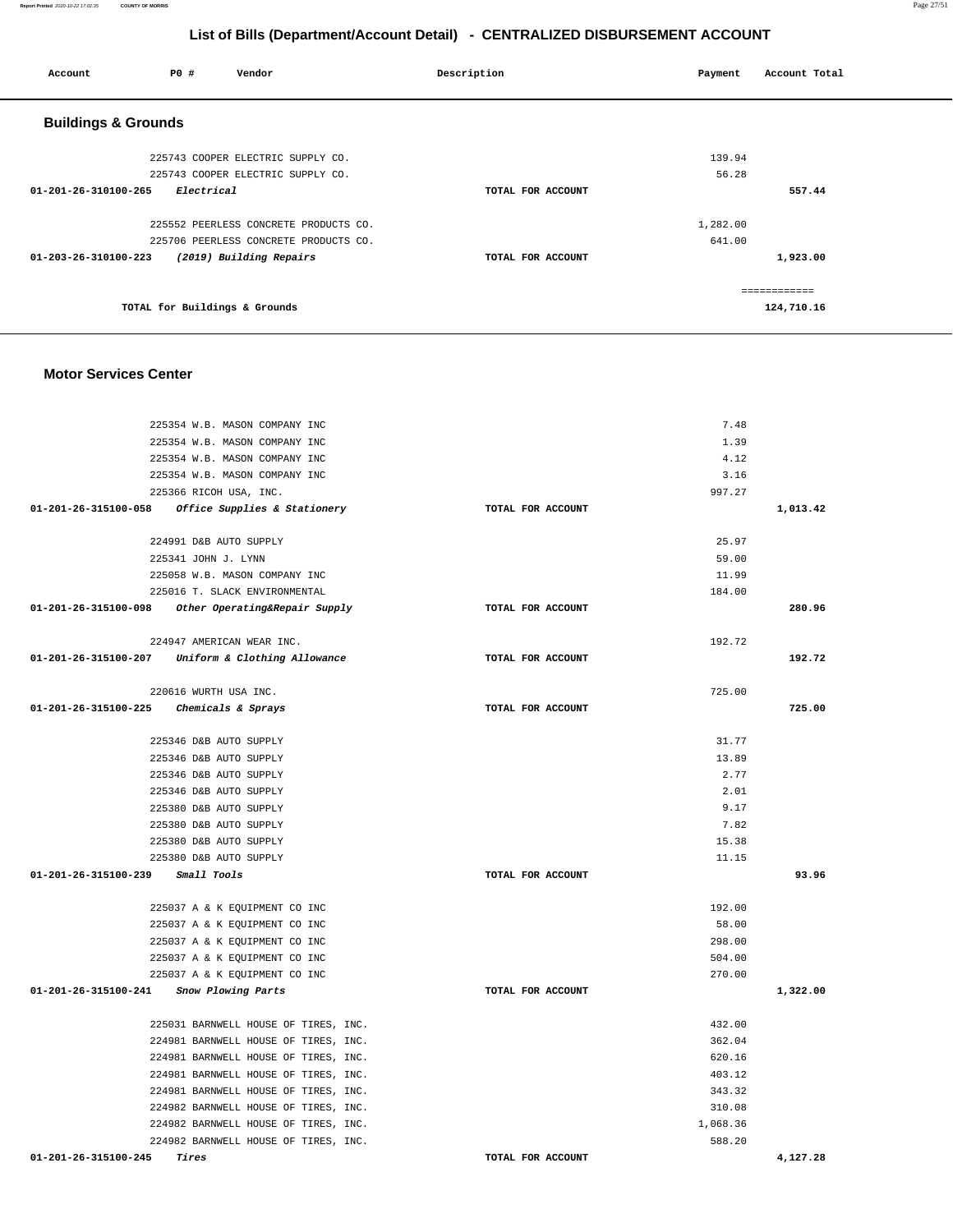# List of Bills (Department/Account Detail) - CENTRALIZED DISBURSEMENT ACCOUNT

| Account | PO # | Vendor | Description | Payment | Account Total |
|---|---|---|---|---|---|

## Buildings & Grounds

| Account | PO # | Vendor | Description | Payment | Account Total |
|---|---|---|---|---|---|
| | 225743 | COOPER ELECTRIC SUPPLY CO. | | 139.94 | |
| | 225743 | COOPER ELECTRIC SUPPLY CO. | | 56.28 | |
| 01-201-26-310100-265 | | *Electrical* | TOTAL FOR ACCOUNT | | 557.44 |
| | 225552 | PEERLESS CONCRETE PRODUCTS CO. | | 1,282.00 | |
| | 225706 | PEERLESS CONCRETE PRODUCTS CO. | | 641.00 | |
| 01-203-26-310100-223 | | *(2019) Building Repairs* | TOTAL FOR ACCOUNT | | 1,923.00 |
| | | | | | ============ |
| | | TOTAL for Buildings & Grounds | | | 124,710.16 |

## Motor Services Center

| Account | PO # | Vendor | Description | Payment | Account Total |
|---|---|---|---|---|---|
| | 225354 | W.B. MASON COMPANY INC | | 7.48 | |
| | 225354 | W.B. MASON COMPANY INC | | 1.39 | |
| | 225354 | W.B. MASON COMPANY INC | | 4.12 | |
| | 225354 | W.B. MASON COMPANY INC | | 3.16 | |
| | 225366 | RICOH USA, INC. | | 997.27 | |
| 01-201-26-315100-058 | | *Office Supplies & Stationery* | TOTAL FOR ACCOUNT | | 1,013.42 |
| | 224991 | D&B AUTO SUPPLY | | 25.97 | |
| | 225341 | JOHN J. LYNN | | 59.00 | |
| | 225058 | W.B. MASON COMPANY INC | | 11.99 | |
| | 225016 | T. SLACK ENVIRONMENTAL | | 184.00 | |
| 01-201-26-315100-098 | | *Other Operating&Repair Supply* | TOTAL FOR ACCOUNT | | 280.96 |
| | 224947 | AMERICAN WEAR INC. | | 192.72 | |
| 01-201-26-315100-207 | | *Uniform & Clothing Allowance* | TOTAL FOR ACCOUNT | | 192.72 |
| | 220616 | WURTH USA INC. | | 725.00 | |
| 01-201-26-315100-225 | | *Chemicals & Sprays* | TOTAL FOR ACCOUNT | | 725.00 |
| | 225346 | D&B AUTO SUPPLY | | 31.77 | |
| | 225346 | D&B AUTO SUPPLY | | 13.89 | |
| | 225346 | D&B AUTO SUPPLY | | 2.77 | |
| | 225346 | D&B AUTO SUPPLY | | 2.01 | |
| | 225380 | D&B AUTO SUPPLY | | 9.17 | |
| | 225380 | D&B AUTO SUPPLY | | 7.82 | |
| | 225380 | D&B AUTO SUPPLY | | 15.38 | |
| | 225380 | D&B AUTO SUPPLY | | 11.15 | |
| 01-201-26-315100-239 | | *Small Tools* | TOTAL FOR ACCOUNT | | 93.96 |
| | 225037 | A & K EQUIPMENT CO INC | | 192.00 | |
| | 225037 | A & K EQUIPMENT CO INC | | 58.00 | |
| | 225037 | A & K EQUIPMENT CO INC | | 298.00 | |
| | 225037 | A & K EQUIPMENT CO INC | | 504.00 | |
| | 225037 | A & K EQUIPMENT CO INC | | 270.00 | |
| 01-201-26-315100-241 | | *Snow Plowing Parts* | TOTAL FOR ACCOUNT | | 1,322.00 |
| | 225031 | BARNWELL HOUSE OF TIRES, INC. | | 432.00 | |
| | 224981 | BARNWELL HOUSE OF TIRES, INC. | | 362.04 | |
| | 224981 | BARNWELL HOUSE OF TIRES, INC. | | 620.16 | |
| | 224981 | BARNWELL HOUSE OF TIRES, INC. | | 403.12 | |
| | 224981 | BARNWELL HOUSE OF TIRES, INC. | | 343.32 | |
| | 224982 | BARNWELL HOUSE OF TIRES, INC. | | 310.08 | |
| | 224982 | BARNWELL HOUSE OF TIRES, INC. | | 1,068.36 | |
| | 224982 | BARNWELL HOUSE OF TIRES, INC. | | 588.20 | |
| 01-201-26-315100-245 | | *Tires* | TOTAL FOR ACCOUNT | | 4,127.28 |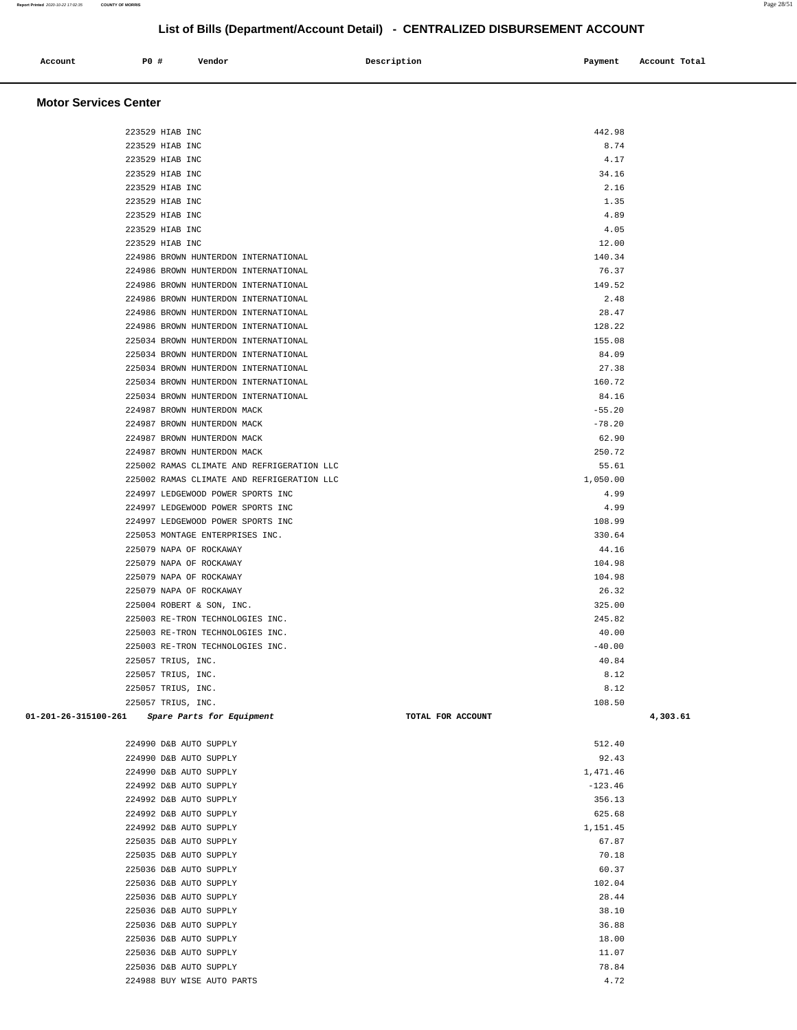# List of Bills (Department/Account Detail) - CENTRALIZED DISBURSEMENT ACCOUNT

| Account | PO # | Vendor | Description | Payment | Account Total |
|---|---|---|---|---|---|

## Motor Services Center

| Account | PO # | Vendor | Description | Payment | Account Total |
|---|---|---|---|---|---|
| | 223529 | HIAB INC | | 442.98 | |
| | 223529 | HIAB INC | | 8.74 | |
| | 223529 | HIAB INC | | 4.17 | |
| | 223529 | HIAB INC | | 34.16 | |
| | 223529 | HIAB INC | | 2.16 | |
| | 223529 | HIAB INC | | 1.35 | |
| | 223529 | HIAB INC | | 4.89 | |
| | 223529 | HIAB INC | | 4.05 | |
| | 223529 | HIAB INC | | 12.00 | |
| | 224986 | BROWN HUNTERDON INTERNATIONAL | | 140.34 | |
| | 224986 | BROWN HUNTERDON INTERNATIONAL | | 76.37 | |
| | 224986 | BROWN HUNTERDON INTERNATIONAL | | 149.52 | |
| | 224986 | BROWN HUNTERDON INTERNATIONAL | | 2.48 | |
| | 224986 | BROWN HUNTERDON INTERNATIONAL | | 28.47 | |
| | 224986 | BROWN HUNTERDON INTERNATIONAL | | 128.22 | |
| | 225034 | BROWN HUNTERDON INTERNATIONAL | | 155.08 | |
| | 225034 | BROWN HUNTERDON INTERNATIONAL | | 84.09 | |
| | 225034 | BROWN HUNTERDON INTERNATIONAL | | 27.38 | |
| | 225034 | BROWN HUNTERDON INTERNATIONAL | | 160.72 | |
| | 225034 | BROWN HUNTERDON INTERNATIONAL | | 84.16 | |
| | 224987 | BROWN HUNTERDON MACK | | -55.20 | |
| | 224987 | BROWN HUNTERDON MACK | | -78.20 | |
| | 224987 | BROWN HUNTERDON MACK | | 62.90 | |
| | 224987 | BROWN HUNTERDON MACK | | 250.72 | |
| | 225002 | RAMAS CLIMATE AND REFRIGERATION LLC | | 55.61 | |
| | 225002 | RAMAS CLIMATE AND REFRIGERATION LLC | | 1,050.00 | |
| | 224997 | LEDGEWOOD POWER SPORTS INC | | 4.99 | |
| | 224997 | LEDGEWOOD POWER SPORTS INC | | 4.99 | |
| | 224997 | LEDGEWOOD POWER SPORTS INC | | 108.99 | |
| | 225053 | MONTAGE ENTERPRISES INC. | | 330.64 | |
| | 225079 | NAPA OF ROCKAWAY | | 44.16 | |
| | 225079 | NAPA OF ROCKAWAY | | 104.98 | |
| | 225079 | NAPA OF ROCKAWAY | | 104.98 | |
| | 225079 | NAPA OF ROCKAWAY | | 26.32 | |
| | 225004 | ROBERT & SON, INC. | | 325.00 | |
| | 225003 | RE-TRON TECHNOLOGIES INC. | | 245.82 | |
| | 225003 | RE-TRON TECHNOLOGIES INC. | | 40.00 | |
| | 225003 | RE-TRON TECHNOLOGIES INC. | | -40.00 | |
| | 225057 | TRIUS, INC. | | 40.84 | |
| | 225057 | TRIUS, INC. | | 8.12 | |
| | 225057 | TRIUS, INC. | | 8.12 | |
| | 225057 | TRIUS, INC. | | 108.50 | |
| 01-201-26-315100-261 | | *Spare Parts for Equipment* | TOTAL FOR ACCOUNT | | 4,303.61 |
| | 224990 | D&B AUTO SUPPLY | | 512.40 | |
| | 224990 | D&B AUTO SUPPLY | | 92.43 | |
| | 224990 | D&B AUTO SUPPLY | | 1,471.46 | |
| | 224992 | D&B AUTO SUPPLY | | -123.46 | |
| | 224992 | D&B AUTO SUPPLY | | 356.13 | |
| | 224992 | D&B AUTO SUPPLY | | 625.68 | |
| | 224992 | D&B AUTO SUPPLY | | 1,151.45 | |
| | 225035 | D&B AUTO SUPPLY | | 67.87 | |
| | 225035 | D&B AUTO SUPPLY | | 70.18 | |
| | 225036 | D&B AUTO SUPPLY | | 60.37 | |
| | 225036 | D&B AUTO SUPPLY | | 102.04 | |
| | 225036 | D&B AUTO SUPPLY | | 28.44 | |
| | 225036 | D&B AUTO SUPPLY | | 38.10 | |
| | 225036 | D&B AUTO SUPPLY | | 36.88 | |
| | 225036 | D&B AUTO SUPPLY | | 18.00 | |
| | 225036 | D&B AUTO SUPPLY | | 11.07 | |
| | 225036 | D&B AUTO SUPPLY | | 78.84 | |
| | 224988 | BUY WISE AUTO PARTS | | 4.72 | |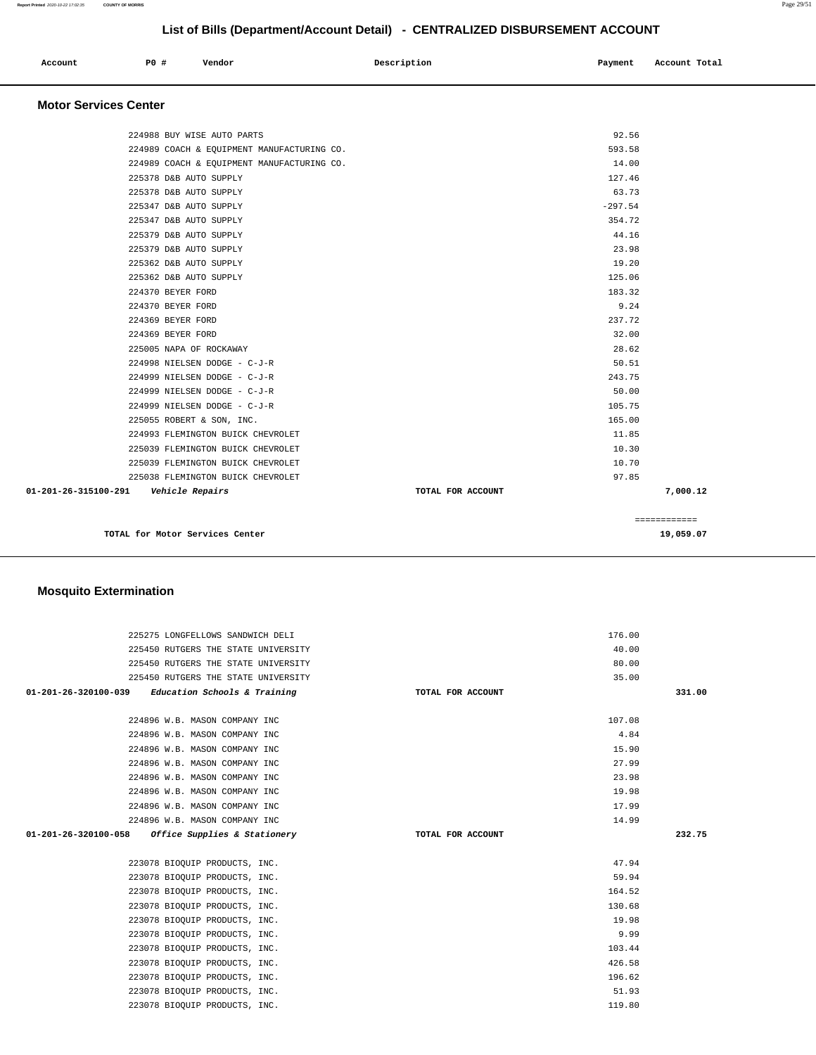## List of Bills (Department/Account Detail) - CENTRALIZED DISBURSEMENT ACCOUNT

| Account | PO # | Vendor | Description | Payment | Account Total |
|---|---|---|---|---|---|

### Motor Services Center

| Account | PO # | Vendor | Description | Payment | Account Total |
|---|---|---|---|---|---|
| | 224988 | BUY WISE AUTO PARTS | | 92.56 | |
| | 224989 | COACH & EQUIPMENT MANUFACTURING CO. | | 593.58 | |
| | 224989 | COACH & EQUIPMENT MANUFACTURING CO. | | 14.00 | |
| | 225378 | D&B AUTO SUPPLY | | 127.46 | |
| | 225378 | D&B AUTO SUPPLY | | 63.73 | |
| | 225347 | D&B AUTO SUPPLY | | -297.54 | |
| | 225347 | D&B AUTO SUPPLY | | 354.72 | |
| | 225379 | D&B AUTO SUPPLY | | 44.16 | |
| | 225379 | D&B AUTO SUPPLY | | 23.98 | |
| | 225362 | D&B AUTO SUPPLY | | 19.20 | |
| | 225362 | D&B AUTO SUPPLY | | 125.06 | |
| | 224370 | BEYER FORD | | 183.32 | |
| | 224370 | BEYER FORD | | 9.24 | |
| | 224369 | BEYER FORD | | 237.72 | |
| | 224369 | BEYER FORD | | 32.00 | |
| | 225005 | NAPA OF ROCKAWAY | | 28.62 | |
| | 224998 | NIELSEN DODGE - C-J-R | | 50.51 | |
| | 224999 | NIELSEN DODGE - C-J-R | | 243.75 | |
| | 224999 | NIELSEN DODGE - C-J-R | | 50.00 | |
| | 224999 | NIELSEN DODGE - C-J-R | | 105.75 | |
| | 225055 | ROBERT & SON, INC. | | 165.00 | |
| | 224993 | FLEMINGTON BUICK CHEVROLET | | 11.85 | |
| | 225039 | FLEMINGTON BUICK CHEVROLET | | 10.30 | |
| | 225039 | FLEMINGTON BUICK CHEVROLET | | 10.70 | |
| | 225038 | FLEMINGTON BUICK CHEVROLET | | 97.85 | |
| **01-201-26-315100-291** | | *Vehicle Repairs* | TOTAL FOR ACCOUNT | | 7,000.12 |

============

**TOTAL for Motor Services Center** 19,059.07

### Mosquito Extermination

| Account | PO # | Vendor | Description | Payment | Account Total |
|---|---|---|---|---|---|
| | 225275 | LONGFELLOWS SANDWICH DELI | | 176.00 | |
| | 225450 | RUTGERS THE STATE UNIVERSITY | | 40.00 | |
| | 225450 | RUTGERS THE STATE UNIVERSITY | | 80.00 | |
| | 225450 | RUTGERS THE STATE UNIVERSITY | | 35.00 | |
| **01-201-26-320100-039** | | *Education Schools & Training* | TOTAL FOR ACCOUNT | | 331.00 |
| | 224896 | W.B. MASON COMPANY INC | | 107.08 | |
| | 224896 | W.B. MASON COMPANY INC | | 4.84 | |
| | 224896 | W.B. MASON COMPANY INC | | 15.90 | |
| | 224896 | W.B. MASON COMPANY INC | | 27.99 | |
| | 224896 | W.B. MASON COMPANY INC | | 23.98 | |
| | 224896 | W.B. MASON COMPANY INC | | 19.98 | |
| | 224896 | W.B. MASON COMPANY INC | | 17.99 | |
| | 224896 | W.B. MASON COMPANY INC | | 14.99 | |
| **01-201-26-320100-058** | | *Office Supplies & Stationery* | TOTAL FOR ACCOUNT | | 232.75 |
| | 223078 | BIOQUIP PRODUCTS, INC. | | 47.94 | |
| | 223078 | BIOQUIP PRODUCTS, INC. | | 59.94 | |
| | 223078 | BIOQUIP PRODUCTS, INC. | | 164.52 | |
| | 223078 | BIOQUIP PRODUCTS, INC. | | 130.68 | |
| | 223078 | BIOQUIP PRODUCTS, INC. | | 19.98 | |
| | 223078 | BIOQUIP PRODUCTS, INC. | | 9.99 | |
| | 223078 | BIOQUIP PRODUCTS, INC. | | 103.44 | |
| | 223078 | BIOQUIP PRODUCTS, INC. | | 426.58 | |
| | 223078 | BIOQUIP PRODUCTS, INC. | | 196.62 | |
| | 223078 | BIOQUIP PRODUCTS, INC. | | 51.93 | |
| | 223078 | BIOQUIP PRODUCTS, INC. | | 119.80 | |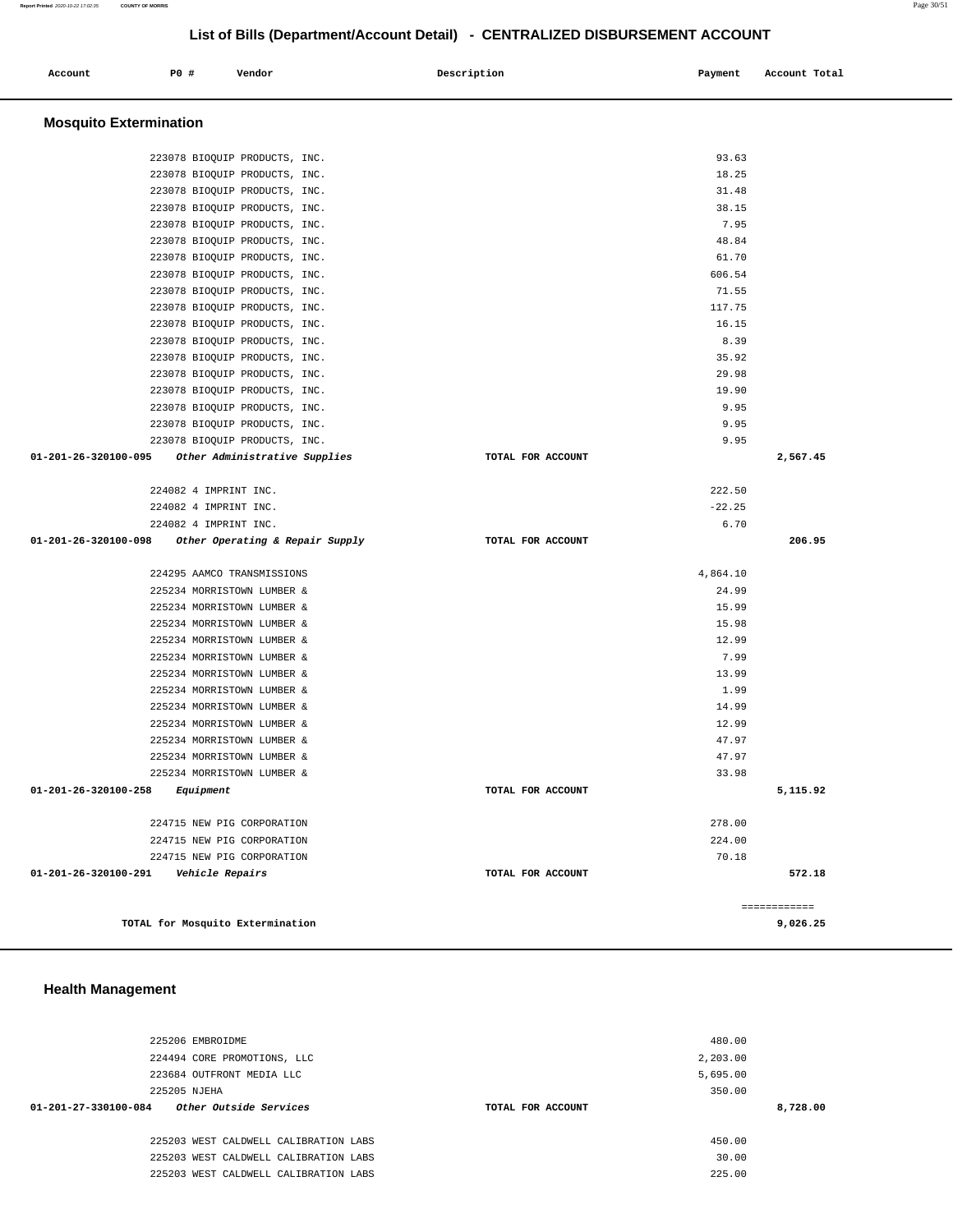## List of Bills (Department/Account Detail) - CENTRALIZED DISBURSEMENT ACCOUNT

| Account | PO # | Vendor | Description | Payment | Account Total |
|---|---|---|---|---|---|

### Mosquito Extermination

| Account | PO # | Vendor | Description | Payment | Account Total |
|---|---|---|---|---|---|
| | 223078 | BIOQUIP PRODUCTS, INC. | | 93.63 | |
| | 223078 | BIOQUIP PRODUCTS, INC. | | 18.25 | |
| | 223078 | BIOQUIP PRODUCTS, INC. | | 31.48 | |
| | 223078 | BIOQUIP PRODUCTS, INC. | | 38.15 | |
| | 223078 | BIOQUIP PRODUCTS, INC. | | 7.95 | |
| | 223078 | BIOQUIP PRODUCTS, INC. | | 48.84 | |
| | 223078 | BIOQUIP PRODUCTS, INC. | | 61.70 | |
| | 223078 | BIOQUIP PRODUCTS, INC. | | 606.54 | |
| | 223078 | BIOQUIP PRODUCTS, INC. | | 71.55 | |
| | 223078 | BIOQUIP PRODUCTS, INC. | | 117.75 | |
| | 223078 | BIOQUIP PRODUCTS, INC. | | 16.15 | |
| | 223078 | BIOQUIP PRODUCTS, INC. | | 8.39 | |
| | 223078 | BIOQUIP PRODUCTS, INC. | | 35.92 | |
| | 223078 | BIOQUIP PRODUCTS, INC. | | 29.98 | |
| | 223078 | BIOQUIP PRODUCTS, INC. | | 19.90 | |
| | 223078 | BIOQUIP PRODUCTS, INC. | | 9.95 | |
| | 223078 | BIOQUIP PRODUCTS, INC. | | 9.95 | |
| | 223078 | BIOQUIP PRODUCTS, INC. | | 9.95 | |
| 01-201-26-320100-095 | | *Other Administrative Supplies* | TOTAL FOR ACCOUNT | | 2,567.45 |
| | 224082 | 4 IMPRINT INC. | | 222.50 | |
| | 224082 | 4 IMPRINT INC. | | -22.25 | |
| | 224082 | 4 IMPRINT INC. | | 6.70 | |
| 01-201-26-320100-098 | | *Other Operating & Repair Supply* | TOTAL FOR ACCOUNT | | 206.95 |
| | 224295 | AAMCO TRANSMISSIONS | | 4,864.10 | |
| | 225234 | MORRISTOWN LUMBER & | | 24.99 | |
| | 225234 | MORRISTOWN LUMBER & | | 15.99 | |
| | 225234 | MORRISTOWN LUMBER & | | 15.98 | |
| | 225234 | MORRISTOWN LUMBER & | | 12.99 | |
| | 225234 | MORRISTOWN LUMBER & | | 7.99 | |
| | 225234 | MORRISTOWN LUMBER & | | 13.99 | |
| | 225234 | MORRISTOWN LUMBER & | | 1.99 | |
| | 225234 | MORRISTOWN LUMBER & | | 14.99 | |
| | 225234 | MORRISTOWN LUMBER & | | 12.99 | |
| | 225234 | MORRISTOWN LUMBER & | | 47.97 | |
| | 225234 | MORRISTOWN LUMBER & | | 47.97 | |
| | 225234 | MORRISTOWN LUMBER & | | 33.98 | |
| 01-201-26-320100-258 | | *Equipment* | TOTAL FOR ACCOUNT | | 5,115.92 |
| | 224715 | NEW PIG CORPORATION | | 278.00 | |
| | 224715 | NEW PIG CORPORATION | | 224.00 | |
| | 224715 | NEW PIG CORPORATION | | 70.18 | |
| 01-201-26-320100-291 | | *Vehicle Repairs* | TOTAL FOR ACCOUNT | | 572.18 |
| | | | | | ============ |
| | | TOTAL for Mosquito Extermination | | | 9,026.25 |

### Health Management

| Account | PO # | Vendor | Description | Payment | Account Total |
|---|---|---|---|---|---|
| | 225206 | EMBROIDME | | 480.00 | |
| | 224494 | CORE PROMOTIONS, LLC | | 2,203.00 | |
| | 223684 | OUTFRONT MEDIA LLC | | 5,695.00 | |
| | 225205 | NJEHA | | 350.00 | |
| 01-201-27-330100-084 | | *Other Outside Services* | TOTAL FOR ACCOUNT | | 8,728.00 |
| | 225203 | WEST CALDWELL CALIBRATION LABS | | 450.00 | |
| | 225203 | WEST CALDWELL CALIBRATION LABS | | 30.00 | |
| | 225203 | WEST CALDWELL CALIBRATION LABS | | 225.00 | |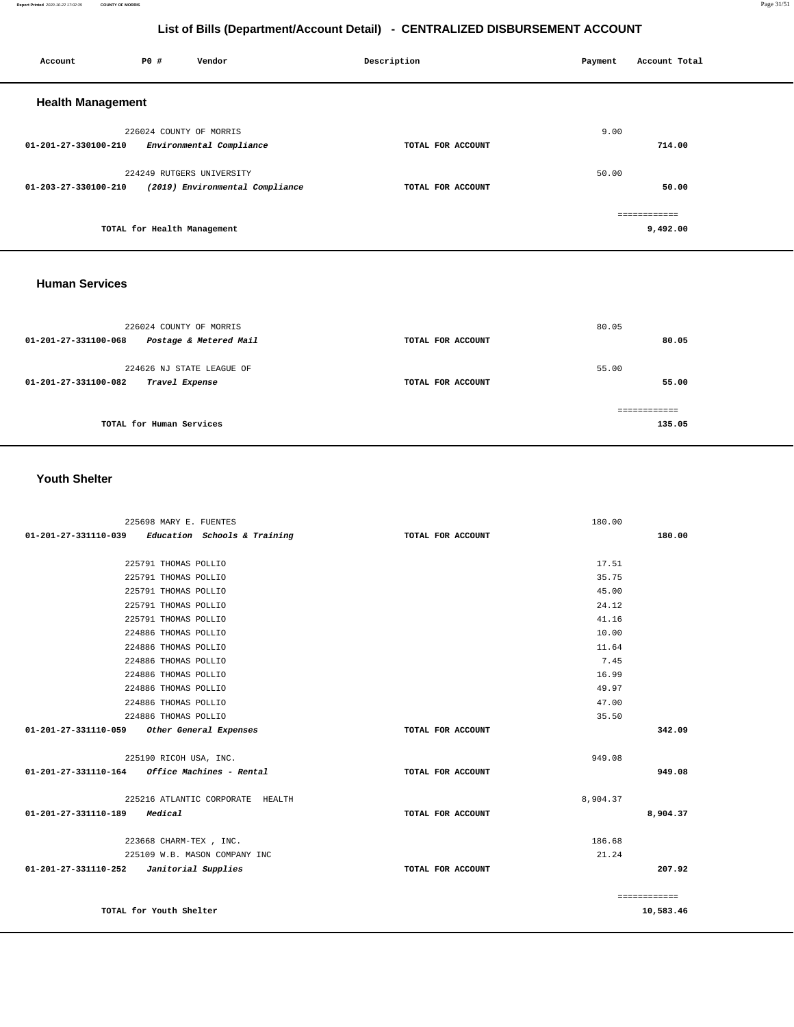# List of Bills (Department/Account Detail) - CENTRALIZED DISBURSEMENT ACCOUNT

| Account | PO # | Vendor | Description | Payment | Account Total |
|---|---|---|---|---|---|

## Health Management

| Account | PO # | Vendor | Description | Payment | Account Total |
|---|---|---|---|---|---|
| | 226024 | COUNTY OF MORRIS | | 9.00 | |
| 01-201-27-330100-210 | | *Environmental Compliance* | TOTAL FOR ACCOUNT | | 714.00 |
| | 224249 | RUTGERS UNIVERSITY | | 50.00 | |
| 01-203-27-330100-210 | | *(2019) Environmental Compliance* | TOTAL FOR ACCOUNT | | 50.00 |
| | | TOTAL for Health Management | | | 9,492.00 |

## Human Services

| Account | PO # | Vendor | Description | Payment | Account Total |
|---|---|---|---|---|---|
| | 226024 | COUNTY OF MORRIS | | 80.05 | |
| 01-201-27-331100-068 | | *Postage & Metered Mail* | TOTAL FOR ACCOUNT | | 80.05 |
| | 224626 | NJ STATE LEAGUE OF | | 55.00 | |
| 01-201-27-331100-082 | | *Travel Expense* | TOTAL FOR ACCOUNT | | 55.00 |
| | | TOTAL for Human Services | | | 135.05 |

## Youth Shelter

| Account | PO # | Vendor | Description | Payment | Account Total |
|---|---|---|---|---|---|
| | 225698 | MARY E. FUENTES | | 180.00 | |
| 01-201-27-331110-039 | | *Education Schools & Training* | TOTAL FOR ACCOUNT | | 180.00 |
| | 225791 | THOMAS POLLIO | | 17.51 | |
| | 225791 | THOMAS POLLIO | | 35.75 | |
| | 225791 | THOMAS POLLIO | | 45.00 | |
| | 225791 | THOMAS POLLIO | | 24.12 | |
| | 225791 | THOMAS POLLIO | | 41.16 | |
| | 224886 | THOMAS POLLIO | | 10.00 | |
| | 224886 | THOMAS POLLIO | | 11.64 | |
| | 224886 | THOMAS POLLIO | | 7.45 | |
| | 224886 | THOMAS POLLIO | | 16.99 | |
| | 224886 | THOMAS POLLIO | | 49.97 | |
| | 224886 | THOMAS POLLIO | | 47.00 | |
| | 224886 | THOMAS POLLIO | | 35.50 | |
| 01-201-27-331110-059 | | *Other General Expenses* | TOTAL FOR ACCOUNT | | 342.09 |
| | 225190 | RICOH USA, INC. | | 949.08 | |
| 01-201-27-331110-164 | | *Office Machines - Rental* | TOTAL FOR ACCOUNT | | 949.08 |
| | 225216 | ATLANTIC CORPORATE HEALTH | | 8,904.37 | |
| 01-201-27-331110-189 | | *Medical* | TOTAL FOR ACCOUNT | | 8,904.37 |
| | 223668 | CHARM-TEX , INC. | | 186.68 | |
| | 225109 | W.B. MASON COMPANY INC | | 21.24 | |
| 01-201-27-331110-252 | | *Janitorial Supplies* | TOTAL FOR ACCOUNT | | 207.92 |
| | | TOTAL for Youth Shelter | | | 10,583.46 |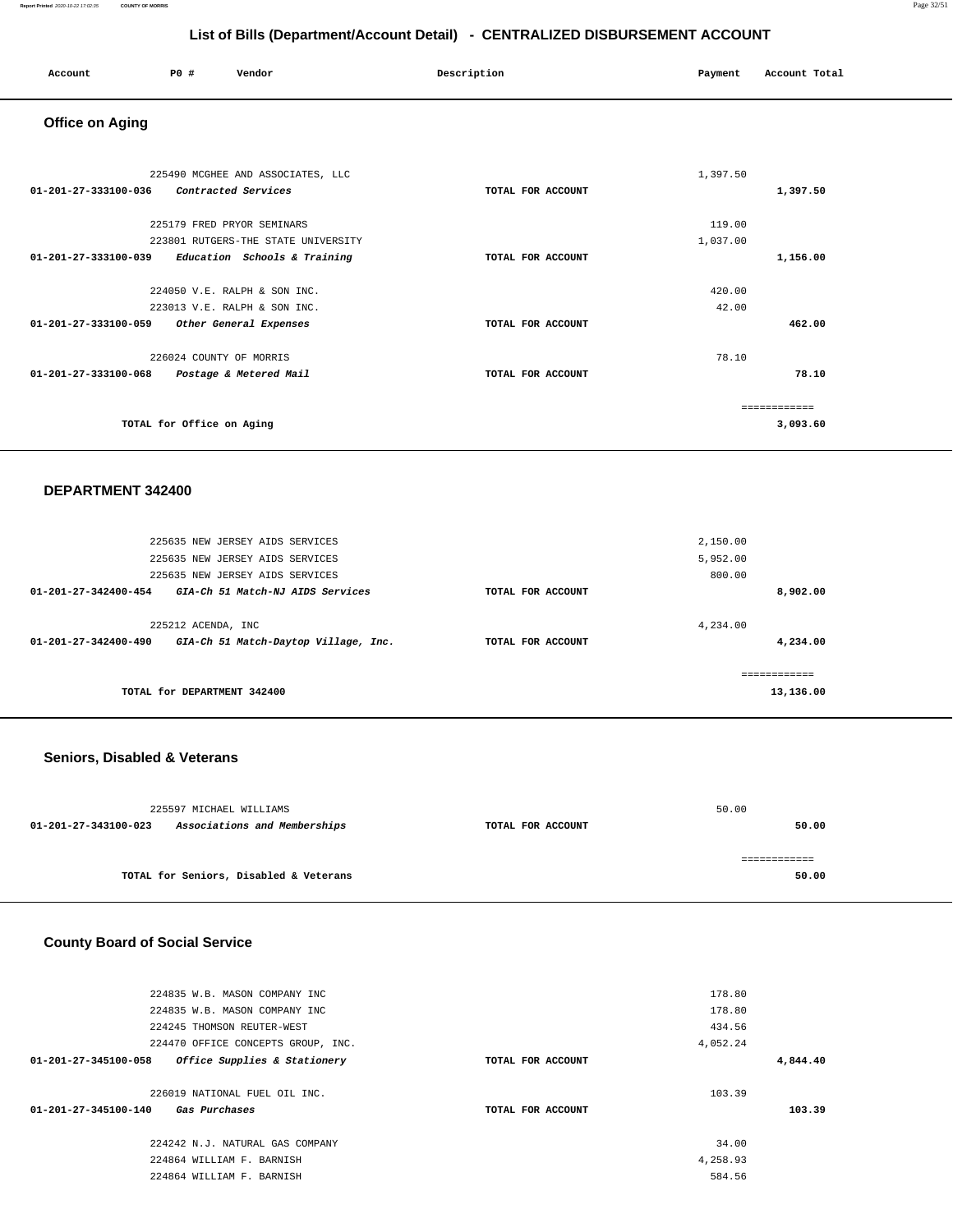## List of Bills (Department/Account Detail) - CENTRALIZED DISBURSEMENT ACCOUNT

| Account | PO # | Vendor | Description | Payment | Account Total |
|---|---|---|---|---|---|

### Office on Aging

| Account | PO # | Vendor | Description | Payment | Account Total |
|---|---|---|---|---|---|
| | 225490 | MCGHEE AND ASSOCIATES, LLC | | 1,397.50 | |
| 01-201-27-333100-036 | | *Contracted Services* | TOTAL FOR ACCOUNT | | 1,397.50 |
| | 225179 | FRED PRYOR SEMINARS | | 119.00 | |
| | 223801 | RUTGERS-THE STATE UNIVERSITY | | 1,037.00 | |
| 01-201-27-333100-039 | | *Education Schools & Training* | TOTAL FOR ACCOUNT | | 1,156.00 |
| | 224050 | V.E. RALPH & SON INC. | | 420.00 | |
| | 223013 | V.E. RALPH & SON INC. | | 42.00 | |
| 01-201-27-333100-059 | | *Other General Expenses* | TOTAL FOR ACCOUNT | | 462.00 |
| | 226024 | COUNTY OF MORRIS | | 78.10 | |
| 01-201-27-333100-068 | | *Postage & Metered Mail* | TOTAL FOR ACCOUNT | | 78.10 |
| | | | | | ============ |
| | | TOTAL for Office on Aging | | | 3,093.60 |

### DEPARTMENT 342400

| Account | PO # | Vendor | Description | Payment | Account Total |
|---|---|---|---|---|---|
| | 225635 | NEW JERSEY AIDS SERVICES | | 2,150.00 | |
| | 225635 | NEW JERSEY AIDS SERVICES | | 5,952.00 | |
| | 225635 | NEW JERSEY AIDS SERVICES | | 800.00 | |
| 01-201-27-342400-454 | | *GIA-Ch 51 Match-NJ AIDS Services* | TOTAL FOR ACCOUNT | | 8,902.00 |
| | 225212 | ACENDA, INC | | 4,234.00 | |
| 01-201-27-342400-490 | | *GIA-Ch 51 Match-Daytop Village, Inc.* | TOTAL FOR ACCOUNT | | 4,234.00 |
| | | | | | ============ |
| | | TOTAL for DEPARTMENT 342400 | | | 13,136.00 |

### Seniors, Disabled & Veterans

| Account | PO # | Vendor | Description | Payment | Account Total |
|---|---|---|---|---|---|
| | 225597 | MICHAEL WILLIAMS | | 50.00 | |
| 01-201-27-343100-023 | | *Associations and Memberships* | TOTAL FOR ACCOUNT | | 50.00 |
| | | | | | ============ |
| | | TOTAL for Seniors, Disabled & Veterans | | | 50.00 |

### County Board of Social Service

| Account | PO # | Vendor | Description | Payment | Account Total |
|---|---|---|---|---|---|
| | 224835 | W.B. MASON COMPANY INC | | 178.80 | |
| | 224835 | W.B. MASON COMPANY INC | | 178.80 | |
| | 224245 | THOMSON REUTER-WEST | | 434.56 | |
| | 224470 | OFFICE CONCEPTS GROUP, INC. | | 4,052.24 | |
| 01-201-27-345100-058 | | *Office Supplies & Stationery* | TOTAL FOR ACCOUNT | | 4,844.40 |
| | 226019 | NATIONAL FUEL OIL INC. | | 103.39 | |
| 01-201-27-345100-140 | | *Gas Purchases* | TOTAL FOR ACCOUNT | | 103.39 |
| | 224242 | N.J. NATURAL GAS COMPANY | | 34.00 | |
| | 224864 | WILLIAM F. BARNISH | | 4,258.93 | |
| | 224864 | WILLIAM F. BARNISH | | 584.56 | |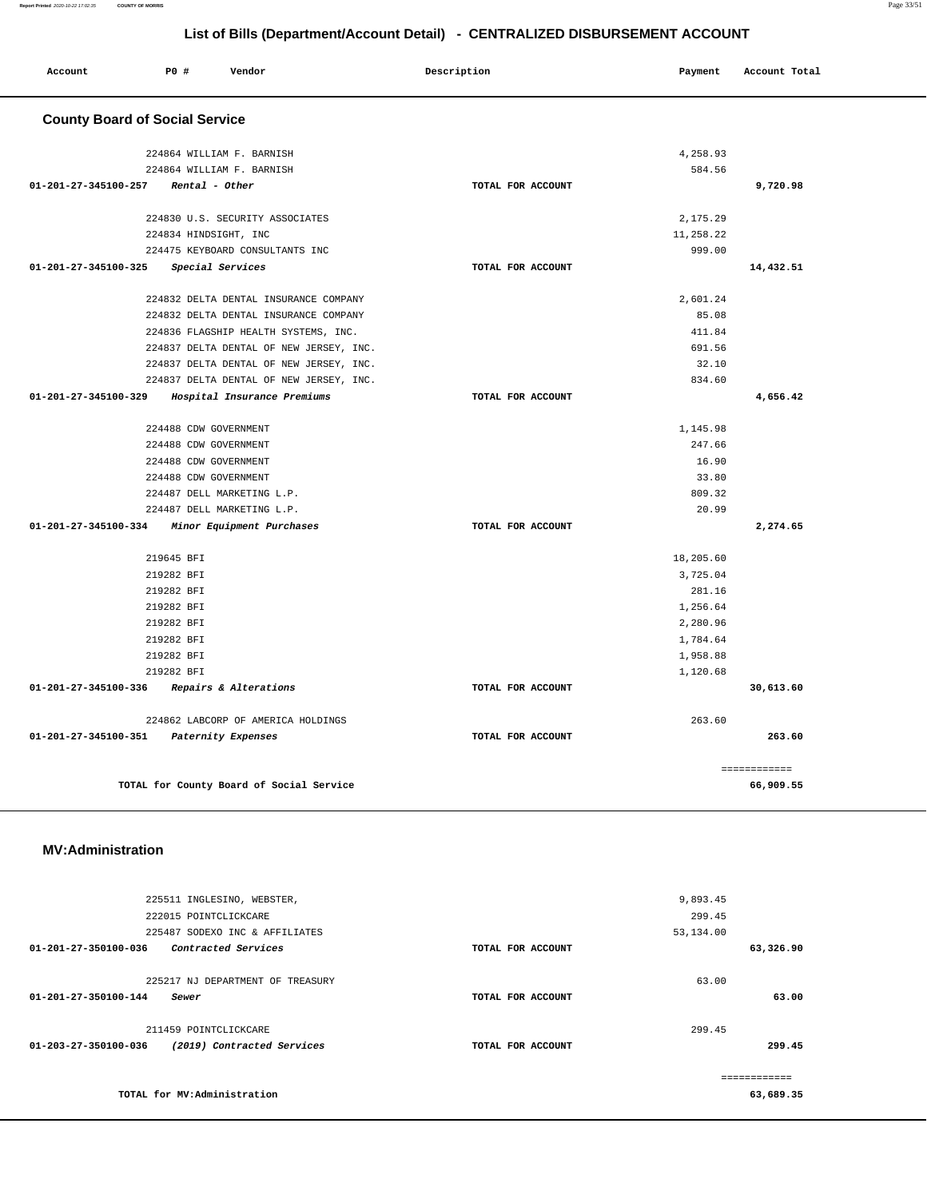# List of Bills (Department/Account Detail) - CENTRALIZED DISBURSEMENT ACCOUNT

| Account | PO # | Vendor | Description | Payment | Account Total |
|---|---|---|---|---|---|

## County Board of Social Service

| Account | PO # | Vendor | Description | Payment | Account Total |
|---|---|---|---|---|---|
| | 224864 | WILLIAM F. BARNISH | | 4,258.93 | |
| | 224864 | WILLIAM F. BARNISH | | 584.56 | |
| 01-201-27-345100-257 | | *Rental - Other* | TOTAL FOR ACCOUNT | | 9,720.98 |
| | 224830 | U.S. SECURITY ASSOCIATES | | 2,175.29 | |
| | 224834 | HINDSIGHT, INC | | 11,258.22 | |
| | 224475 | KEYBOARD CONSULTANTS INC | | 999.00 | |
| 01-201-27-345100-325 | | *Special Services* | TOTAL FOR ACCOUNT | | 14,432.51 |
| | 224832 | DELTA DENTAL INSURANCE COMPANY | | 2,601.24 | |
| | 224832 | DELTA DENTAL INSURANCE COMPANY | | 85.08 | |
| | 224836 | FLAGSHIP HEALTH SYSTEMS, INC. | | 411.84 | |
| | 224837 | DELTA DENTAL OF NEW JERSEY, INC. | | 691.56 | |
| | 224837 | DELTA DENTAL OF NEW JERSEY, INC. | | 32.10 | |
| | 224837 | DELTA DENTAL OF NEW JERSEY, INC. | | 834.60 | |
| 01-201-27-345100-329 | | *Hospital Insurance Premiums* | TOTAL FOR ACCOUNT | | 4,656.42 |
| | 224488 | CDW GOVERNMENT | | 1,145.98 | |
| | 224488 | CDW GOVERNMENT | | 247.66 | |
| | 224488 | CDW GOVERNMENT | | 16.90 | |
| | 224488 | CDW GOVERNMENT | | 33.80 | |
| | 224487 | DELL MARKETING L.P. | | 809.32 | |
| | 224487 | DELL MARKETING L.P. | | 20.99 | |
| 01-201-27-345100-334 | | *Minor Equipment Purchases* | TOTAL FOR ACCOUNT | | 2,274.65 |
| | 219645 | BFI | | 18,205.60 | |
| | 219282 | BFI | | 3,725.04 | |
| | 219282 | BFI | | 281.16 | |
| | 219282 | BFI | | 1,256.64 | |
| | 219282 | BFI | | 2,280.96 | |
| | 219282 | BFI | | 1,784.64 | |
| | 219282 | BFI | | 1,958.88 | |
| | 219282 | BFI | | 1,120.68 | |
| 01-201-27-345100-336 | | *Repairs & Alterations* | TOTAL FOR ACCOUNT | | 30,613.60 |
| | 224862 | LABCORP OF AMERICA HOLDINGS | | 263.60 | |
| 01-201-27-345100-351 | | *Paternity Expenses* | TOTAL FOR ACCOUNT | | 263.60 |
| | | | | | ============ |
| | | TOTAL for County Board of Social Service | | | 66,909.55 |

## MV:Administration

| Account | PO # | Vendor | Description | Payment | Account Total |
|---|---|---|---|---|---|
| | 225511 | INGLESINO, WEBSTER, | | 9,893.45 | |
| | 222015 | POINTCLICKCARE | | 299.45 | |
| | 225487 | SODEXO INC & AFFILIATES | | 53,134.00 | |
| 01-201-27-350100-036 | | *Contracted Services* | TOTAL FOR ACCOUNT | | 63,326.90 |
| | 225217 | NJ DEPARTMENT OF TREASURY | | 63.00 | |
| 01-201-27-350100-144 | | *Sewer* | TOTAL FOR ACCOUNT | | 63.00 |
| | 211459 | POINTCLICKCARE | | 299.45 | |
| 01-203-27-350100-036 | | *(2019) Contracted Services* | TOTAL FOR ACCOUNT | | 299.45 |
| | | | | | ============ |
| | | TOTAL for MV:Administration | | | 63,689.35 |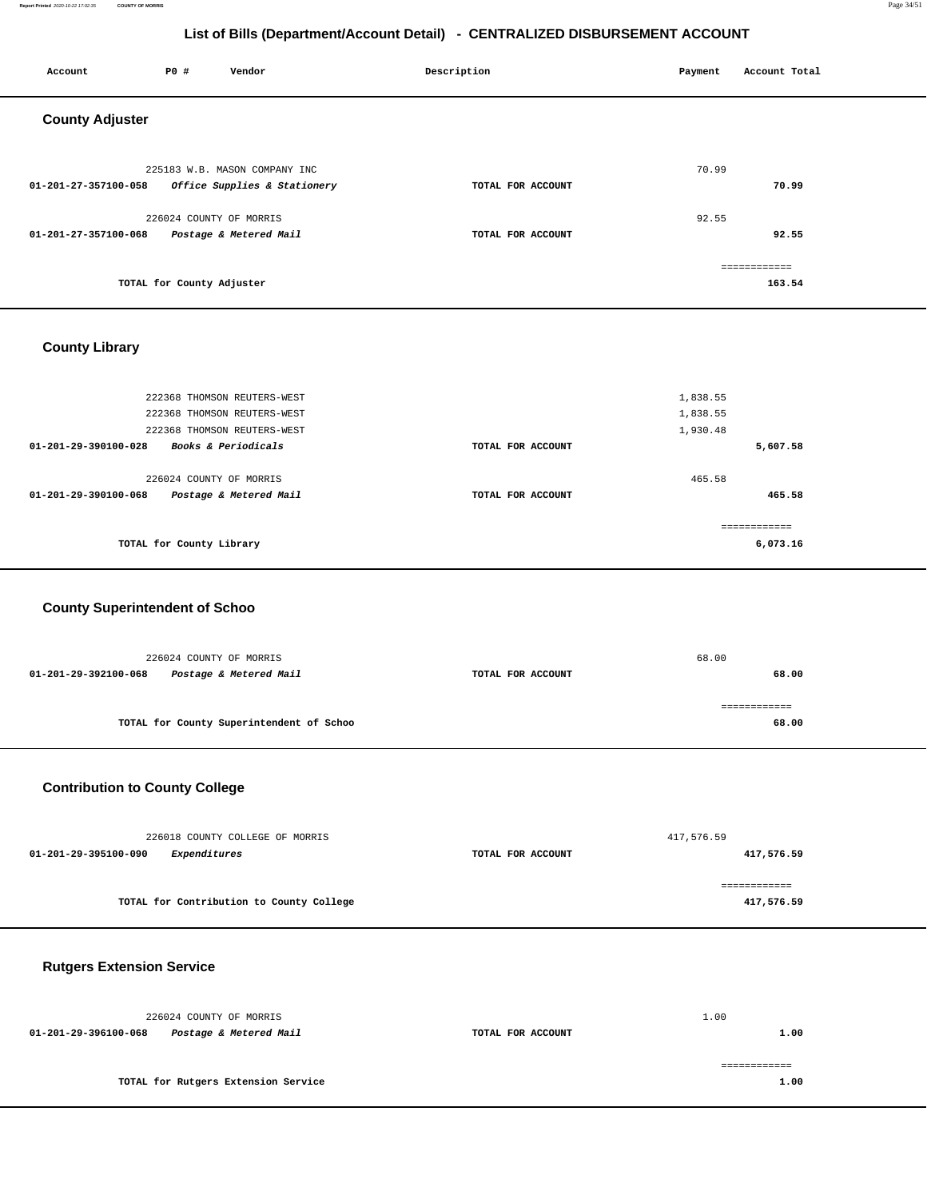## List of Bills (Department/Account Detail) - CENTRALIZED DISBURSEMENT ACCOUNT

| Account | PO # | Vendor | Description | Payment | Account Total |
|---|---|---|---|---|---|

### County Adjuster

| Account | PO # | Vendor | Description | Payment | Account Total |
|---|---|---|---|---|---|
| | 225183 | W.B. MASON COMPANY INC | | 70.99 | |
| 01-201-27-357100-058 | | *Office Supplies & Stationery* | TOTAL FOR ACCOUNT | | 70.99 |
| | 226024 | COUNTY OF MORRIS | | 92.55 | |
| 01-201-27-357100-068 | | *Postage & Metered Mail* | TOTAL FOR ACCOUNT | | 92.55 |
| | | TOTAL for County Adjuster | | | 163.54 |

### County Library

| Account | PO # | Vendor | Description | Payment | Account Total |
|---|---|---|---|---|---|
| | 222368 | THOMSON REUTERS-WEST | | 1,838.55 | |
| | 222368 | THOMSON REUTERS-WEST | | 1,838.55 | |
| | 222368 | THOMSON REUTERS-WEST | | 1,930.48 | |
| 01-201-29-390100-028 | | *Books & Periodicals* | TOTAL FOR ACCOUNT | | 5,607.58 |
| | 226024 | COUNTY OF MORRIS | | 465.58 | |
| 01-201-29-390100-068 | | *Postage & Metered Mail* | TOTAL FOR ACCOUNT | | 465.58 |
| | | TOTAL for County Library | | | 6,073.16 |

### County Superintendent of Schoo

| Account | PO # | Vendor | Description | Payment | Account Total |
|---|---|---|---|---|---|
| | 226024 | COUNTY OF MORRIS | | 68.00 | |
| 01-201-29-392100-068 | | *Postage & Metered Mail* | TOTAL FOR ACCOUNT | | 68.00 |
| | | TOTAL for County Superintendent of Schoo | | | 68.00 |

### Contribution to County College

| Account | PO # | Vendor | Description | Payment | Account Total |
|---|---|---|---|---|---|
| | 226018 | COUNTY COLLEGE OF MORRIS | | 417,576.59 | |
| 01-201-29-395100-090 | | *Expenditures* | TOTAL FOR ACCOUNT | | 417,576.59 |
| | | TOTAL for Contribution to County College | | | 417,576.59 |

### Rutgers Extension Service

| Account | PO # | Vendor | Description | Payment | Account Total |
|---|---|---|---|---|---|
| | 226024 | COUNTY OF MORRIS | | 1.00 | |
| 01-201-29-396100-068 | | *Postage & Metered Mail* | TOTAL FOR ACCOUNT | | 1.00 |
| | | TOTAL for Rutgers Extension Service | | | 1.00 |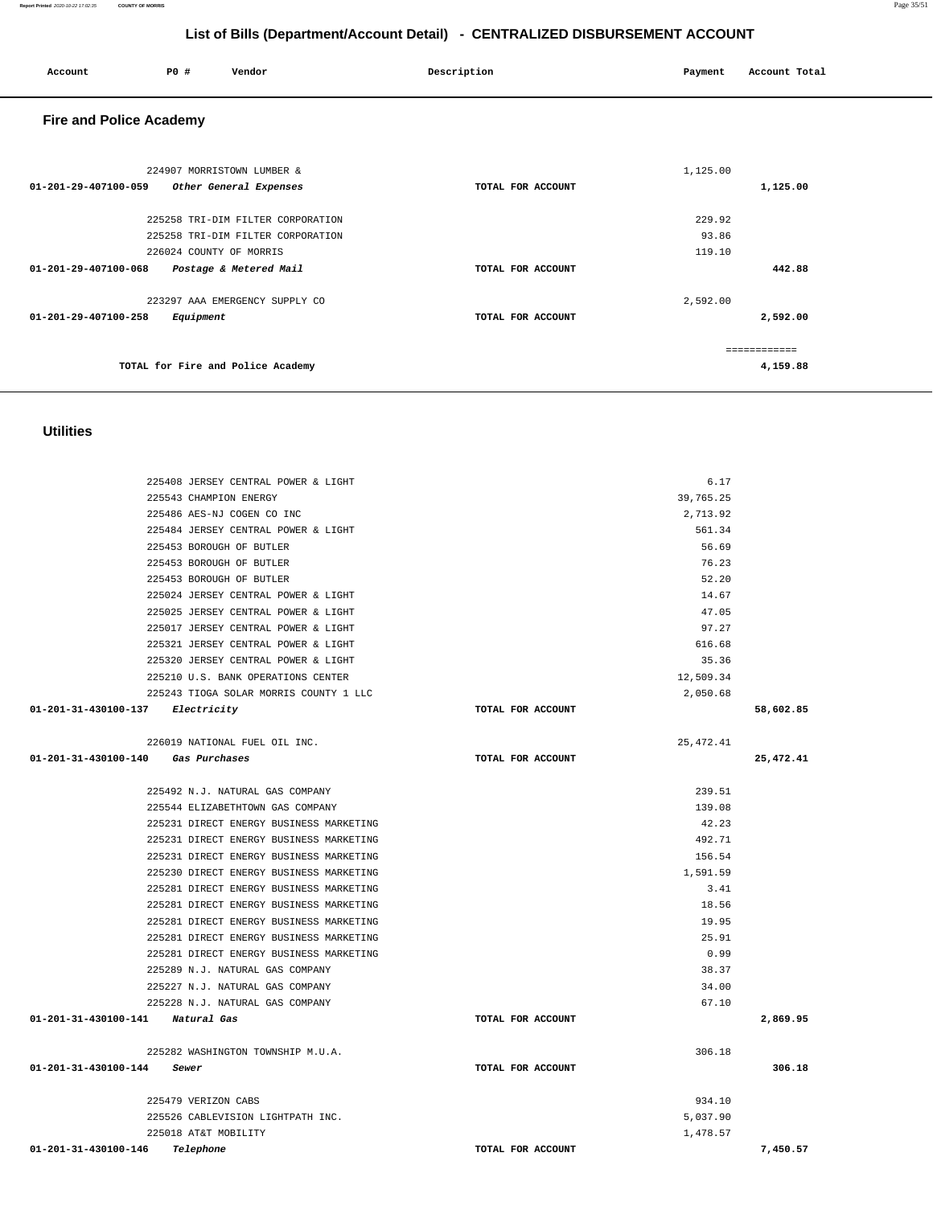# List of Bills (Department/Account Detail) - CENTRALIZED DISBURSEMENT ACCOUNT

## Fire and Police Academy

| Account | PO # | Vendor | Description | Payment | Account Total |
|---|---|---|---|---|---|
| | 224907 | MORRISTOWN LUMBER & | | 1,125.00 | |
| 01-201-29-407100-059 | | *Other General Expenses* | TOTAL FOR ACCOUNT | | 1,125.00 |
| | 225258 | TRI-DIM FILTER CORPORATION | | 229.92 | |
| | 225258 | TRI-DIM FILTER CORPORATION | | 93.86 | |
| | 226024 | COUNTY OF MORRIS | | 119.10 | |
| 01-201-29-407100-068 | | *Postage & Metered Mail* | TOTAL FOR ACCOUNT | | 442.88 |
| | 223297 | AAA EMERGENCY SUPPLY CO | | 2,592.00 | |
| 01-201-29-407100-258 | | *Equipment* | TOTAL FOR ACCOUNT | | 2,592.00 |
| | | | | | ============ |
| | | TOTAL for Fire and Police Academy | | | 4,159.88 |

## Utilities

| Account | PO # | Vendor | Description | Payment | Account Total |
|---|---|---|---|---|---|
| | 225408 | JERSEY CENTRAL POWER & LIGHT | | 6.17 | |
| | 225543 | CHAMPION ENERGY | | 39,765.25 | |
| | 225486 | AES-NJ COGEN CO INC | | 2,713.92 | |
| | 225484 | JERSEY CENTRAL POWER & LIGHT | | 561.34 | |
| | 225453 | BOROUGH OF BUTLER | | 56.69 | |
| | 225453 | BOROUGH OF BUTLER | | 76.23 | |
| | 225453 | BOROUGH OF BUTLER | | 52.20 | |
| | 225024 | JERSEY CENTRAL POWER & LIGHT | | 14.67 | |
| | 225025 | JERSEY CENTRAL POWER & LIGHT | | 47.05 | |
| | 225017 | JERSEY CENTRAL POWER & LIGHT | | 97.27 | |
| | 225321 | JERSEY CENTRAL POWER & LIGHT | | 616.68 | |
| | 225320 | JERSEY CENTRAL POWER & LIGHT | | 35.36 | |
| | 225210 | U.S. BANK OPERATIONS CENTER | | 12,509.34 | |
| | 225243 | TIOGA SOLAR MORRIS COUNTY 1 LLC | | 2,050.68 | |
| 01-201-31-430100-137 | | *Electricity* | TOTAL FOR ACCOUNT | | 58,602.85 |
| | 226019 | NATIONAL FUEL OIL INC. | | 25,472.41 | |
| 01-201-31-430100-140 | | *Gas Purchases* | TOTAL FOR ACCOUNT | | 25,472.41 |
| | 225492 | N.J. NATURAL GAS COMPANY | | 239.51 | |
| | 225544 | ELIZABETHTOWN GAS COMPANY | | 139.08 | |
| | 225231 | DIRECT ENERGY BUSINESS MARKETING | | 42.23 | |
| | 225231 | DIRECT ENERGY BUSINESS MARKETING | | 492.71 | |
| | 225231 | DIRECT ENERGY BUSINESS MARKETING | | 156.54 | |
| | 225230 | DIRECT ENERGY BUSINESS MARKETING | | 1,591.59 | |
| | 225281 | DIRECT ENERGY BUSINESS MARKETING | | 3.41 | |
| | 225281 | DIRECT ENERGY BUSINESS MARKETING | | 18.56 | |
| | 225281 | DIRECT ENERGY BUSINESS MARKETING | | 19.95 | |
| | 225281 | DIRECT ENERGY BUSINESS MARKETING | | 25.91 | |
| | 225281 | DIRECT ENERGY BUSINESS MARKETING | | 0.99 | |
| | 225289 | N.J. NATURAL GAS COMPANY | | 38.37 | |
| | 225227 | N.J. NATURAL GAS COMPANY | | 34.00 | |
| | 225228 | N.J. NATURAL GAS COMPANY | | 67.10 | |
| 01-201-31-430100-141 | | *Natural Gas* | TOTAL FOR ACCOUNT | | 2,869.95 |
| | 225282 | WASHINGTON TOWNSHIP M.U.A. | | 306.18 | |
| 01-201-31-430100-144 | | *Sewer* | TOTAL FOR ACCOUNT | | 306.18 |
| | 225479 | VERIZON CABS | | 934.10 | |
| | 225526 | CABLEVISION LIGHTPATH INC. | | 5,037.90 | |
| | 225018 | AT&T MOBILITY | | 1,478.57 | |
| 01-201-31-430100-146 | | *Telephone* | TOTAL FOR ACCOUNT | | 7,450.57 |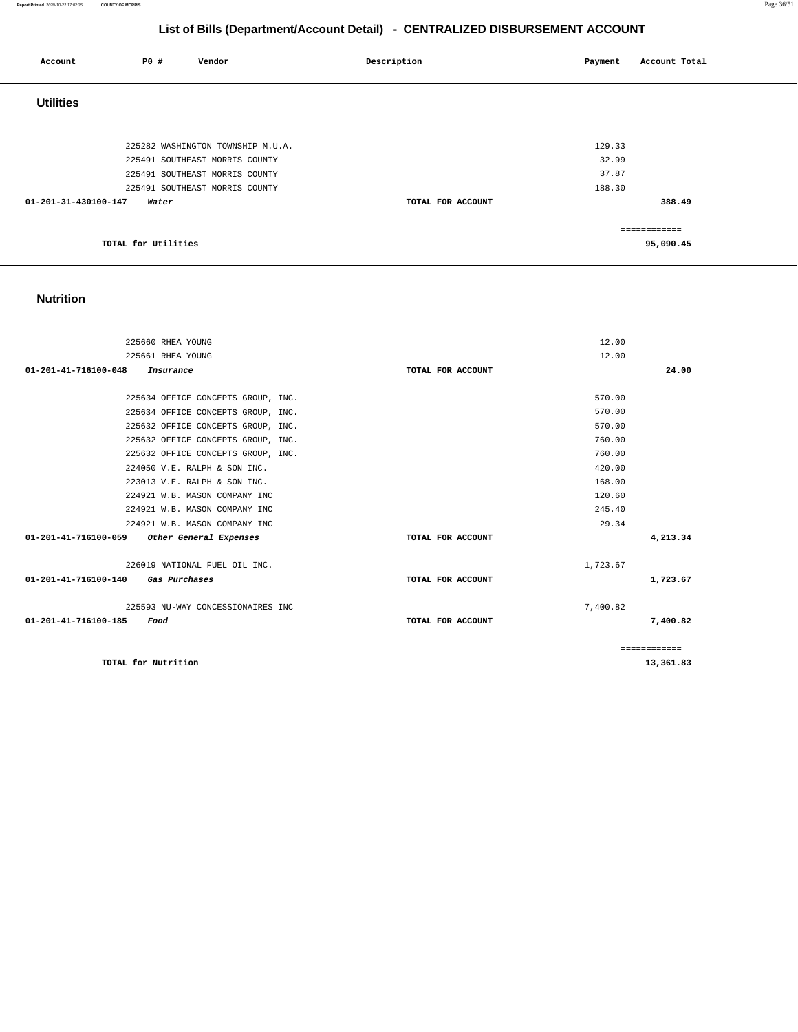# List of Bills (Department/Account Detail) - CENTRALIZED DISBURSEMENT ACCOUNT

| Account | PO # | Vendor | Description | Payment | Account Total |
|---|---|---|---|---|---|

## Utilities

| Account | PO # | Vendor | Description | Payment | Account Total |
|---|---|---|---|---|---|
| | 225282 | WASHINGTON TOWNSHIP M.U.A. | | 129.33 | |
| | 225491 | SOUTHEAST MORRIS COUNTY | | 32.99 | |
| | 225491 | SOUTHEAST MORRIS COUNTY | | 37.87 | |
| | 225491 | SOUTHEAST MORRIS COUNTY | | 188.30 | |
| **01-201-31-430100-147** | | ***Water*** | **TOTAL FOR ACCOUNT** | | **388.49** |
| | | | | | ============ |
| | **TOTAL for Utilities** | | | | **95,090.45** |

## Nutrition

| Account | PO # | Vendor | Description | Payment | Account Total |
|---|---|---|---|---|---|
| | 225660 | RHEA YOUNG | | 12.00 | |
| | 225661 | RHEA YOUNG | | 12.00 | |
| **01-201-41-716100-048** | | ***Insurance*** | **TOTAL FOR ACCOUNT** | | **24.00** |
| | 225634 | OFFICE CONCEPTS GROUP, INC. | | 570.00 | |
| | 225634 | OFFICE CONCEPTS GROUP, INC. | | 570.00 | |
| | 225632 | OFFICE CONCEPTS GROUP, INC. | | 570.00 | |
| | 225632 | OFFICE CONCEPTS GROUP, INC. | | 760.00 | |
| | 225632 | OFFICE CONCEPTS GROUP, INC. | | 760.00 | |
| | 224050 | V.E. RALPH & SON INC. | | 420.00 | |
| | 223013 | V.E. RALPH & SON INC. | | 168.00 | |
| | 224921 | W.B. MASON COMPANY INC | | 120.60 | |
| | 224921 | W.B. MASON COMPANY INC | | 245.40 | |
| | 224921 | W.B. MASON COMPANY INC | | 29.34 | |
| **01-201-41-716100-059** | | ***Other General Expenses*** | **TOTAL FOR ACCOUNT** | | **4,213.34** |
| | 226019 | NATIONAL FUEL OIL INC. | | 1,723.67 | |
| **01-201-41-716100-140** | | ***Gas Purchases*** | **TOTAL FOR ACCOUNT** | | **1,723.67** |
| | 225593 | NU-WAY CONCESSIONAIRES INC | | 7,400.82 | |
| **01-201-41-716100-185** | | ***Food*** | **TOTAL FOR ACCOUNT** | | **7,400.82** |
| | | | | | ============ |
| | **TOTAL for Nutrition** | | | | **13,361.83** |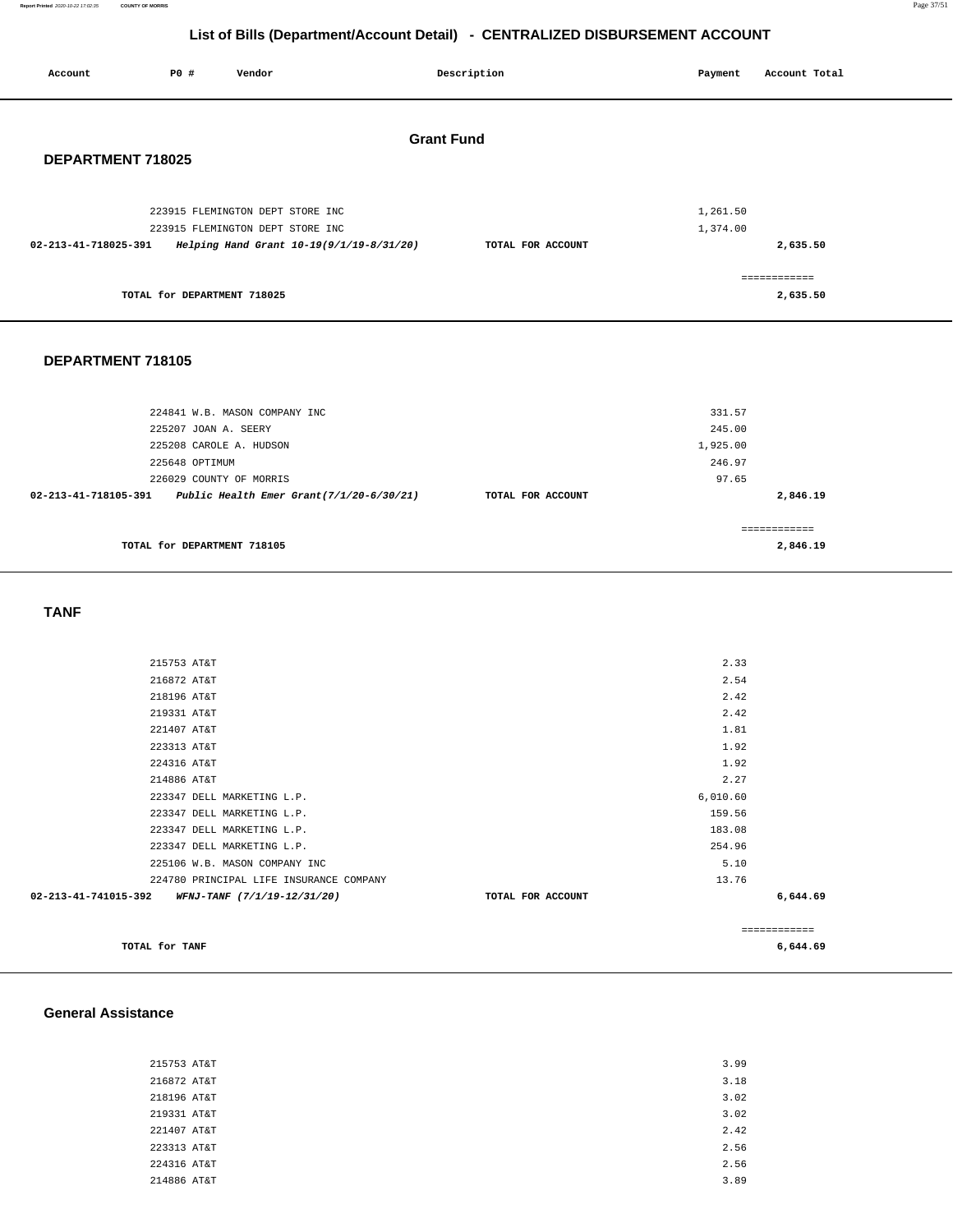## List of Bills (Department/Account Detail) - CENTRALIZED DISBURSEMENT ACCOUNT

| Account | PO # | Vendor | Description | Payment | Account Total |
|---|---|---|---|---|---|

### Grant Fund

### DEPARTMENT 718025

| Account | PO # | Vendor | Description | Payment | Account Total |
|---|---|---|---|---|---|
| | 223915 | FLEMINGTON DEPT STORE INC | | 1,261.50 | |
| | 223915 | FLEMINGTON DEPT STORE INC | | 1,374.00 | |
| **02-213-41-718025-391** | | ***Helping Hand Grant 10-19(9/1/19-8/31/20)*** | **TOTAL FOR ACCOUNT** | | **2,635.50** |
| | | | | | ============ |
| | **TOTAL for DEPARTMENT 718025** | | | | **2,635.50** |

### DEPARTMENT 718105

| Account | PO # | Vendor | Description | Payment | Account Total |
|---|---|---|---|---|---|
| | 224841 | W.B. MASON COMPANY INC | | 331.57 | |
| | 225207 | JOAN A. SEERY | | 245.00 | |
| | 225208 | CAROLE A. HUDSON | | 1,925.00 | |
| | 225648 | OPTIMUM | | 246.97 | |
| | 226029 | COUNTY OF MORRIS | | 97.65 | |
| **02-213-41-718105-391** | | ***Public Health Emer Grant(7/1/20-6/30/21)*** | **TOTAL FOR ACCOUNT** | | **2,846.19** |
| | | | | | ============ |
| | **TOTAL for DEPARTMENT 718105** | | | | **2,846.19** |

### TANF

| Account | PO # | Vendor | Description | Payment | Account Total |
|---|---|---|---|---|---|
| | 215753 | AT&T | | 2.33 | |
| | 216872 | AT&T | | 2.54 | |
| | 218196 | AT&T | | 2.42 | |
| | 219331 | AT&T | | 2.42 | |
| | 221407 | AT&T | | 1.81 | |
| | 223313 | AT&T | | 1.92 | |
| | 224316 | AT&T | | 1.92 | |
| | 214886 | AT&T | | 2.27 | |
| | 223347 | DELL MARKETING L.P. | | 6,010.60 | |
| | 223347 | DELL MARKETING L.P. | | 159.56 | |
| | 223347 | DELL MARKETING L.P. | | 183.08 | |
| | 223347 | DELL MARKETING L.P. | | 254.96 | |
| | 225106 | W.B. MASON COMPANY INC | | 5.10 | |
| | 224780 | PRINCIPAL LIFE INSURANCE COMPANY | | 13.76 | |
| **02-213-41-741015-392** | | ***WFNJ-TANF (7/1/19-12/31/20)*** | **TOTAL FOR ACCOUNT** | | **6,644.69** |
| | | | | | ============ |
| | **TOTAL for TANF** | | | | **6,644.69** |

### General Assistance

| Account | PO # | Vendor | Description | Payment | Account Total |
|---|---|---|---|---|---|
| | 215753 | AT&T | | 3.99 | |
| | 216872 | AT&T | | 3.18 | |
| | 218196 | AT&T | | 3.02 | |
| | 219331 | AT&T | | 3.02 | |
| | 221407 | AT&T | | 2.42 | |
| | 223313 | AT&T | | 2.56 | |
| | 224316 | AT&T | | 2.56 | |
| | 214886 | AT&T | | 3.89 | |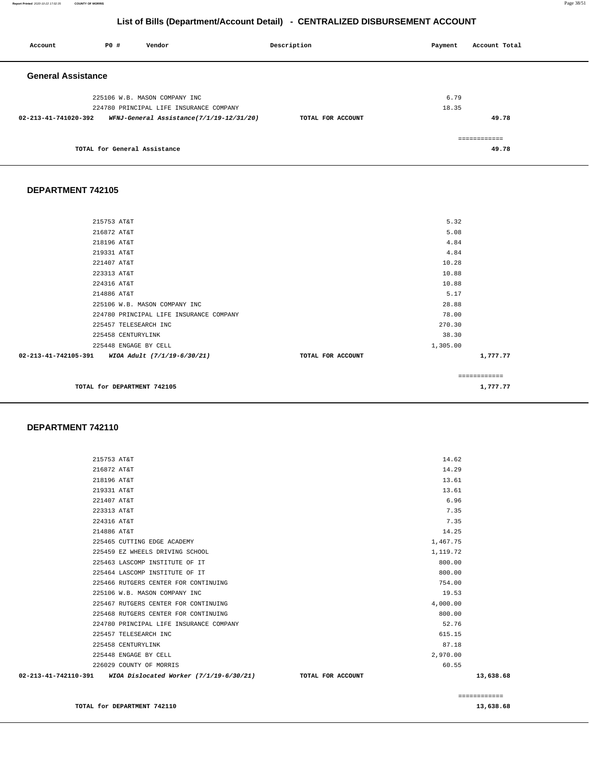# List of Bills (Department/Account Detail) - CENTRALIZED DISBURSEMENT ACCOUNT

| Account | PO # | Vendor | Description | Payment | Account Total |
|---|---|---|---|---|---|

## General Assistance

| Account | PO # | Vendor | Description | Payment | Account Total |
|---|---|---|---|---|---|
| | 225106 | W.B. MASON COMPANY INC | | 6.79 | |
| | 224780 | PRINCIPAL LIFE INSURANCE COMPANY | | 18.35 | |
| 02-213-41-741020-392 | | *WFNJ-General Assistance(7/1/19-12/31/20)* | TOTAL FOR ACCOUNT | | 49.78 |
| | | | | | ============ |
| | | TOTAL for General Assistance | | | 49.78 |

## DEPARTMENT 742105

| Account | PO # | Vendor | Description | Payment | Account Total |
|---|---|---|---|---|---|
| | 215753 | AT&T | | 5.32 | |
| | 216872 | AT&T | | 5.08 | |
| | 218196 | AT&T | | 4.84 | |
| | 219331 | AT&T | | 4.84 | |
| | 221407 | AT&T | | 10.28 | |
| | 223313 | AT&T | | 10.88 | |
| | 224316 | AT&T | | 10.88 | |
| | 214886 | AT&T | | 5.17 | |
| | 225106 | W.B. MASON COMPANY INC | | 28.88 | |
| | 224780 | PRINCIPAL LIFE INSURANCE COMPANY | | 78.00 | |
| | 225457 | TELESEARCH INC | | 270.30 | |
| | 225458 | CENTURYLINK | | 38.30 | |
| | 225448 | ENGAGE BY CELL | | 1,305.00 | |
| 02-213-41-742105-391 | | *WIOA Adult (7/1/19-6/30/21)* | TOTAL FOR ACCOUNT | | 1,777.77 |
| | | | | | ============ |
| | | TOTAL for DEPARTMENT 742105 | | | 1,777.77 |

## DEPARTMENT 742110

| Account | PO # | Vendor | Description | Payment | Account Total |
|---|---|---|---|---|---|
| | 215753 | AT&T | | 14.62 | |
| | 216872 | AT&T | | 14.29 | |
| | 218196 | AT&T | | 13.61 | |
| | 219331 | AT&T | | 13.61 | |
| | 221407 | AT&T | | 6.96 | |
| | 223313 | AT&T | | 7.35 | |
| | 224316 | AT&T | | 7.35 | |
| | 214886 | AT&T | | 14.25 | |
| | 225465 | CUTTING EDGE ACADEMY | | 1,467.75 | |
| | 225459 | EZ WHEELS DRIVING SCHOOL | | 1,119.72 | |
| | 225463 | LASCOMP INSTITUTE OF IT | | 800.00 | |
| | 225464 | LASCOMP INSTITUTE OF IT | | 800.00 | |
| | 225466 | RUTGERS CENTER FOR CONTINUING | | 754.00 | |
| | 225106 | W.B. MASON COMPANY INC | | 19.53 | |
| | 225467 | RUTGERS CENTER FOR CONTINUING | | 4,000.00 | |
| | 225468 | RUTGERS CENTER FOR CONTINUING | | 800.00 | |
| | 224780 | PRINCIPAL LIFE INSURANCE COMPANY | | 52.76 | |
| | 225457 | TELESEARCH INC | | 615.15 | |
| | 225458 | CENTURYLINK | | 87.18 | |
| | 225448 | ENGAGE BY CELL | | 2,970.00 | |
| | 226029 | COUNTY OF MORRIS | | 60.55 | |
| 02-213-41-742110-391 | | *WIOA Dislocated Worker (7/1/19-6/30/21)* | TOTAL FOR ACCOUNT | | 13,638.68 |
| | | | | | ============ |
| | | TOTAL for DEPARTMENT 742110 | | | 13,638.68 |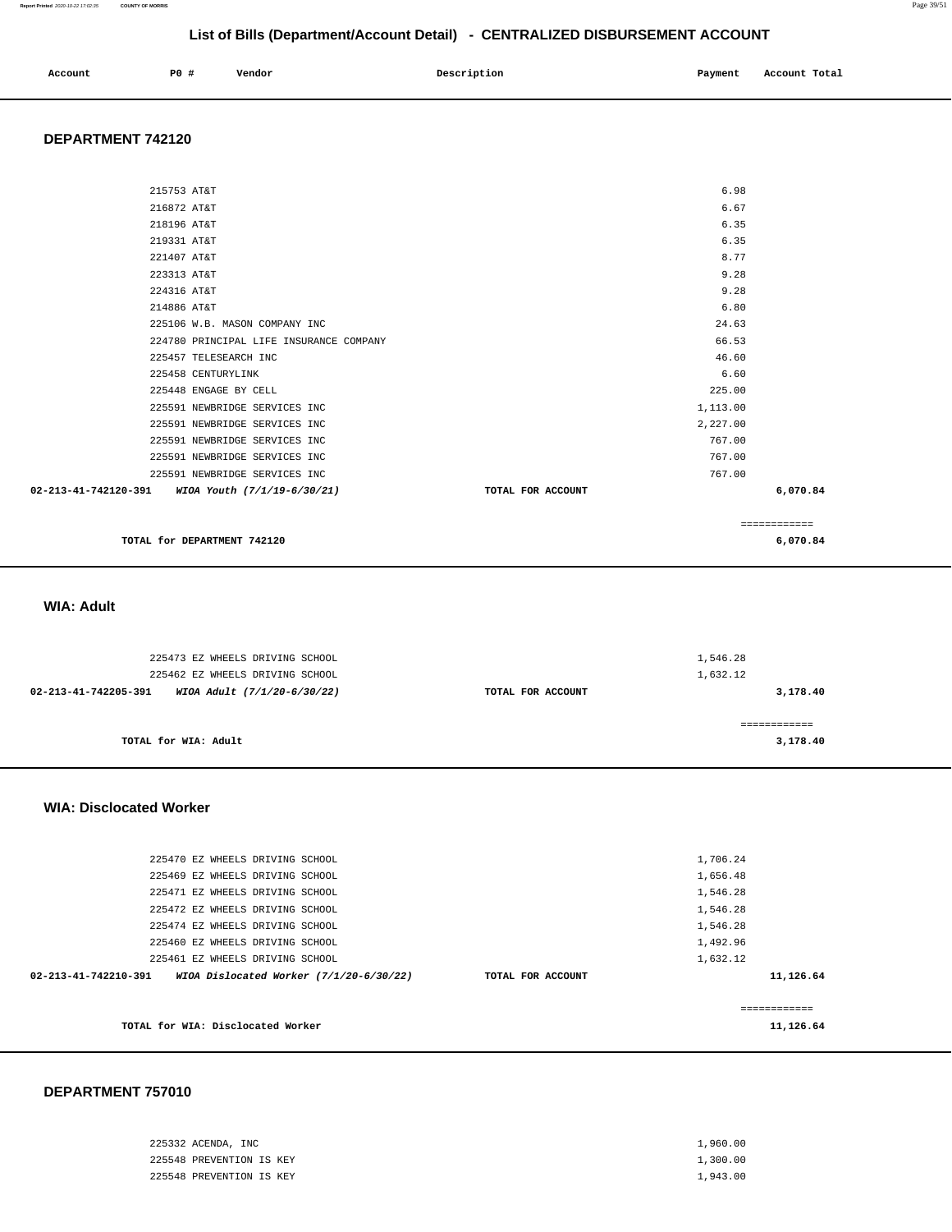# List of Bills (Department/Account Detail) - CENTRALIZED DISBURSEMENT ACCOUNT

| Account | PO # | Vendor | Description | Payment | Account Total |
|---|---|---|---|---|---|

## DEPARTMENT 742120

| Account | PO # | Vendor | Description | Payment | Account Total |
|---|---|---|---|---|---|
| | 215753 | AT&T | | 6.98 | |
| | 216872 | AT&T | | 6.67 | |
| | 218196 | AT&T | | 6.35 | |
| | 219331 | AT&T | | 6.35 | |
| | 221407 | AT&T | | 8.77 | |
| | 223313 | AT&T | | 9.28 | |
| | 224316 | AT&T | | 9.28 | |
| | 214886 | AT&T | | 6.80 | |
| | 225106 | W.B. MASON COMPANY INC | | 24.63 | |
| | 224780 | PRINCIPAL LIFE INSURANCE COMPANY | | 66.53 | |
| | 225457 | TELESEARCH INC | | 46.60 | |
| | 225458 | CENTURYLINK | | 6.60 | |
| | 225448 | ENGAGE BY CELL | | 225.00 | |
| | 225591 | NEWBRIDGE SERVICES INC | | 1,113.00 | |
| | 225591 | NEWBRIDGE SERVICES INC | | 2,227.00 | |
| | 225591 | NEWBRIDGE SERVICES INC | | 767.00 | |
| | 225591 | NEWBRIDGE SERVICES INC | | 767.00 | |
| | 225591 | NEWBRIDGE SERVICES INC | | 767.00 | |
| **02-213-41-742120-391** | | ***WIOA Youth (7/1/19-6/30/21)*** | **TOTAL FOR ACCOUNT** | | **6,070.84** |

**TOTAL for DEPARTMENT 742120** — **6,070.84**

## WIA: Adult

| Account | PO # | Vendor | Description | Payment | Account Total |
|---|---|---|---|---|---|
| | 225473 | EZ WHEELS DRIVING SCHOOL | | 1,546.28 | |
| | 225462 | EZ WHEELS DRIVING SCHOOL | | 1,632.12 | |
| **02-213-41-742205-391** | | ***WIOA Adult (7/1/20-6/30/22)*** | **TOTAL FOR ACCOUNT** | | **3,178.40** |

**TOTAL for WIA: Adult** — **3,178.40**

## WIA: Disclocated Worker

| Account | PO # | Vendor | Description | Payment | Account Total |
|---|---|---|---|---|---|
| | 225470 | EZ WHEELS DRIVING SCHOOL | | 1,706.24 | |
| | 225469 | EZ WHEELS DRIVING SCHOOL | | 1,656.48 | |
| | 225471 | EZ WHEELS DRIVING SCHOOL | | 1,546.28 | |
| | 225472 | EZ WHEELS DRIVING SCHOOL | | 1,546.28 | |
| | 225474 | EZ WHEELS DRIVING SCHOOL | | 1,546.28 | |
| | 225460 | EZ WHEELS DRIVING SCHOOL | | 1,492.96 | |
| | 225461 | EZ WHEELS DRIVING SCHOOL | | 1,632.12 | |
| **02-213-41-742210-391** | | ***WIOA Dislocated Worker (7/1/20-6/30/22)*** | **TOTAL FOR ACCOUNT** | | **11,126.64** |

**TOTAL for WIA: Disclocated Worker** — **11,126.64**

## DEPARTMENT 757010

| Account | PO # | Vendor | Description | Payment | Account Total |
|---|---|---|---|---|---|
| | 225332 | ACENDA, INC | | 1,960.00 | |
| | 225548 | PREVENTION IS KEY | | 1,300.00 | |
| | 225548 | PREVENTION IS KEY | | 1,943.00 | |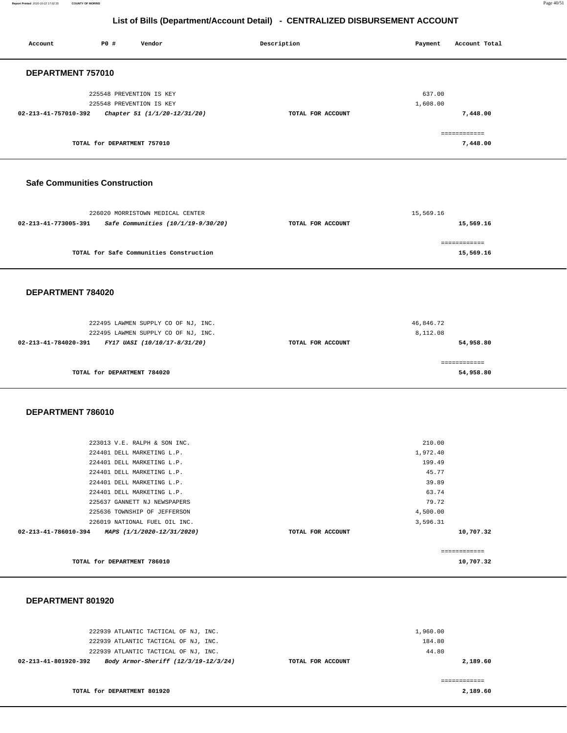# List of Bills (Department/Account Detail) - CENTRALIZED DISBURSEMENT ACCOUNT

| Account | PO # | Vendor | Description | Payment | Account Total |
|---|---|---|---|---|---|

## DEPARTMENT 757010

| Account | PO # | Vendor | Description | Payment | Account Total |
|---|---|---|---|---|---|
| | 225548 | PREVENTION IS KEY | | 637.00 | |
| | 225548 | PREVENTION IS KEY | | 1,608.00 | |
| 02-213-41-757010-392 | | *Chapter 51 (1/1/20-12/31/20)* | TOTAL FOR ACCOUNT | | 7,448.00 |
| | | TOTAL for DEPARTMENT 757010 | | | 7,448.00 |

## Safe Communities Construction

| Account | PO # | Vendor | Description | Payment | Account Total |
|---|---|---|---|---|---|
| | 226020 | MORRISTOWN MEDICAL CENTER | | 15,569.16 | |
| 02-213-41-773005-391 | | *Safe Communities (10/1/19-9/30/20)* | TOTAL FOR ACCOUNT | | 15,569.16 |
| | | TOTAL for Safe Communities Construction | | | 15,569.16 |

## DEPARTMENT 784020

| Account | PO # | Vendor | Description | Payment | Account Total |
|---|---|---|---|---|---|
| | 222495 | LAWMEN SUPPLY CO OF NJ, INC. | | 46,846.72 | |
| | 222495 | LAWMEN SUPPLY CO OF NJ, INC. | | 8,112.08 | |
| 02-213-41-784020-391 | | *FY17 UASI (10/10/17-8/31/20)* | TOTAL FOR ACCOUNT | | 54,958.80 |
| | | TOTAL for DEPARTMENT 784020 | | | 54,958.80 |

## DEPARTMENT 786010

| Account | PO # | Vendor | Description | Payment | Account Total |
|---|---|---|---|---|---|
| | 223013 | V.E. RALPH & SON INC. | | 210.00 | |
| | 224401 | DELL MARKETING L.P. | | 1,972.40 | |
| | 224401 | DELL MARKETING L.P. | | 199.49 | |
| | 224401 | DELL MARKETING L.P. | | 45.77 | |
| | 224401 | DELL MARKETING L.P. | | 39.89 | |
| | 224401 | DELL MARKETING L.P. | | 63.74 | |
| | 225637 | GANNETT NJ NEWSPAPERS | | 79.72 | |
| | 225636 | TOWNSHIP OF JEFFERSON | | 4,500.00 | |
| | 226019 | NATIONAL FUEL OIL INC. | | 3,596.31 | |
| 02-213-41-786010-394 | | *MAPS (1/1/2020-12/31/2020)* | TOTAL FOR ACCOUNT | | 10,707.32 |
| | | TOTAL for DEPARTMENT 786010 | | | 10,707.32 |

## DEPARTMENT 801920

| Account | PO # | Vendor | Description | Payment | Account Total |
|---|---|---|---|---|---|
| | 222939 | ATLANTIC TACTICAL OF NJ, INC. | | 1,960.00 | |
| | 222939 | ATLANTIC TACTICAL OF NJ, INC. | | 184.80 | |
| | 222939 | ATLANTIC TACTICAL OF NJ, INC. | | 44.80 | |
| 02-213-41-801920-392 | | *Body Armor-Sheriff (12/3/19-12/3/24)* | TOTAL FOR ACCOUNT | | 2,189.60 |
| | | TOTAL for DEPARTMENT 801920 | | | 2,189.60 |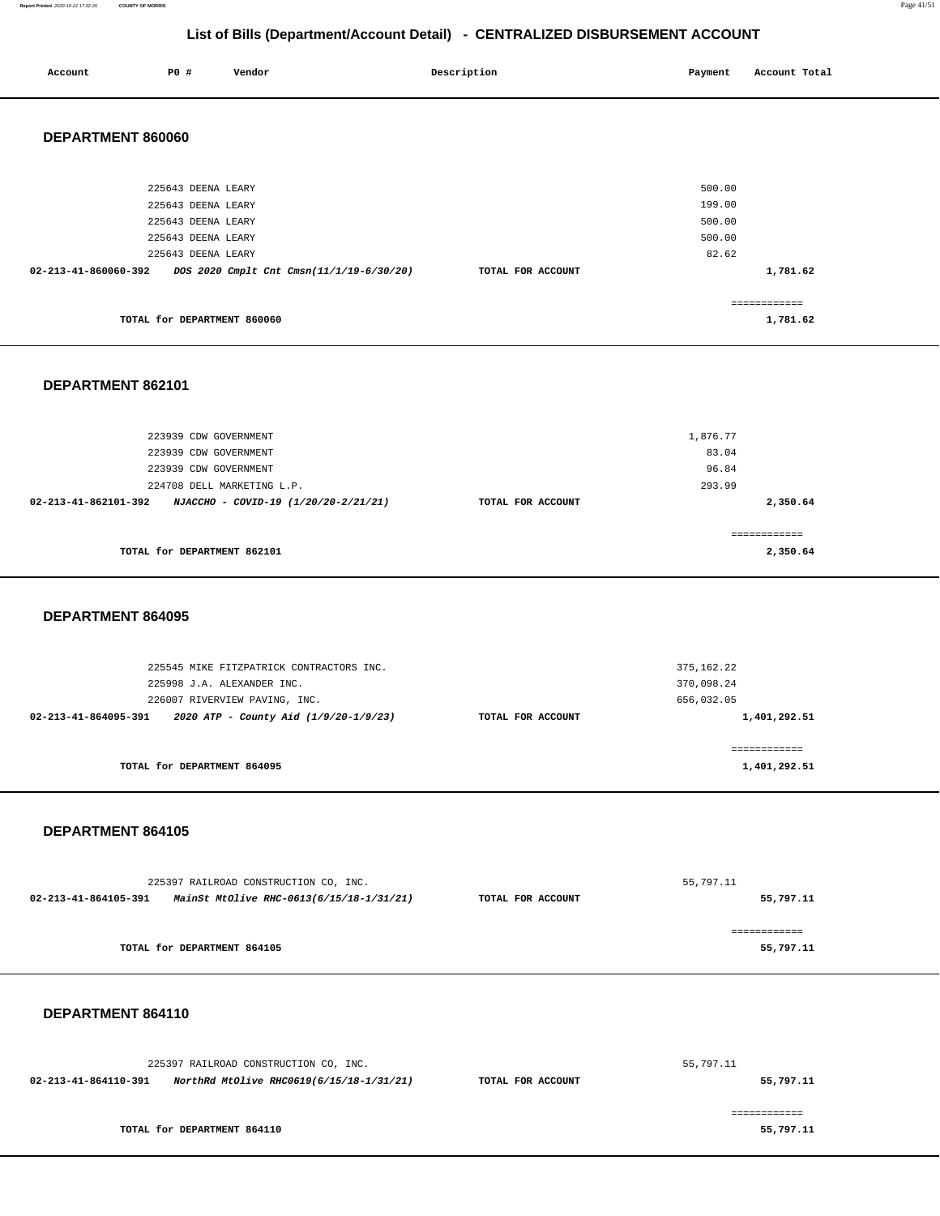# List of Bills (Department/Account Detail) - CENTRALIZED DISBURSEMENT ACCOUNT

| Account | PO # | Vendor | Description | Payment | Account Total |
|---|---|---|---|---|---|

## DEPARTMENT 860060

| Account | PO # | Vendor | Description | Payment | Account Total |
|---|---|---|---|---|---|
| | 225643 | DEENA LEARY | | 500.00 | |
| | 225643 | DEENA LEARY | | 199.00 | |
| | 225643 | DEENA LEARY | | 500.00 | |
| | 225643 | DEENA LEARY | | 500.00 | |
| | 225643 | DEENA LEARY | | 82.62 | |
| **02-213-41-860060-392** | | ***DOS 2020 Cmplt Cnt Cmsn(11/1/19-6/30/20)*** | **TOTAL FOR ACCOUNT** | | **1,781.62** |

**TOTAL for DEPARTMENT 860060** — **1,781.62**

## DEPARTMENT 862101

| Account | PO # | Vendor | Description | Payment | Account Total |
|---|---|---|---|---|---|
| | 223939 | CDW GOVERNMENT | | 1,876.77 | |
| | 223939 | CDW GOVERNMENT | | 83.04 | |
| | 223939 | CDW GOVERNMENT | | 96.84 | |
| | 224708 | DELL MARKETING L.P. | | 293.99 | |
| **02-213-41-862101-392** | | ***NJACCHO - COVID-19 (1/20/20-2/21/21)*** | **TOTAL FOR ACCOUNT** | | **2,350.64** |

**TOTAL for DEPARTMENT 862101** — **2,350.64**

## DEPARTMENT 864095

| Account | PO # | Vendor | Description | Payment | Account Total |
|---|---|---|---|---|---|
| | 225545 | MIKE FITZPATRICK CONTRACTORS INC. | | 375,162.22 | |
| | 225998 | J.A. ALEXANDER INC. | | 370,098.24 | |
| | 226007 | RIVERVIEW PAVING, INC. | | 656,032.05 | |
| **02-213-41-864095-391** | | ***2020 ATP - County Aid (1/9/20-1/9/23)*** | **TOTAL FOR ACCOUNT** | | **1,401,292.51** |

**TOTAL for DEPARTMENT 864095** — **1,401,292.51**

## DEPARTMENT 864105

| Account | PO # | Vendor | Description | Payment | Account Total |
|---|---|---|---|---|---|
| | 225397 | RAILROAD CONSTRUCTION CO, INC. | | 55,797.11 | |
| **02-213-41-864105-391** | | ***MainSt MtOlive RHC-0613(6/15/18-1/31/21)*** | **TOTAL FOR ACCOUNT** | | **55,797.11** |

**TOTAL for DEPARTMENT 864105** — **55,797.11**

## DEPARTMENT 864110

| Account | PO # | Vendor | Description | Payment | Account Total |
|---|---|---|---|---|---|
| | 225397 | RAILROAD CONSTRUCTION CO, INC. | | 55,797.11 | |
| **02-213-41-864110-391** | | ***NorthRd MtOlive RHC0619(6/15/18-1/31/21)*** | **TOTAL FOR ACCOUNT** | | **55,797.11** |

**TOTAL for DEPARTMENT 864110** — **55,797.11**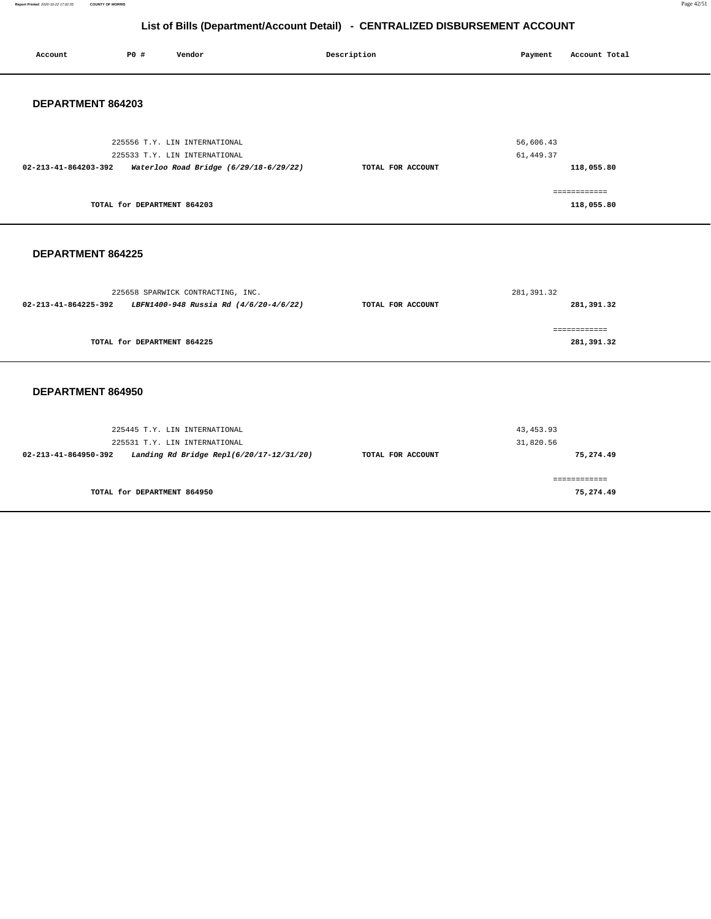# List of Bills (Department/Account Detail) - CENTRALIZED DISBURSEMENT ACCOUNT

| Account | PO # | Vendor | Description | Payment | Account Total |
|---|---|---|---|---|---|

## DEPARTMENT 864203

| Account | PO # | Vendor | Description | Payment | Account Total |
|---|---|---|---|---|---|
| | 225556 | T.Y. LIN INTERNATIONAL | | 56,606.43 | |
| | 225533 | T.Y. LIN INTERNATIONAL | | 61,449.37 | |
| **02-213-41-864203-392** | | ***Waterloo Road Bridge (6/29/18-6/29/22)*** | **TOTAL FOR ACCOUNT** | | **118,055.80** |

**TOTAL for DEPARTMENT 864203** — **118,055.80**

## DEPARTMENT 864225

| Account | PO # | Vendor | Description | Payment | Account Total |
|---|---|---|---|---|---|
| | 225658 | SPARWICK CONTRACTING, INC. | | 281,391.32 | |
| **02-213-41-864225-392** | | ***LBFN1400-948 Russia Rd (4/6/20-4/6/22)*** | **TOTAL FOR ACCOUNT** | | **281,391.32** |

**TOTAL for DEPARTMENT 864225** — **281,391.32**

## DEPARTMENT 864950

| Account | PO # | Vendor | Description | Payment | Account Total |
|---|---|---|---|---|---|
| | 225445 | T.Y. LIN INTERNATIONAL | | 43,453.93 | |
| | 225531 | T.Y. LIN INTERNATIONAL | | 31,820.56 | |
| **02-213-41-864950-392** | | ***Landing Rd Bridge Repl(6/20/17-12/31/20)*** | **TOTAL FOR ACCOUNT** | | **75,274.49** |

**TOTAL for DEPARTMENT 864950** — **75,274.49**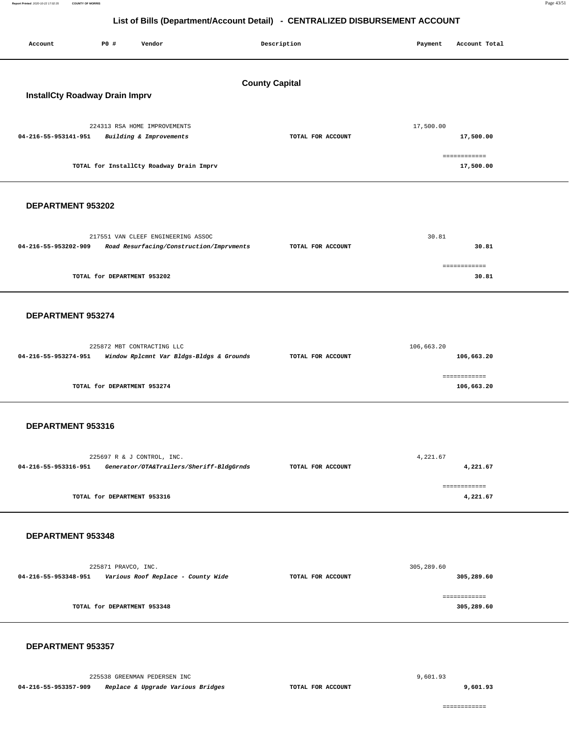# List of Bills (Department/Account Detail) - CENTRALIZED DISBURSEMENT ACCOUNT

| Account | PO # | Vendor | Description | Payment | Account Total |
|---|---|---|---|---|---|

## County Capital

### InstallCty Roadway Drain Imprv

| Account | PO # | Vendor | Description | Payment | Account Total |
|---|---|---|---|---|---|
| | 224313 | RSA HOME IMPROVEMENTS | | 17,500.00 | |
| 04-216-55-953141-951 | | *Building & Improvements* | TOTAL FOR ACCOUNT | | 17,500.00 |
| | | | | | ============ |
| | | TOTAL for InstallCty Roadway Drain Imprv | | | 17,500.00 |

### DEPARTMENT 953202

| Account | PO # | Vendor | Description | Payment | Account Total |
|---|---|---|---|---|---|
| | 217551 | VAN CLEEF ENGINEERING ASSOC | | 30.81 | |
| 04-216-55-953202-909 | | *Road Resurfacing/Construction/Imprvments* | TOTAL FOR ACCOUNT | | 30.81 |
| | | | | | ============ |
| | | TOTAL for DEPARTMENT 953202 | | | 30.81 |

### DEPARTMENT 953274

| Account | PO # | Vendor | Description | Payment | Account Total |
|---|---|---|---|---|---|
| | 225872 | MBT CONTRACTING LLC | | 106,663.20 | |
| 04-216-55-953274-951 | | *Window Rplcmnt Var Bldgs-Bldgs & Grounds* | TOTAL FOR ACCOUNT | | 106,663.20 |
| | | | | | ============ |
| | | TOTAL for DEPARTMENT 953274 | | | 106,663.20 |

### DEPARTMENT 953316

| Account | PO # | Vendor | Description | Payment | Account Total |
|---|---|---|---|---|---|
| | 225697 | R & J CONTROL, INC. | | 4,221.67 | |
| 04-216-55-953316-951 | | *Generator/OTA&Trailers/Sheriff-BldgGrnds* | TOTAL FOR ACCOUNT | | 4,221.67 |
| | | | | | ============ |
| | | TOTAL for DEPARTMENT 953316 | | | 4,221.67 |

### DEPARTMENT 953348

| Account | PO # | Vendor | Description | Payment | Account Total |
|---|---|---|---|---|---|
| | 225871 | PRAVCO, INC. | | 305,289.60 | |
| 04-216-55-953348-951 | | *Various Roof Replace - County Wide* | TOTAL FOR ACCOUNT | | 305,289.60 |
| | | | | | ============ |
| | | TOTAL for DEPARTMENT 953348 | | | 305,289.60 |

### DEPARTMENT 953357

| Account | PO # | Vendor | Description | Payment | Account Total |
|---|---|---|---|---|---|
| | 225538 | GREENMAN PEDERSEN INC | | 9,601.93 | |
| 04-216-55-953357-909 | | *Replace & Upgrade Various Bridges* | TOTAL FOR ACCOUNT | | 9,601.93 |
| | | | | | ============ |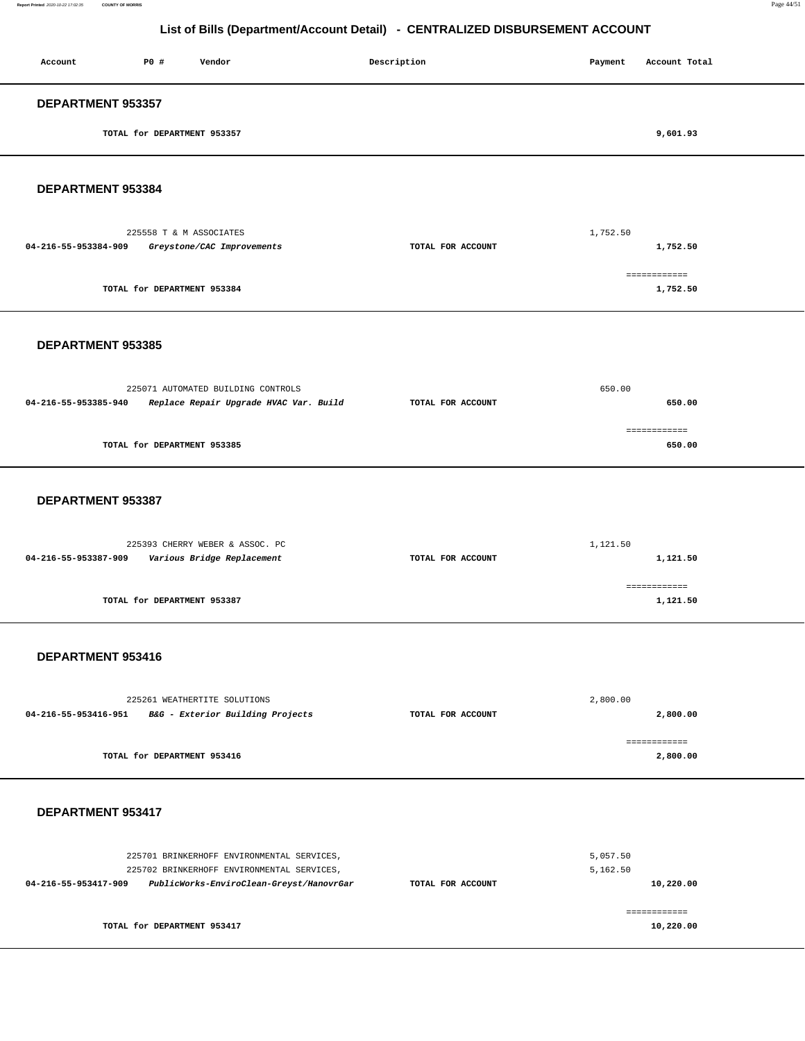## List of Bills (Department/Account Detail) - CENTRALIZED DISBURSEMENT ACCOUNT

| Account | PO # | Vendor | Description | Payment | Account Total |
|---|---|---|---|---|---|

### DEPARTMENT 953357

| | | | | | |
|---|---|---|---|---|---|
| | TOTAL for DEPARTMENT 953357 | | | | 9,601.93 |

### DEPARTMENT 953384

| Account | PO # | Vendor | Description | Payment | Account Total |
|---|---|---|---|---|---|
| | 225558 | T & M ASSOCIATES | | 1,752.50 | |
| 04-216-55-953384-909 | | *Greystone/CAC Improvements* | TOTAL FOR ACCOUNT | | 1,752.50 |
| | | | | | ============ |
| | TOTAL for DEPARTMENT 953384 | | | | 1,752.50 |

### DEPARTMENT 953385

| Account | PO # | Vendor | Description | Payment | Account Total |
|---|---|---|---|---|---|
| | 225071 | AUTOMATED BUILDING CONTROLS | | 650.00 | |
| 04-216-55-953385-940 | | *Replace Repair Upgrade HVAC Var. Build* | TOTAL FOR ACCOUNT | | 650.00 |
| | | | | | ============ |
| | TOTAL for DEPARTMENT 953385 | | | | 650.00 |

### DEPARTMENT 953387

| Account | PO # | Vendor | Description | Payment | Account Total |
|---|---|---|---|---|---|
| | 225393 | CHERRY WEBER & ASSOC. PC | | 1,121.50 | |
| 04-216-55-953387-909 | | *Various Bridge Replacement* | TOTAL FOR ACCOUNT | | 1,121.50 |
| | | | | | ============ |
| | TOTAL for DEPARTMENT 953387 | | | | 1,121.50 |

### DEPARTMENT 953416

| Account | PO # | Vendor | Description | Payment | Account Total |
|---|---|---|---|---|---|
| | 225261 | WEATHERTITE SOLUTIONS | | 2,800.00 | |
| 04-216-55-953416-951 | | *B&G - Exterior Building Projects* | TOTAL FOR ACCOUNT | | 2,800.00 |
| | | | | | ============ |
| | TOTAL for DEPARTMENT 953416 | | | | 2,800.00 |

### DEPARTMENT 953417

| Account | PO # | Vendor | Description | Payment | Account Total |
|---|---|---|---|---|---|
| | 225701 | BRINKERHOFF ENVIRONMENTAL SERVICES, | | 5,057.50 | |
| | 225702 | BRINKERHOFF ENVIRONMENTAL SERVICES, | | 5,162.50 | |
| 04-216-55-953417-909 | | *PublicWorks-EnviroClean-Greyst/HanovrGar* | TOTAL FOR ACCOUNT | | 10,220.00 |
| | | | | | ============ |
| | TOTAL for DEPARTMENT 953417 | | | | 10,220.00 |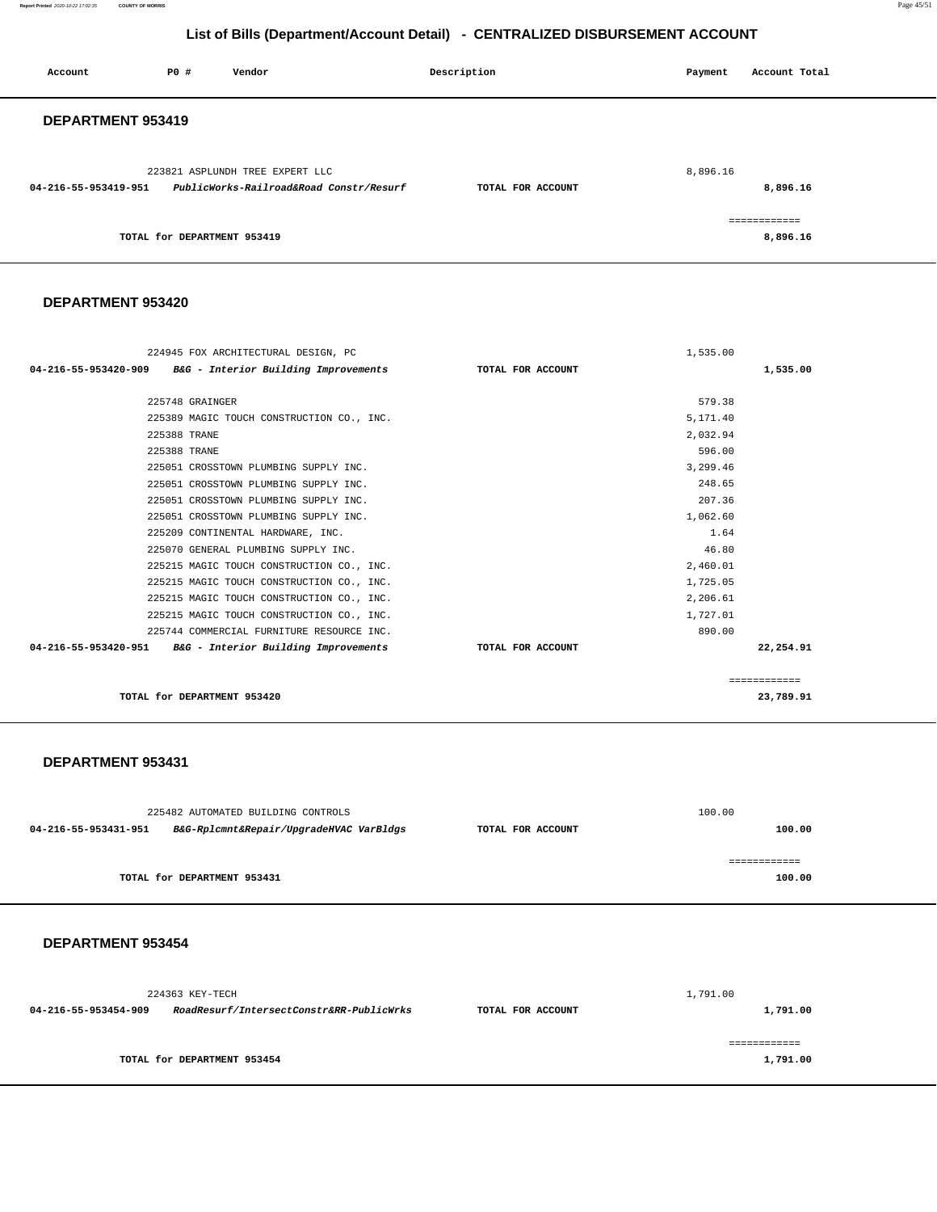# List of Bills (Department/Account Detail) - CENTRALIZED DISBURSEMENT ACCOUNT

| Account | PO # | Vendor | Description | Payment | Account Total |
|---|---|---|---|---|---|

## DEPARTMENT 953419

| Account | PO # | Vendor | Description | Payment | Account Total |
|---|---|---|---|---|---|
| | 223821 | ASPLUNDH TREE EXPERT LLC | | 8,896.16 | |
| 04-216-55-953419-951 | | *PublicWorks-Railroad&Road Constr/Resurf* | TOTAL FOR ACCOUNT | | 8,896.16 |
| | | | | | ============ |
| | | TOTAL for DEPARTMENT 953419 | | | 8,896.16 |

## DEPARTMENT 953420

| Account | PO # | Vendor | Description | Payment | Account Total |
|---|---|---|---|---|---|
| | 224945 | FOX ARCHITECTURAL DESIGN, PC | | 1,535.00 | |
| 04-216-55-953420-909 | | *B&G - Interior Building Improvements* | TOTAL FOR ACCOUNT | | 1,535.00 |
| | 225748 | GRAINGER | | 579.38 | |
| | 225389 | MAGIC TOUCH CONSTRUCTION CO., INC. | | 5,171.40 | |
| | 225388 | TRANE | | 2,032.94 | |
| | 225388 | TRANE | | 596.00 | |
| | 225051 | CROSSTOWN PLUMBING SUPPLY INC. | | 3,299.46 | |
| | 225051 | CROSSTOWN PLUMBING SUPPLY INC. | | 248.65 | |
| | 225051 | CROSSTOWN PLUMBING SUPPLY INC. | | 207.36 | |
| | 225051 | CROSSTOWN PLUMBING SUPPLY INC. | | 1,062.60 | |
| | 225209 | CONTINENTAL HARDWARE, INC. | | 1.64 | |
| | 225070 | GENERAL PLUMBING SUPPLY INC. | | 46.80 | |
| | 225215 | MAGIC TOUCH CONSTRUCTION CO., INC. | | 2,460.01 | |
| | 225215 | MAGIC TOUCH CONSTRUCTION CO., INC. | | 1,725.05 | |
| | 225215 | MAGIC TOUCH CONSTRUCTION CO., INC. | | 2,206.61 | |
| | 225215 | MAGIC TOUCH CONSTRUCTION CO., INC. | | 1,727.01 | |
| | 225744 | COMMERCIAL FURNITURE RESOURCE INC. | | 890.00 | |
| 04-216-55-953420-951 | | *B&G - Interior Building Improvements* | TOTAL FOR ACCOUNT | | 22,254.91 |
| | | | | | ============ |
| | | TOTAL for DEPARTMENT 953420 | | | 23,789.91 |

## DEPARTMENT 953431

| Account | PO # | Vendor | Description | Payment | Account Total |
|---|---|---|---|---|---|
| | 225482 | AUTOMATED BUILDING CONTROLS | | 100.00 | |
| 04-216-55-953431-951 | | *B&G-Rplcmnt&Repair/UpgradeHVAC VarBldgs* | TOTAL FOR ACCOUNT | | 100.00 |
| | | | | | ============ |
| | | TOTAL for DEPARTMENT 953431 | | | 100.00 |

## DEPARTMENT 953454

| Account | PO # | Vendor | Description | Payment | Account Total |
|---|---|---|---|---|---|
| | 224363 | KEY-TECH | | 1,791.00 | |
| 04-216-55-953454-909 | | *RoadResurf/IntersectConstr&RR-PublicWrks* | TOTAL FOR ACCOUNT | | 1,791.00 |
| | | | | | ============ |
| | | TOTAL for DEPARTMENT 953454 | | | 1,791.00 |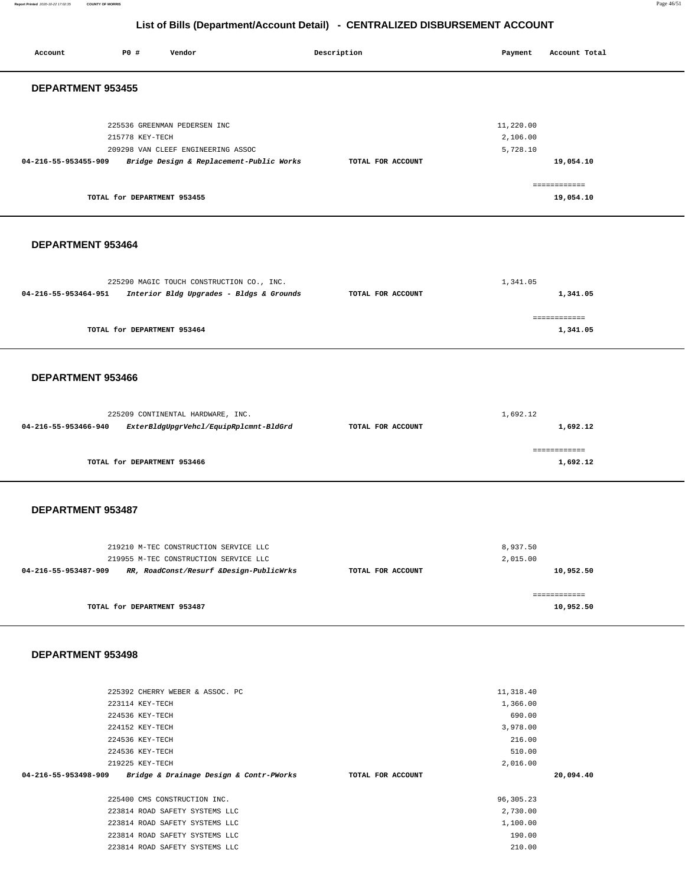# List of Bills (Department/Account Detail) - CENTRALIZED DISBURSEMENT ACCOUNT

| Account | PO # | Vendor | Description | Payment | Account Total |
|---|---|---|---|---|---|

## DEPARTMENT 953455

| Account | PO # | Vendor | Description | Payment | Account Total |
|---|---|---|---|---|---|
| | 225536 | GREENMAN PEDERSEN INC | | 11,220.00 | |
| | 215778 | KEY-TECH | | 2,106.00 | |
| | 209298 | VAN CLEEF ENGINEERING ASSOC | | 5,728.10 | |
| 04-216-55-953455-909 | | *Bridge Design & Replacement-Public Works* | TOTAL FOR ACCOUNT | | 19,054.10 |
| | | | | | ============ |
| | | TOTAL for DEPARTMENT 953455 | | | 19,054.10 |

## DEPARTMENT 953464

| Account | PO # | Vendor | Description | Payment | Account Total |
|---|---|---|---|---|---|
| | 225290 | MAGIC TOUCH CONSTRUCTION CO., INC. | | 1,341.05 | |
| 04-216-55-953464-951 | | *Interior Bldg Upgrades - Bldgs & Grounds* | TOTAL FOR ACCOUNT | | 1,341.05 |
| | | | | | ============ |
| | | TOTAL for DEPARTMENT 953464 | | | 1,341.05 |

## DEPARTMENT 953466

| Account | PO # | Vendor | Description | Payment | Account Total |
|---|---|---|---|---|---|
| | 225209 | CONTINENTAL HARDWARE, INC. | | 1,692.12 | |
| 04-216-55-953466-940 | | *ExterBldgUpgrVehcl/EquipRplcmnt-BldGrd* | TOTAL FOR ACCOUNT | | 1,692.12 |
| | | | | | ============ |
| | | TOTAL for DEPARTMENT 953466 | | | 1,692.12 |

## DEPARTMENT 953487

| Account | PO # | Vendor | Description | Payment | Account Total |
|---|---|---|---|---|---|
| | 219210 | M-TEC CONSTRUCTION SERVICE LLC | | 8,937.50 | |
| | 219955 | M-TEC CONSTRUCTION SERVICE LLC | | 2,015.00 | |
| 04-216-55-953487-909 | | *RR, RoadConst/Resurf &Design-PublicWrks* | TOTAL FOR ACCOUNT | | 10,952.50 |
| | | | | | ============ |
| | | TOTAL for DEPARTMENT 953487 | | | 10,952.50 |

## DEPARTMENT 953498

| Account | PO # | Vendor | Description | Payment | Account Total |
|---|---|---|---|---|---|
| | 225392 | CHERRY WEBER & ASSOC. PC | | 11,318.40 | |
| | 223114 | KEY-TECH | | 1,366.00 | |
| | 224536 | KEY-TECH | | 690.00 | |
| | 224152 | KEY-TECH | | 3,978.00 | |
| | 224536 | KEY-TECH | | 216.00 | |
| | 224536 | KEY-TECH | | 510.00 | |
| | 219225 | KEY-TECH | | 2,016.00 | |
| 04-216-55-953498-909 | | *Bridge & Drainage Design & Contr-PWorks* | TOTAL FOR ACCOUNT | | 20,094.40 |
| | 225400 | CMS CONSTRUCTION INC. | | 96,305.23 | |
| | 223814 | ROAD SAFETY SYSTEMS LLC | | 2,730.00 | |
| | 223814 | ROAD SAFETY SYSTEMS LLC | | 1,100.00 | |
| | 223814 | ROAD SAFETY SYSTEMS LLC | | 190.00 | |
| | 223814 | ROAD SAFETY SYSTEMS LLC | | 210.00 | |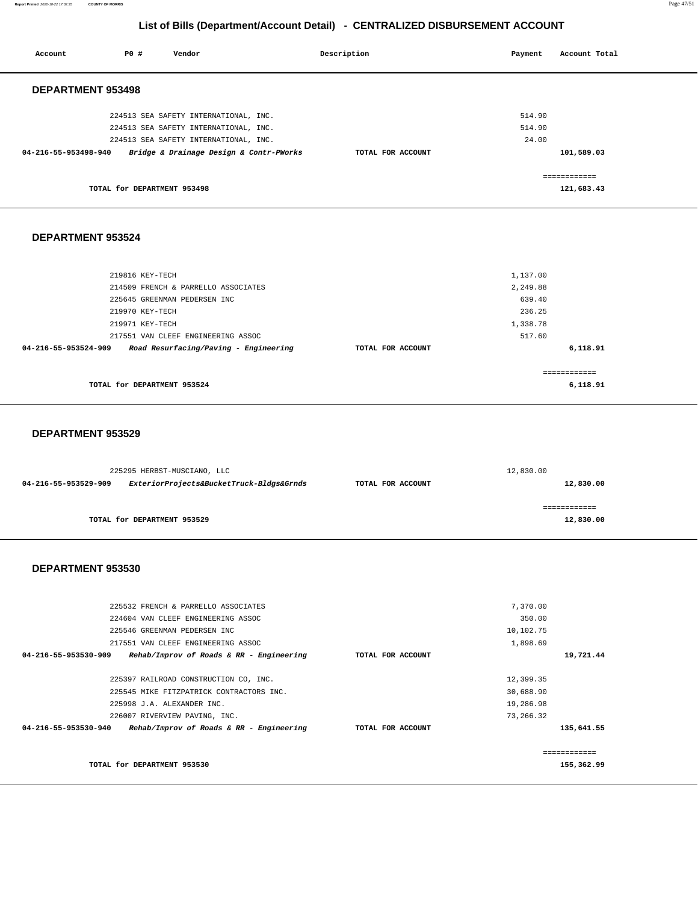# List of Bills (Department/Account Detail) - CENTRALIZED DISBURSEMENT ACCOUNT

| Account | PO # | Vendor | Description | Payment | Account Total |
|---|---|---|---|---|---|

## DEPARTMENT 953498

| Account | PO # | Vendor | Description | Payment | Account Total |
|---|---|---|---|---|---|
| | 224513 | SEA SAFETY INTERNATIONAL, INC. | | 514.90 | |
| | 224513 | SEA SAFETY INTERNATIONAL, INC. | | 514.90 | |
| | 224513 | SEA SAFETY INTERNATIONAL, INC. | | 24.00 | |
| **04-216-55-953498-940** | | ***Bridge & Drainage Design & Contr-PWorks*** | **TOTAL FOR ACCOUNT** | | **101,589.03** |
| | | **TOTAL for DEPARTMENT 953498** | | | **121,683.43** |

## DEPARTMENT 953524

| Account | PO # | Vendor | Description | Payment | Account Total |
|---|---|---|---|---|---|
| | 219816 | KEY-TECH | | 1,137.00 | |
| | 214509 | FRENCH & PARRELLO ASSOCIATES | | 2,249.88 | |
| | 225645 | GREENMAN PEDERSEN INC | | 639.40 | |
| | 219970 | KEY-TECH | | 236.25 | |
| | 219971 | KEY-TECH | | 1,338.78 | |
| | 217551 | VAN CLEEF ENGINEERING ASSOC | | 517.60 | |
| **04-216-55-953524-909** | | ***Road Resurfacing/Paving - Engineering*** | **TOTAL FOR ACCOUNT** | | **6,118.91** |
| | | **TOTAL for DEPARTMENT 953524** | | | **6,118.91** |

## DEPARTMENT 953529

| Account | PO # | Vendor | Description | Payment | Account Total |
|---|---|---|---|---|---|
| | 225295 | HERBST-MUSCIANO, LLC | | 12,830.00 | |
| **04-216-55-953529-909** | | ***ExteriorProjects&BucketTruck-Bldgs&Grnds*** | **TOTAL FOR ACCOUNT** | | **12,830.00** |
| | | **TOTAL for DEPARTMENT 953529** | | | **12,830.00** |

## DEPARTMENT 953530

| Account | PO # | Vendor | Description | Payment | Account Total |
|---|---|---|---|---|---|
| | 225532 | FRENCH & PARRELLO ASSOCIATES | | 7,370.00 | |
| | 224604 | VAN CLEEF ENGINEERING ASSOC | | 350.00 | |
| | 225546 | GREENMAN PEDERSEN INC | | 10,102.75 | |
| | 217551 | VAN CLEEF ENGINEERING ASSOC | | 1,898.69 | |
| **04-216-55-953530-909** | | ***Rehab/Improv of Roads & RR - Engineering*** | **TOTAL FOR ACCOUNT** | | **19,721.44** |
| | 225397 | RAILROAD CONSTRUCTION CO, INC. | | 12,399.35 | |
| | 225545 | MIKE FITZPATRICK CONTRACTORS INC. | | 30,688.90 | |
| | 225998 | J.A. ALEXANDER INC. | | 19,286.98 | |
| | 226007 | RIVERVIEW PAVING, INC. | | 73,266.32 | |
| **04-216-55-953530-940** | | ***Rehab/Improv of Roads & RR - Engineering*** | **TOTAL FOR ACCOUNT** | | **135,641.55** |
| | | **TOTAL for DEPARTMENT 953530** | | | **155,362.99** |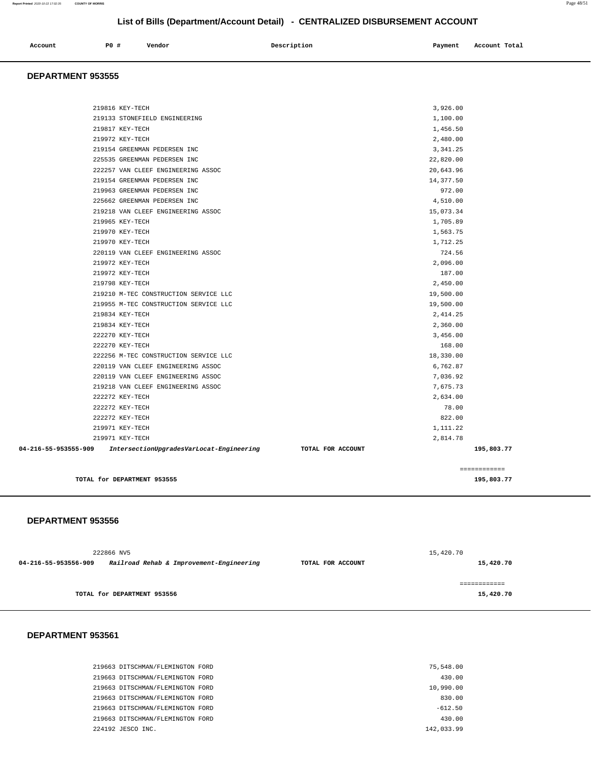# List of Bills (Department/Account Detail) - CENTRALIZED DISBURSEMENT ACCOUNT

| Account | PO # | Vendor | Description | Payment | Account Total |
|---|---|---|---|---|---|

## DEPARTMENT 953555

| Account | PO # | Vendor | Description | Payment | Account Total |
|---|---|---|---|---|---|
| | 219816 | KEY-TECH | | 3,926.00 | |
| | 219133 | STONEFIELD ENGINEERING | | 1,100.00 | |
| | 219817 | KEY-TECH | | 1,456.50 | |
| | 219972 | KEY-TECH | | 2,480.00 | |
| | 219154 | GREENMAN PEDERSEN INC | | 3,341.25 | |
| | 225535 | GREENMAN PEDERSEN INC | | 22,820.00 | |
| | 222257 | VAN CLEEF ENGINEERING ASSOC | | 20,643.96 | |
| | 219154 | GREENMAN PEDERSEN INC | | 14,377.50 | |
| | 219963 | GREENMAN PEDERSEN INC | | 972.00 | |
| | 225662 | GREENMAN PEDERSEN INC | | 4,510.00 | |
| | 219218 | VAN CLEEF ENGINEERING ASSOC | | 15,073.34 | |
| | 219965 | KEY-TECH | | 1,705.89 | |
| | 219970 | KEY-TECH | | 1,563.75 | |
| | 219970 | KEY-TECH | | 1,712.25 | |
| | 220119 | VAN CLEEF ENGINEERING ASSOC | | 724.56 | |
| | 219972 | KEY-TECH | | 2,096.00 | |
| | 219972 | KEY-TECH | | 187.00 | |
| | 219798 | KEY-TECH | | 2,450.00 | |
| | 219210 | M-TEC CONSTRUCTION SERVICE LLC | | 19,500.00 | |
| | 219955 | M-TEC CONSTRUCTION SERVICE LLC | | 19,500.00 | |
| | 219834 | KEY-TECH | | 2,414.25 | |
| | 219834 | KEY-TECH | | 2,360.00 | |
| | 222270 | KEY-TECH | | 3,456.00 | |
| | 222270 | KEY-TECH | | 168.00 | |
| | 222256 | M-TEC CONSTRUCTION SERVICE LLC | | 18,330.00 | |
| | 220119 | VAN CLEEF ENGINEERING ASSOC | | 6,762.87 | |
| | 220119 | VAN CLEEF ENGINEERING ASSOC | | 7,036.92 | |
| | 219218 | VAN CLEEF ENGINEERING ASSOC | | 7,675.73 | |
| | 222272 | KEY-TECH | | 2,634.00 | |
| | 222272 | KEY-TECH | | 78.00 | |
| | 222272 | KEY-TECH | | 822.00 | |
| | 219971 | KEY-TECH | | 1,111.22 | |
| | 219971 | KEY-TECH | | 2,814.78 | |
| **04-216-55-953555-909** | | ***IntersectionUpgradesVarLocat-Engineering*** | **TOTAL FOR ACCOUNT** | | **195,803.77** |
| | | | | | ============ |
| | | **TOTAL for DEPARTMENT 953555** | | | **195,803.77** |

## DEPARTMENT 953556

| Account | PO # | Vendor | Description | Payment | Account Total |
|---|---|---|---|---|---|
| | 222866 | NV5 | | 15,420.70 | |
| **04-216-55-953556-909** | | ***Railroad Rehab & Improvement-Engineering*** | **TOTAL FOR ACCOUNT** | | **15,420.70** |
| | | | | | ============ |
| | | **TOTAL for DEPARTMENT 953556** | | | **15,420.70** |

## DEPARTMENT 953561

| Account | PO # | Vendor | Description | Payment | Account Total |
|---|---|---|---|---|---|
| | 219663 | DITSCHMAN/FLEMINGTON FORD | | 75,548.00 | |
| | 219663 | DITSCHMAN/FLEMINGTON FORD | | 430.00 | |
| | 219663 | DITSCHMAN/FLEMINGTON FORD | | 10,990.00 | |
| | 219663 | DITSCHMAN/FLEMINGTON FORD | | 830.00 | |
| | 219663 | DITSCHMAN/FLEMINGTON FORD | | -612.50 | |
| | 219663 | DITSCHMAN/FLEMINGTON FORD | | 430.00 | |
| | 224192 | JESCO INC. | | 142,033.99 | |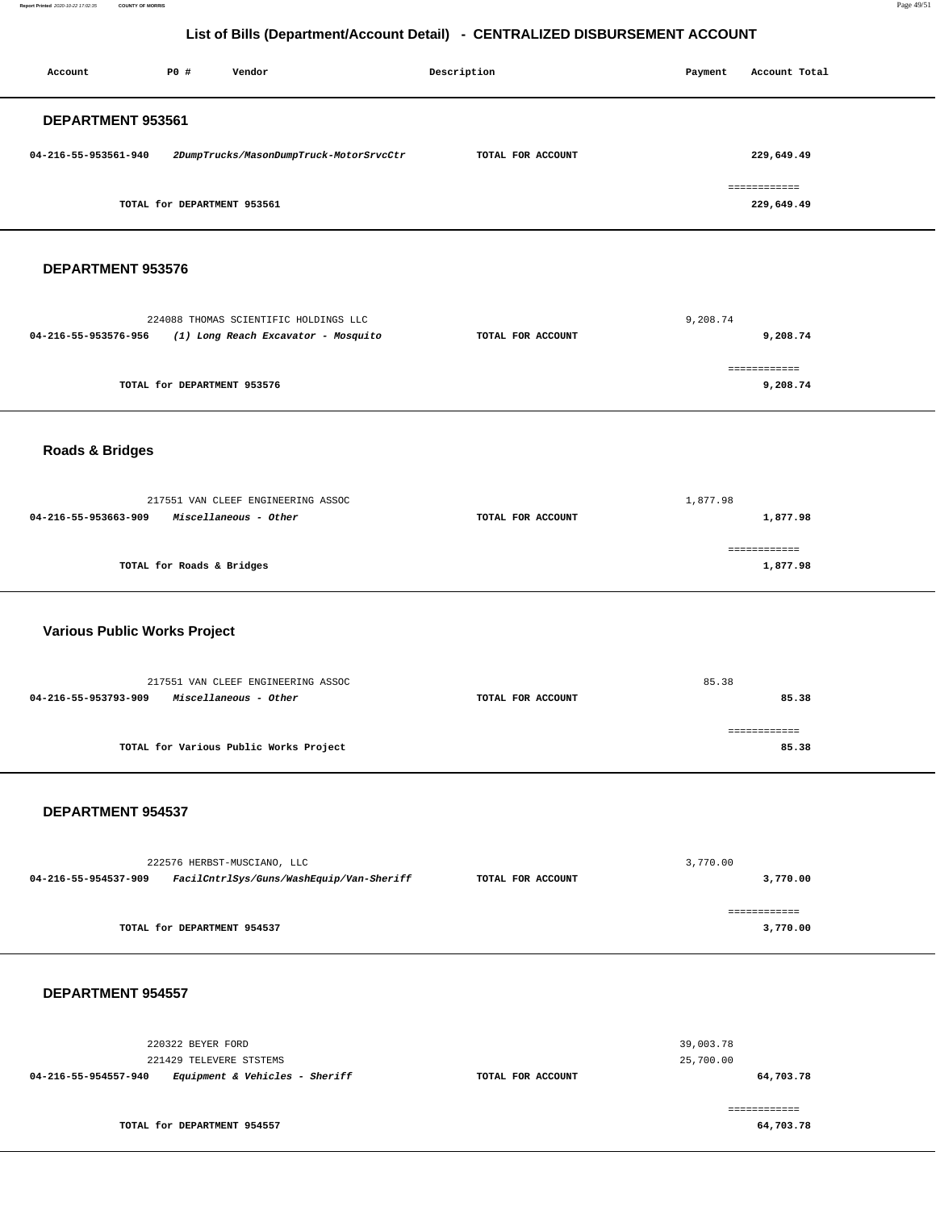# List of Bills (Department/Account Detail) - CENTRALIZED DISBURSEMENT ACCOUNT

| Account | PO # | Vendor | Description | Payment | Account Total |
|---|---|---|---|---|---|

## DEPARTMENT 953561

| Account | PO # | Vendor | Description | Payment | Account Total |
|---|---|---|---|---|---|
| 04-216-55-953561-940 | | *2DumpTrucks/MasonDumpTruck-MotorSrvcCtr* | TOTAL FOR ACCOUNT | | 229,649.49 |
| | | | | | ============ |
| | | TOTAL for DEPARTMENT 953561 | | | 229,649.49 |

## DEPARTMENT 953576

| Account | PO # | Vendor | Description | Payment | Account Total |
|---|---|---|---|---|---|
| | 224088 | THOMAS SCIENTIFIC HOLDINGS LLC | | 9,208.74 | |
| 04-216-55-953576-956 | | *(1) Long Reach Excavator - Mosquito* | TOTAL FOR ACCOUNT | | 9,208.74 |
| | | | | | ============ |
| | | TOTAL for DEPARTMENT 953576 | | | 9,208.74 |

## Roads & Bridges

| Account | PO # | Vendor | Description | Payment | Account Total |
|---|---|---|---|---|---|
| | 217551 | VAN CLEEF ENGINEERING ASSOC | | 1,877.98 | |
| 04-216-55-953663-909 | | *Miscellaneous - Other* | TOTAL FOR ACCOUNT | | 1,877.98 |
| | | | | | ============ |
| | | TOTAL for Roads & Bridges | | | 1,877.98 |

## Various Public Works Project

| Account | PO # | Vendor | Description | Payment | Account Total |
|---|---|---|---|---|---|
| | 217551 | VAN CLEEF ENGINEERING ASSOC | | 85.38 | |
| 04-216-55-953793-909 | | *Miscellaneous - Other* | TOTAL FOR ACCOUNT | | 85.38 |
| | | | | | ============ |
| | | TOTAL for Various Public Works Project | | | 85.38 |

## DEPARTMENT 954537

| Account | PO # | Vendor | Description | Payment | Account Total |
|---|---|---|---|---|---|
| | 222576 | HERBST-MUSCIANO, LLC | | 3,770.00 | |
| 04-216-55-954537-909 | | *FacilCntrlSys/Guns/WashEquip/Van-Sheriff* | TOTAL FOR ACCOUNT | | 3,770.00 |
| | | | | | ============ |
| | | TOTAL for DEPARTMENT 954537 | | | 3,770.00 |

## DEPARTMENT 954557

| Account | PO # | Vendor | Description | Payment | Account Total |
|---|---|---|---|---|---|
| | 220322 | BEYER FORD | | 39,003.78 | |
| | 221429 | TELEVERE STSTEMS | | 25,700.00 | |
| 04-216-55-954557-940 | | *Equipment & Vehicles - Sheriff* | TOTAL FOR ACCOUNT | | 64,703.78 |
| | | | | | ============ |
| | | TOTAL for DEPARTMENT 954557 | | | 64,703.78 |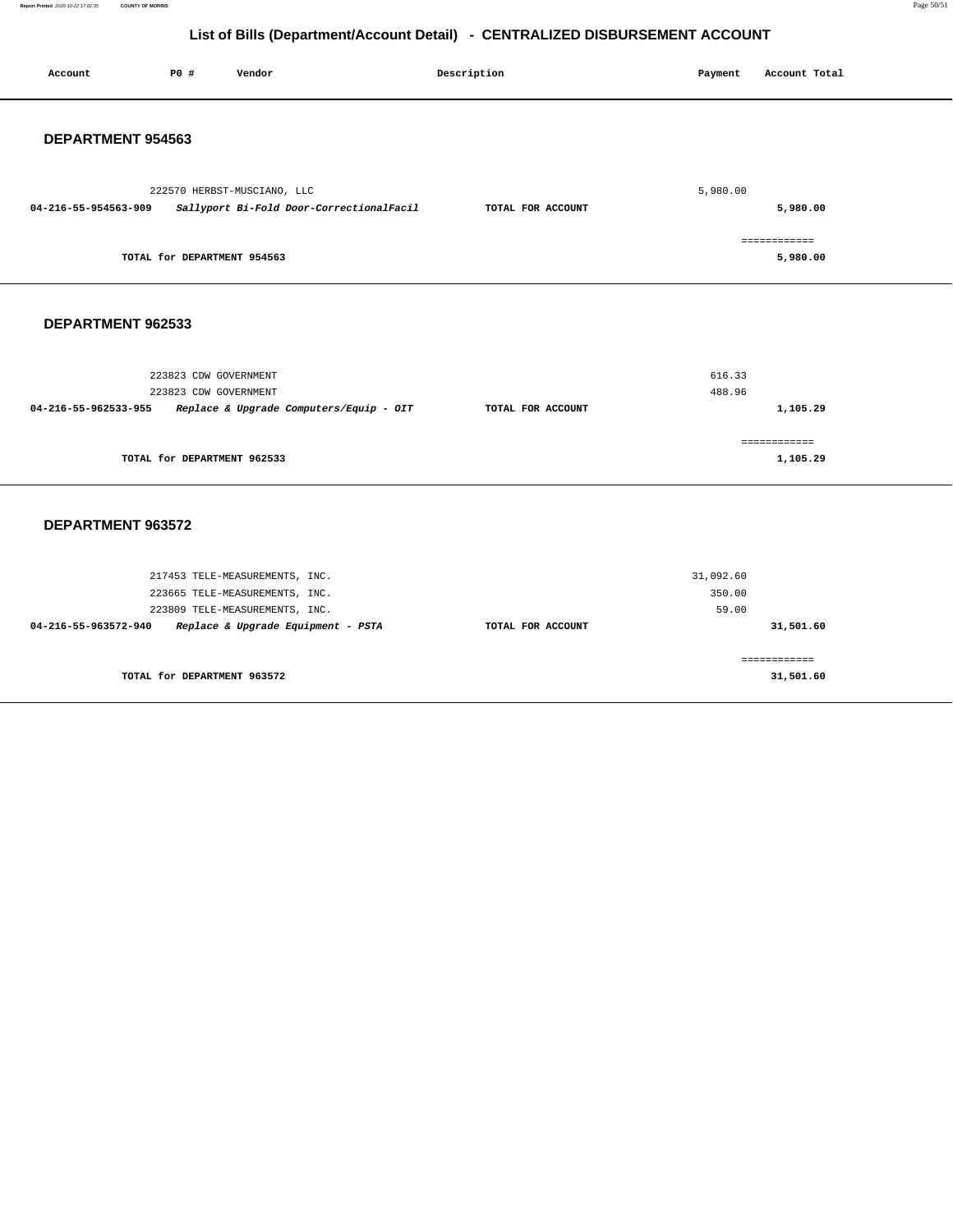## List of Bills (Department/Account Detail) - CENTRALIZED DISBURSEMENT ACCOUNT

| Account | PO # | Vendor | Description | Payment | Account Total |
|---|---|---|---|---|---|

### DEPARTMENT 954563

| Account | PO # Vendor | Description | Payment | Account Total |
|---|---|---|---|---|
| | 222570 HERBST-MUSCIANO, LLC | | 5,980.00 | |
| **04-216-55-954563-909** | ***Sallyport Bi-Fold Door-CorrectionalFacil*** | **TOTAL FOR ACCOUNT** | | **5,980.00** |
| | **TOTAL for DEPARTMENT 954563** | | | **5,980.00** |

### DEPARTMENT 962533

| Account | PO # Vendor | Description | Payment | Account Total |
|---|---|---|---|---|
| | 223823 CDW GOVERNMENT | | 616.33 | |
| | 223823 CDW GOVERNMENT | | 488.96 | |
| **04-216-55-962533-955** | ***Replace & Upgrade Computers/Equip - OIT*** | **TOTAL FOR ACCOUNT** | | **1,105.29** |
| | **TOTAL for DEPARTMENT 962533** | | | **1,105.29** |

### DEPARTMENT 963572

| Account | PO # Vendor | Description | Payment | Account Total |
|---|---|---|---|---|
| | 217453 TELE-MEASUREMENTS, INC. | | 31,092.60 | |
| | 223665 TELE-MEASUREMENTS, INC. | | 350.00 | |
| | 223809 TELE-MEASUREMENTS, INC. | | 59.00 | |
| **04-216-55-963572-940** | ***Replace & Upgrade Equipment - PSTA*** | **TOTAL FOR ACCOUNT** | | **31,501.60** |
| | **TOTAL for DEPARTMENT 963572** | | | **31,501.60** |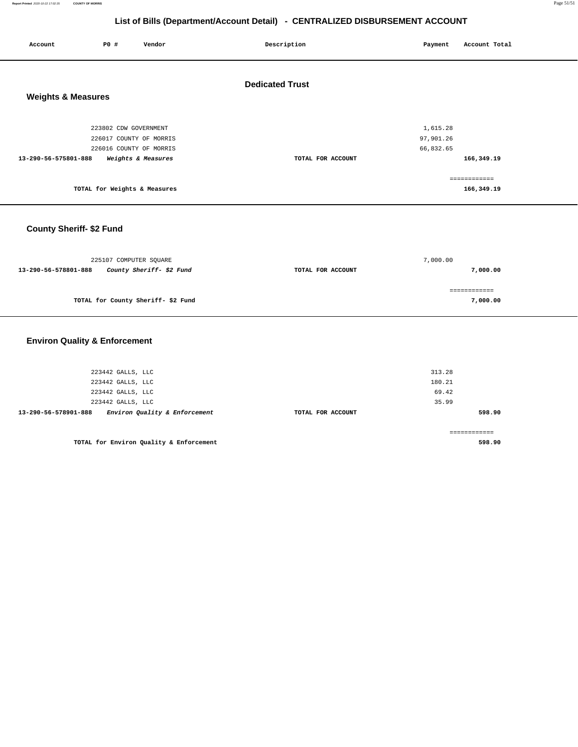# List of Bills (Department/Account Detail) - CENTRALIZED DISBURSEMENT ACCOUNT

| Account | PO # | Vendor | Description | Payment | Account Total |
|---|---|---|---|---|---|

## Dedicated Trust

### Weights & Measures

| Account | PO # | Vendor | Description | Payment | Account Total |
|---|---|---|---|---|---|
| | 223802 | CDW GOVERNMENT | | 1,615.28 | |
| | 226017 | COUNTY OF MORRIS | | 97,901.26 | |
| | 226016 | COUNTY OF MORRIS | | 66,832.65 | |
| **13-290-56-575801-888** | | ***Weights & Measures*** | **TOTAL FOR ACCOUNT** | | **166,349.19** |

**TOTAL for Weights & Measures** **166,349.19**

### County Sheriff- $2 Fund

| Account | PO # | Vendor | Description | Payment | Account Total |
|---|---|---|---|---|---|
| | 225107 | COMPUTER SQUARE | | 7,000.00 | |
| **13-290-56-578801-888** | | ***County Sheriff- $2 Fund*** | **TOTAL FOR ACCOUNT** | | **7,000.00** |

**TOTAL for County Sheriff- $2 Fund** **7,000.00**

### Environ Quality & Enforcement

| Account | PO # | Vendor | Description | Payment | Account Total |
|---|---|---|---|---|---|
| | 223442 | GALLS, LLC | | 313.28 | |
| | 223442 | GALLS, LLC | | 180.21 | |
| | 223442 | GALLS, LLC | | 69.42 | |
| | 223442 | GALLS, LLC | | 35.99 | |
| **13-290-56-578901-888** | | ***Environ Quality & Enforcement*** | **TOTAL FOR ACCOUNT** | | **598.90** |

**TOTAL for Environ Quality & Enforcement** **598.90**